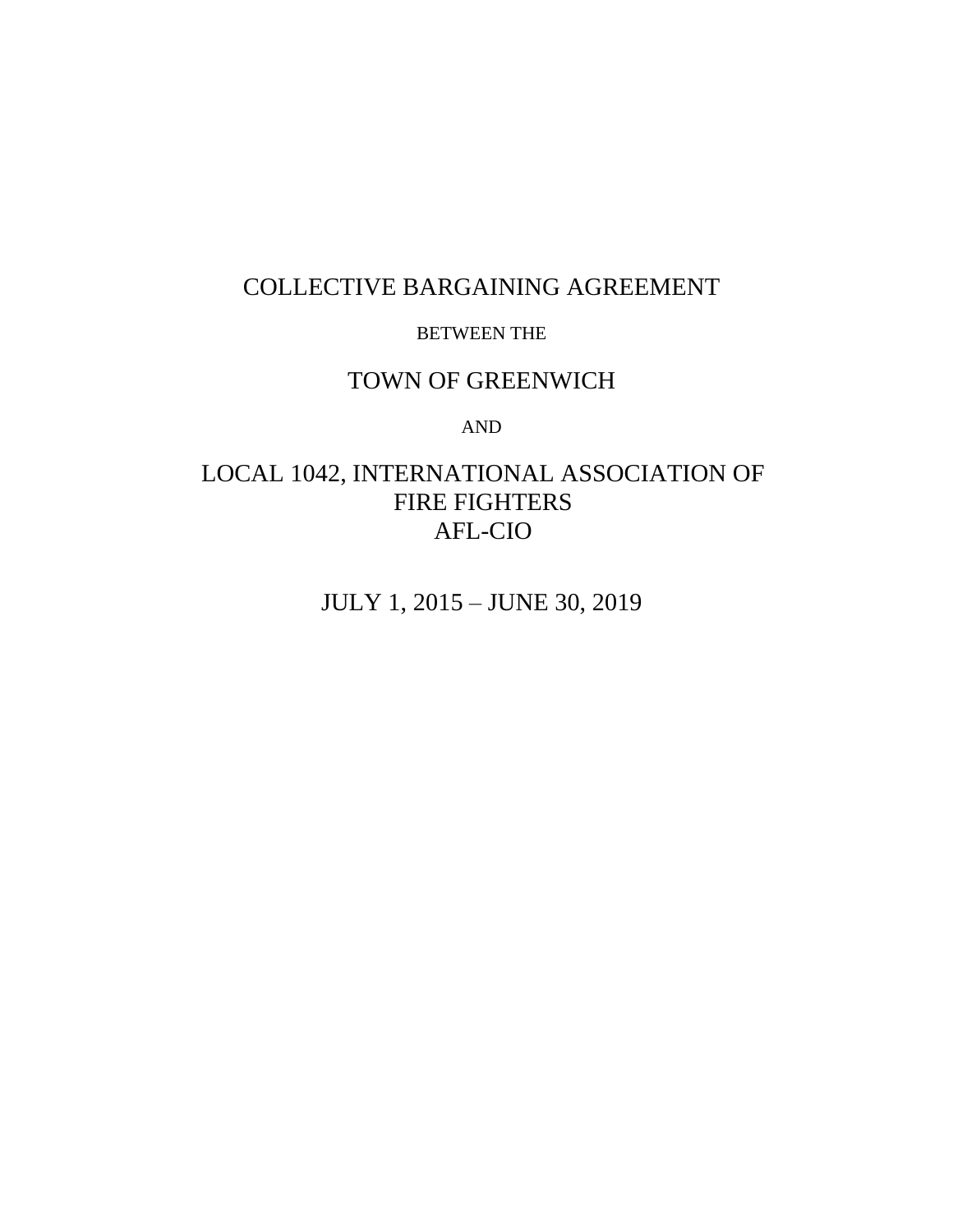# COLLECTIVE BARGAINING AGREEMENT

BETWEEN THE

# TOWN OF GREENWICH

AND

# LOCAL 1042, INTERNATIONAL ASSOCIATION OF FIRE FIGHTERS AFL-CIO

JULY 1, 2015 – JUNE 30, 2019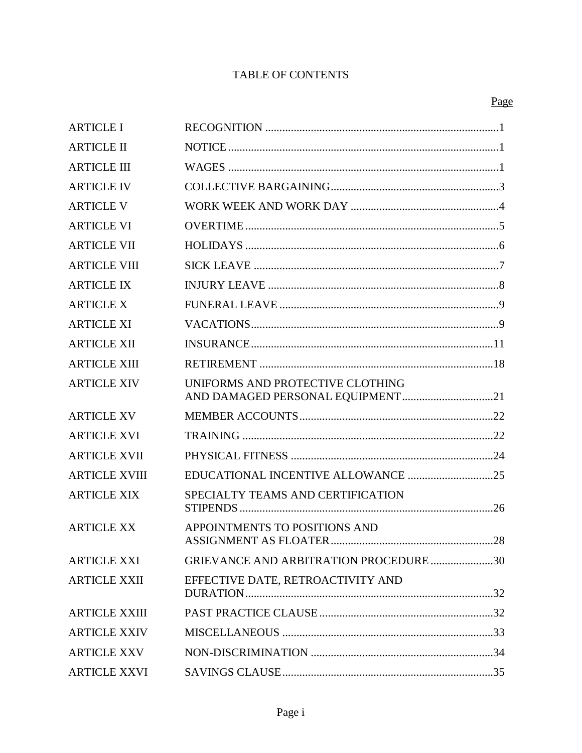# TABLE OF CONTENTS

| | | Page |
|---|---|---|
| ARTICLE I | RECOGNITION | 1 |
| ARTICLE II | NOTICE | 1 |
| ARTICLE III | WAGES | 1 |
| ARTICLE IV | COLLECTIVE BARGAINING | 3 |
| ARTICLE V | WORK WEEK AND WORK DAY | 4 |
| ARTICLE VI | OVERTIME | 5 |
| ARTICLE VII | HOLIDAYS | 6 |
| ARTICLE VIII | SICK LEAVE | 7 |
| ARTICLE IX | INJURY LEAVE | 8 |
| ARTICLE X | FUNERAL LEAVE | 9 |
| ARTICLE XI | VACATIONS | 9 |
| ARTICLE XII | INSURANCE | 11 |
| ARTICLE XIII | RETIREMENT | 18 |
| ARTICLE XIV | UNIFORMS AND PROTECTIVE CLOTHING AND DAMAGED PERSONAL EQUIPMENT | 21 |
| ARTICLE XV | MEMBER ACCOUNTS | 22 |
| ARTICLE XVI | TRAINING | 22 |
| ARTICLE XVII | PHYSICAL FITNESS | 24 |
| ARTICLE XVIII | EDUCATIONAL INCENTIVE ALLOWANCE | 25 |
| ARTICLE XIX | SPECIALTY TEAMS AND CERTIFICATION STIPENDS | 26 |
| ARTICLE XX | APPOINTMENTS TO POSITIONS AND ASSIGNMENT AS FLOATER | 28 |
| ARTICLE XXI | GRIEVANCE AND ARBITRATION PROCEDURE | 30 |
| ARTICLE XXII | EFFECTIVE DATE, RETROACTIVITY AND DURATION | 32 |
| ARTICLE XXIII | PAST PRACTICE CLAUSE | 32 |
| ARTICLE XXIV | MISCELLANEOUS | 33 |
| ARTICLE XXV | NON-DISCRIMINATION | 34 |
| ARTICLE XXVI | SAVINGS CLAUSE | 35 |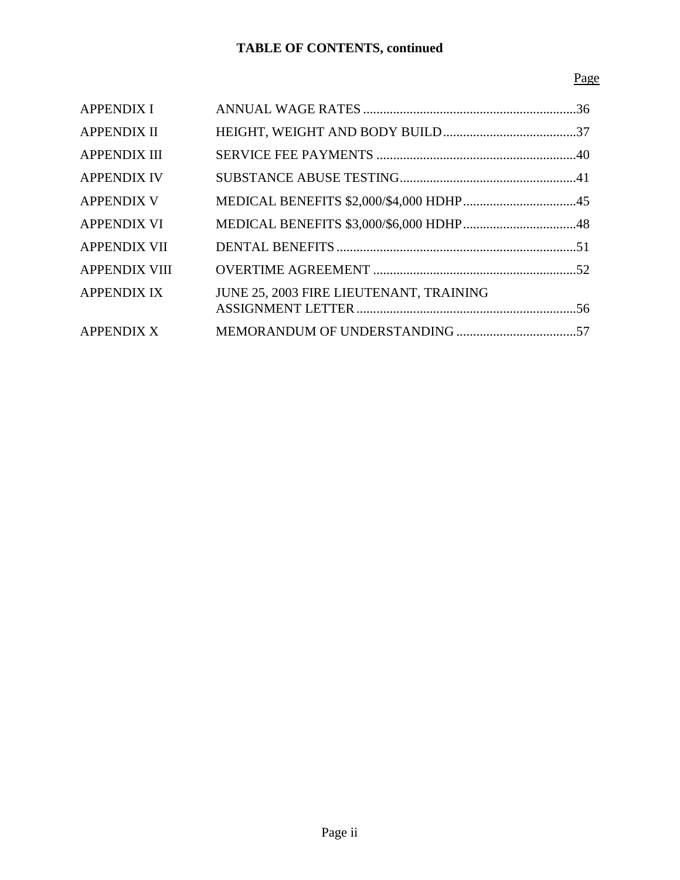**TABLE OF CONTENTS, continued**

| | | Page |
|---|---|---|
| APPENDIX I | ANNUAL WAGE RATES | 36 |
| APPENDIX II | HEIGHT, WEIGHT AND BODY BUILD | 37 |
| APPENDIX III | SERVICE FEE PAYMENTS | 40 |
| APPENDIX IV | SUBSTANCE ABUSE TESTING | 41 |
| APPENDIX V | MEDICAL BENEFITS $2,000/$4,000 HDHP | 45 |
| APPENDIX VI | MEDICAL BENEFITS $3,000/$6,000 HDHP | 48 |
| APPENDIX VII | DENTAL BENEFITS | 51 |
| APPENDIX VIII | OVERTIME AGREEMENT | 52 |
| APPENDIX IX | JUNE 25, 2003 FIRE LIEUTENANT, TRAINING ASSIGNMENT LETTER | 56 |
| APPENDIX X | MEMORANDUM OF UNDERSTANDING | 57 |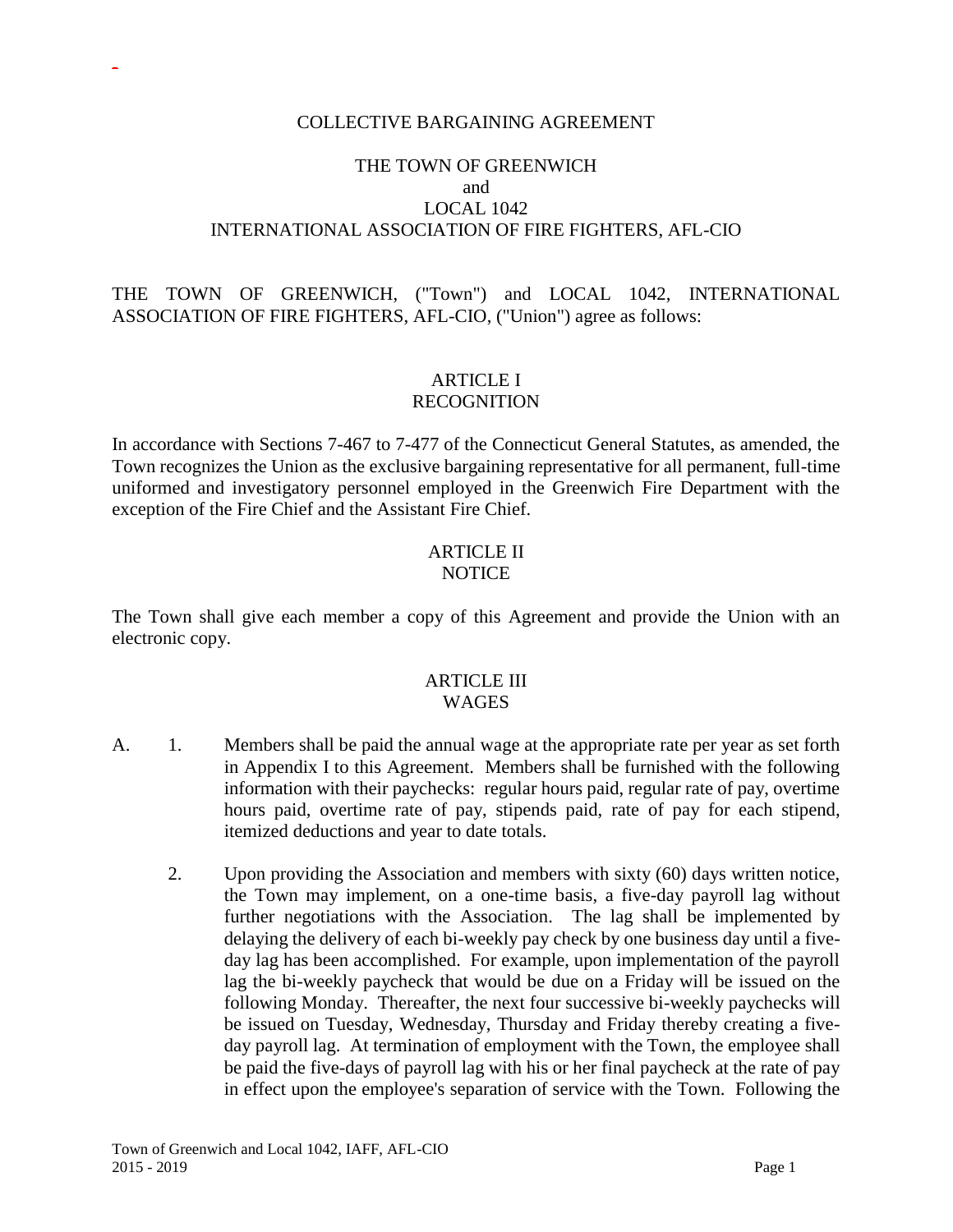COLLECTIVE BARGAINING AGREEMENT

THE TOWN OF GREENWICH
and
LOCAL 1042
INTERNATIONAL ASSOCIATION OF FIRE FIGHTERS, AFL-CIO

THE TOWN OF GREENWICH, ("Town") and LOCAL 1042, INTERNATIONAL ASSOCIATION OF FIRE FIGHTERS, AFL-CIO, ("Union") agree as follows:

## ARTICLE I
## RECOGNITION

In accordance with Sections 7-467 to 7-477 of the Connecticut General Statutes, as amended, the Town recognizes the Union as the exclusive bargaining representative for all permanent, full-time uniformed and investigatory personnel employed in the Greenwich Fire Department with the exception of the Fire Chief and the Assistant Fire Chief.

## ARTICLE II
## NOTICE

The Town shall give each member a copy of this Agreement and provide the Union with an electronic copy.

## ARTICLE III
## WAGES

A. 1. Members shall be paid the annual wage at the appropriate rate per year as set forth in Appendix I to this Agreement. Members shall be furnished with the following information with their paychecks: regular hours paid, regular rate of pay, overtime hours paid, overtime rate of pay, stipends paid, rate of pay for each stipend, itemized deductions and year to date totals.

2. Upon providing the Association and members with sixty (60) days written notice, the Town may implement, on a one-time basis, a five-day payroll lag without further negotiations with the Association. The lag shall be implemented by delaying the delivery of each bi-weekly pay check by one business day until a five-day lag has been accomplished. For example, upon implementation of the payroll lag the bi-weekly paycheck that would be due on a Friday will be issued on the following Monday. Thereafter, the next four successive bi-weekly paychecks will be issued on Tuesday, Wednesday, Thursday and Friday thereby creating a five-day payroll lag. At termination of employment with the Town, the employee shall be paid the five-days of payroll lag with his or her final paycheck at the rate of pay in effect upon the employee's separation of service with the Town. Following the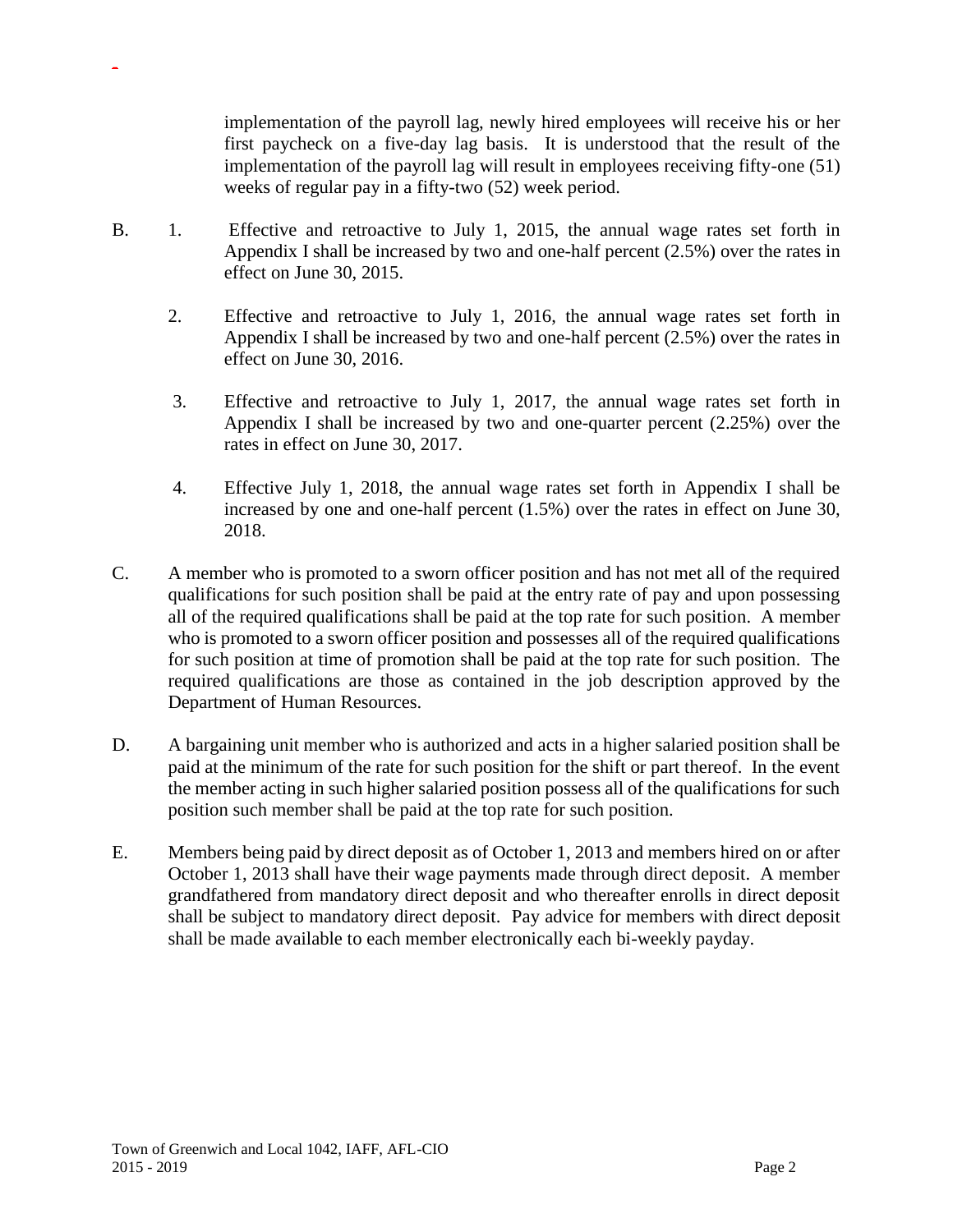implementation of the payroll lag, newly hired employees will receive his or her first paycheck on a five-day lag basis. It is understood that the result of the implementation of the payroll lag will result in employees receiving fifty-one (51) weeks of regular pay in a fifty-two (52) week period.

B. 1. Effective and retroactive to July 1, 2015, the annual wage rates set forth in Appendix I shall be increased by two and one-half percent (2.5%) over the rates in effect on June 30, 2015.

2. Effective and retroactive to July 1, 2016, the annual wage rates set forth in Appendix I shall be increased by two and one-half percent (2.5%) over the rates in effect on June 30, 2016.

3. Effective and retroactive to July 1, 2017, the annual wage rates set forth in Appendix I shall be increased by two and one-quarter percent (2.25%) over the rates in effect on June 30, 2017.

4. Effective July 1, 2018, the annual wage rates set forth in Appendix I shall be increased by one and one-half percent (1.5%) over the rates in effect on June 30, 2018.

C. A member who is promoted to a sworn officer position and has not met all of the required qualifications for such position shall be paid at the entry rate of pay and upon possessing all of the required qualifications shall be paid at the top rate for such position. A member who is promoted to a sworn officer position and possesses all of the required qualifications for such position at time of promotion shall be paid at the top rate for such position. The required qualifications are those as contained in the job description approved by the Department of Human Resources.

D. A bargaining unit member who is authorized and acts in a higher salaried position shall be paid at the minimum of the rate for such position for the shift or part thereof. In the event the member acting in such higher salaried position possess all of the qualifications for such position such member shall be paid at the top rate for such position.

E. Members being paid by direct deposit as of October 1, 2013 and members hired on or after October 1, 2013 shall have their wage payments made through direct deposit. A member grandfathered from mandatory direct deposit and who thereafter enrolls in direct deposit shall be subject to mandatory direct deposit. Pay advice for members with direct deposit shall be made available to each member electronically each bi-weekly payday.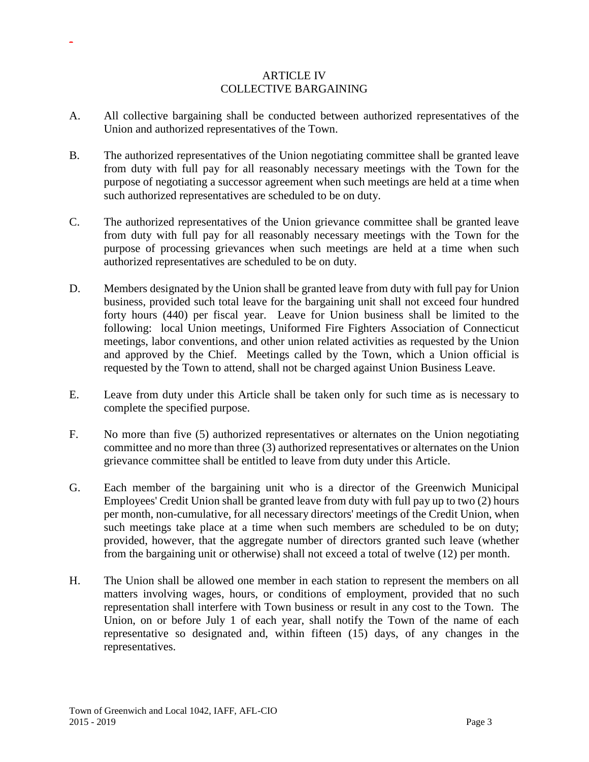# ARTICLE IV
# COLLECTIVE BARGAINING

A. All collective bargaining shall be conducted between authorized representatives of the Union and authorized representatives of the Town.

B. The authorized representatives of the Union negotiating committee shall be granted leave from duty with full pay for all reasonably necessary meetings with the Town for the purpose of negotiating a successor agreement when such meetings are held at a time when such authorized representatives are scheduled to be on duty.

C. The authorized representatives of the Union grievance committee shall be granted leave from duty with full pay for all reasonably necessary meetings with the Town for the purpose of processing grievances when such meetings are held at a time when such authorized representatives are scheduled to be on duty.

D. Members designated by the Union shall be granted leave from duty with full pay for Union business, provided such total leave for the bargaining unit shall not exceed four hundred forty hours (440) per fiscal year. Leave for Union business shall be limited to the following: local Union meetings, Uniformed Fire Fighters Association of Connecticut meetings, labor conventions, and other union related activities as requested by the Union and approved by the Chief. Meetings called by the Town, which a Union official is requested by the Town to attend, shall not be charged against Union Business Leave.

E. Leave from duty under this Article shall be taken only for such time as is necessary to complete the specified purpose.

F. No more than five (5) authorized representatives or alternates on the Union negotiating committee and no more than three (3) authorized representatives or alternates on the Union grievance committee shall be entitled to leave from duty under this Article.

G. Each member of the bargaining unit who is a director of the Greenwich Municipal Employees' Credit Union shall be granted leave from duty with full pay up to two (2) hours per month, non-cumulative, for all necessary directors' meetings of the Credit Union, when such meetings take place at a time when such members are scheduled to be on duty; provided, however, that the aggregate number of directors granted such leave (whether from the bargaining unit or otherwise) shall not exceed a total of twelve (12) per month.

H. The Union shall be allowed one member in each station to represent the members on all matters involving wages, hours, or conditions of employment, provided that no such representation shall interfere with Town business or result in any cost to the Town. The Union, on or before July 1 of each year, shall notify the Town of the name of each representative so designated and, within fifteen (15) days, of any changes in the representatives.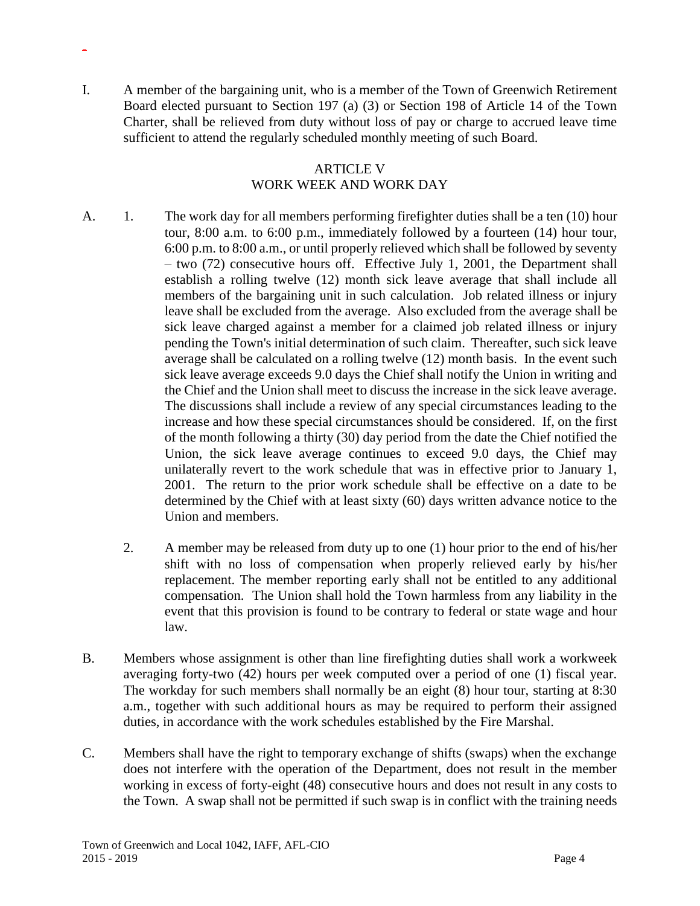I. A member of the bargaining unit, who is a member of the Town of Greenwich Retirement Board elected pursuant to Section 197 (a) (3) or Section 198 of Article 14 of the Town Charter, shall be relieved from duty without loss of pay or charge to accrued leave time sufficient to attend the regularly scheduled monthly meeting of such Board.

## ARTICLE V
## WORK WEEK AND WORK DAY

A. 1. The work day for all members performing firefighter duties shall be a ten (10) hour tour, 8:00 a.m. to 6:00 p.m., immediately followed by a fourteen (14) hour tour, 6:00 p.m. to 8:00 a.m., or until properly relieved which shall be followed by seventy – two (72) consecutive hours off. Effective July 1, 2001, the Department shall establish a rolling twelve (12) month sick leave average that shall include all members of the bargaining unit in such calculation. Job related illness or injury leave shall be excluded from the average. Also excluded from the average shall be sick leave charged against a member for a claimed job related illness or injury pending the Town's initial determination of such claim. Thereafter, such sick leave average shall be calculated on a rolling twelve (12) month basis. In the event such sick leave average exceeds 9.0 days the Chief shall notify the Union in writing and the Chief and the Union shall meet to discuss the increase in the sick leave average. The discussions shall include a review of any special circumstances leading to the increase and how these special circumstances should be considered. If, on the first of the month following a thirty (30) day period from the date the Chief notified the Union, the sick leave average continues to exceed 9.0 days, the Chief may unilaterally revert to the work schedule that was in effective prior to January 1, 2001. The return to the prior work schedule shall be effective on a date to be determined by the Chief with at least sixty (60) days written advance notice to the Union and members.

2. A member may be released from duty up to one (1) hour prior to the end of his/her shift with no loss of compensation when properly relieved early by his/her replacement. The member reporting early shall not be entitled to any additional compensation. The Union shall hold the Town harmless from any liability in the event that this provision is found to be contrary to federal or state wage and hour law.

B. Members whose assignment is other than line firefighting duties shall work a workweek averaging forty-two (42) hours per week computed over a period of one (1) fiscal year. The workday for such members shall normally be an eight (8) hour tour, starting at 8:30 a.m., together with such additional hours as may be required to perform their assigned duties, in accordance with the work schedules established by the Fire Marshal.

C. Members shall have the right to temporary exchange of shifts (swaps) when the exchange does not interfere with the operation of the Department, does not result in the member working in excess of forty-eight (48) consecutive hours and does not result in any costs to the Town. A swap shall not be permitted if such swap is in conflict with the training needs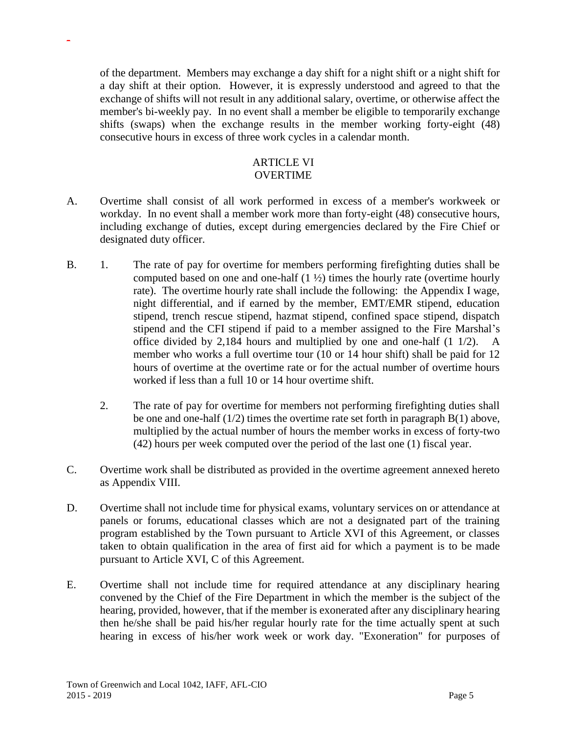of the department. Members may exchange a day shift for a night shift or a night shift for a day shift at their option. However, it is expressly understood and agreed to that the exchange of shifts will not result in any additional salary, overtime, or otherwise affect the member's bi-weekly pay. In no event shall a member be eligible to temporarily exchange shifts (swaps) when the exchange results in the member working forty-eight (48) consecutive hours in excess of three work cycles in a calendar month.

## ARTICLE VI
## OVERTIME

A. Overtime shall consist of all work performed in excess of a member's workweek or workday. In no event shall a member work more than forty-eight (48) consecutive hours, including exchange of duties, except during emergencies declared by the Fire Chief or designated duty officer.

B. 1. The rate of pay for overtime for members performing firefighting duties shall be computed based on one and one-half (1 ½) times the hourly rate (overtime hourly rate). The overtime hourly rate shall include the following: the Appendix I wage, night differential, and if earned by the member, EMT/EMR stipend, education stipend, trench rescue stipend, hazmat stipend, confined space stipend, dispatch stipend and the CFI stipend if paid to a member assigned to the Fire Marshal's office divided by 2,184 hours and multiplied by one and one-half (1 1/2). A member who works a full overtime tour (10 or 14 hour shift) shall be paid for 12 hours of overtime at the overtime rate or for the actual number of overtime hours worked if less than a full 10 or 14 hour overtime shift.

   2. The rate of pay for overtime for members not performing firefighting duties shall be one and one-half (1/2) times the overtime rate set forth in paragraph B(1) above, multiplied by the actual number of hours the member works in excess of forty-two (42) hours per week computed over the period of the last one (1) fiscal year.

C. Overtime work shall be distributed as provided in the overtime agreement annexed hereto as Appendix VIII.

D. Overtime shall not include time for physical exams, voluntary services on or attendance at panels or forums, educational classes which are not a designated part of the training program established by the Town pursuant to Article XVI of this Agreement, or classes taken to obtain qualification in the area of first aid for which a payment is to be made pursuant to Article XVI, C of this Agreement.

E. Overtime shall not include time for required attendance at any disciplinary hearing convened by the Chief of the Fire Department in which the member is the subject of the hearing, provided, however, that if the member is exonerated after any disciplinary hearing then he/she shall be paid his/her regular hourly rate for the time actually spent at such hearing in excess of his/her work week or work day. "Exoneration" for purposes of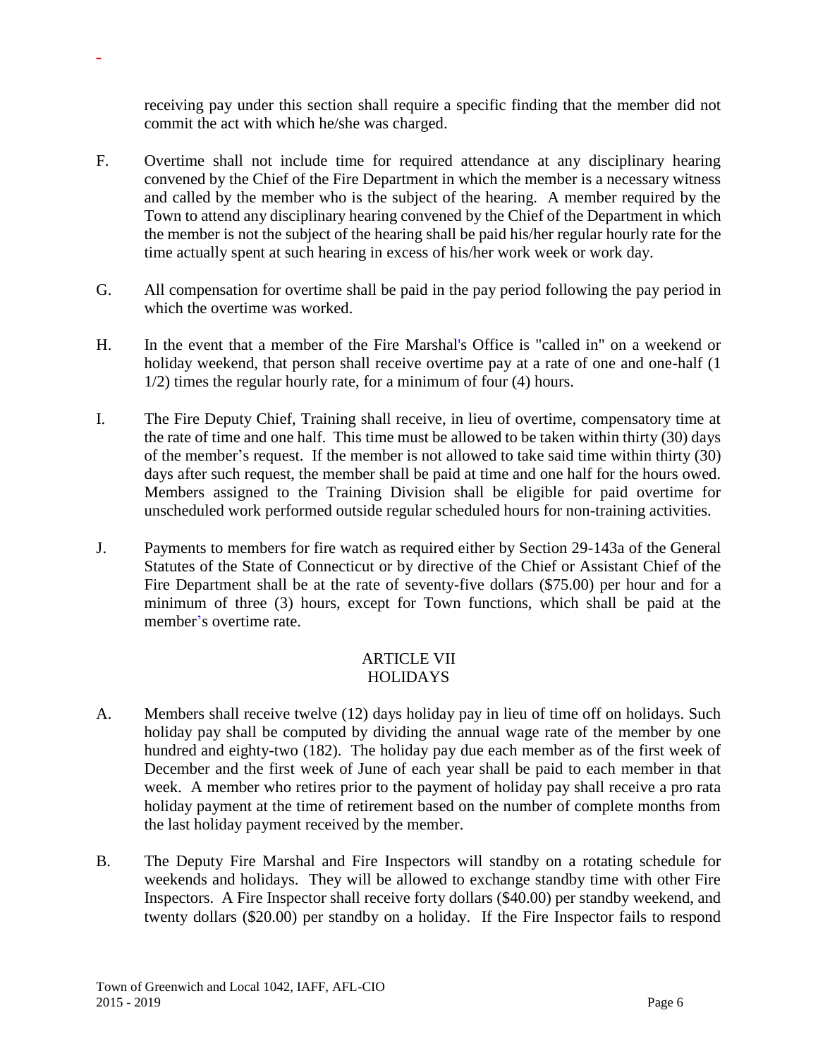receiving pay under this section shall require a specific finding that the member did not commit the act with which he/she was charged.

F. Overtime shall not include time for required attendance at any disciplinary hearing convened by the Chief of the Fire Department in which the member is a necessary witness and called by the member who is the subject of the hearing. A member required by the Town to attend any disciplinary hearing convened by the Chief of the Department in which the member is not the subject of the hearing shall be paid his/her regular hourly rate for the time actually spent at such hearing in excess of his/her work week or work day.

G. All compensation for overtime shall be paid in the pay period following the pay period in which the overtime was worked.

H. In the event that a member of the Fire Marshal's Office is "called in" on a weekend or holiday weekend, that person shall receive overtime pay at a rate of one and one-half (1 1/2) times the regular hourly rate, for a minimum of four (4) hours.

I. The Fire Deputy Chief, Training shall receive, in lieu of overtime, compensatory time at the rate of time and one half. This time must be allowed to be taken within thirty (30) days of the member's request. If the member is not allowed to take said time within thirty (30) days after such request, the member shall be paid at time and one half for the hours owed. Members assigned to the Training Division shall be eligible for paid overtime for unscheduled work performed outside regular scheduled hours for non-training activities.

J. Payments to members for fire watch as required either by Section 29-143a of the General Statutes of the State of Connecticut or by directive of the Chief or Assistant Chief of the Fire Department shall be at the rate of seventy-five dollars ($75.00) per hour and for a minimum of three (3) hours, except for Town functions, which shall be paid at the member's overtime rate.

## ARTICLE VII
## HOLIDAYS

A. Members shall receive twelve (12) days holiday pay in lieu of time off on holidays. Such holiday pay shall be computed by dividing the annual wage rate of the member by one hundred and eighty-two (182). The holiday pay due each member as of the first week of December and the first week of June of each year shall be paid to each member in that week. A member who retires prior to the payment of holiday pay shall receive a pro rata holiday payment at the time of retirement based on the number of complete months from the last holiday payment received by the member.

B. The Deputy Fire Marshal and Fire Inspectors will standby on a rotating schedule for weekends and holidays. They will be allowed to exchange standby time with other Fire Inspectors. A Fire Inspector shall receive forty dollars ($40.00) per standby weekend, and twenty dollars ($20.00) per standby on a holiday. If the Fire Inspector fails to respond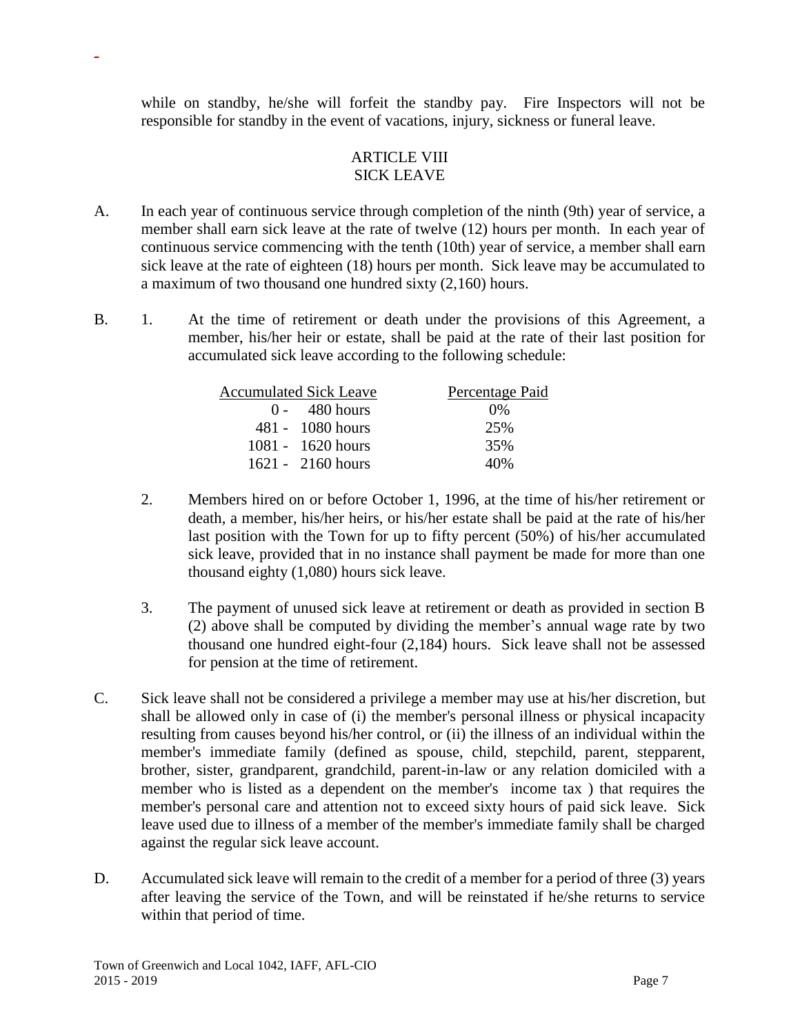while on standby, he/she will forfeit the standby pay. Fire Inspectors will not be responsible for standby in the event of vacations, injury, sickness or funeral leave.

## ARTICLE VIII
## SICK LEAVE

A. In each year of continuous service through completion of the ninth (9th) year of service, a member shall earn sick leave at the rate of twelve (12) hours per month. In each year of continuous service commencing with the tenth (10th) year of service, a member shall earn sick leave at the rate of eighteen (18) hours per month. Sick leave may be accumulated to a maximum of two thousand one hundred sixty (2,160) hours.

B. 1. At the time of retirement or death under the provisions of this Agreement, a member, his/her heir or estate, shall be paid at the rate of their last position for accumulated sick leave according to the following schedule:

| Accumulated Sick Leave | Percentage Paid |
|---|---|
| 0 - 480 hours | 0% |
| 481 - 1080 hours | 25% |
| 1081 - 1620 hours | 35% |
| 1621 - 2160 hours | 40% |

2. Members hired on or before October 1, 1996, at the time of his/her retirement or death, a member, his/her heirs, or his/her estate shall be paid at the rate of his/her last position with the Town for up to fifty percent (50%) of his/her accumulated sick leave, provided that in no instance shall payment be made for more than one thousand eighty (1,080) hours sick leave.

3. The payment of unused sick leave at retirement or death as provided in section B (2) above shall be computed by dividing the member's annual wage rate by two thousand one hundred eight-four (2,184) hours. Sick leave shall not be assessed for pension at the time of retirement.

C. Sick leave shall not be considered a privilege a member may use at his/her discretion, but shall be allowed only in case of (i) the member's personal illness or physical incapacity resulting from causes beyond his/her control, or (ii) the illness of an individual within the member's immediate family (defined as spouse, child, stepchild, parent, stepparent, brother, sister, grandparent, grandchild, parent-in-law or any relation domiciled with a member who is listed as a dependent on the member's income tax ) that requires the member's personal care and attention not to exceed sixty hours of paid sick leave. Sick leave used due to illness of a member of the member's immediate family shall be charged against the regular sick leave account.

D. Accumulated sick leave will remain to the credit of a member for a period of three (3) years after leaving the service of the Town, and will be reinstated if he/she returns to service within that period of time.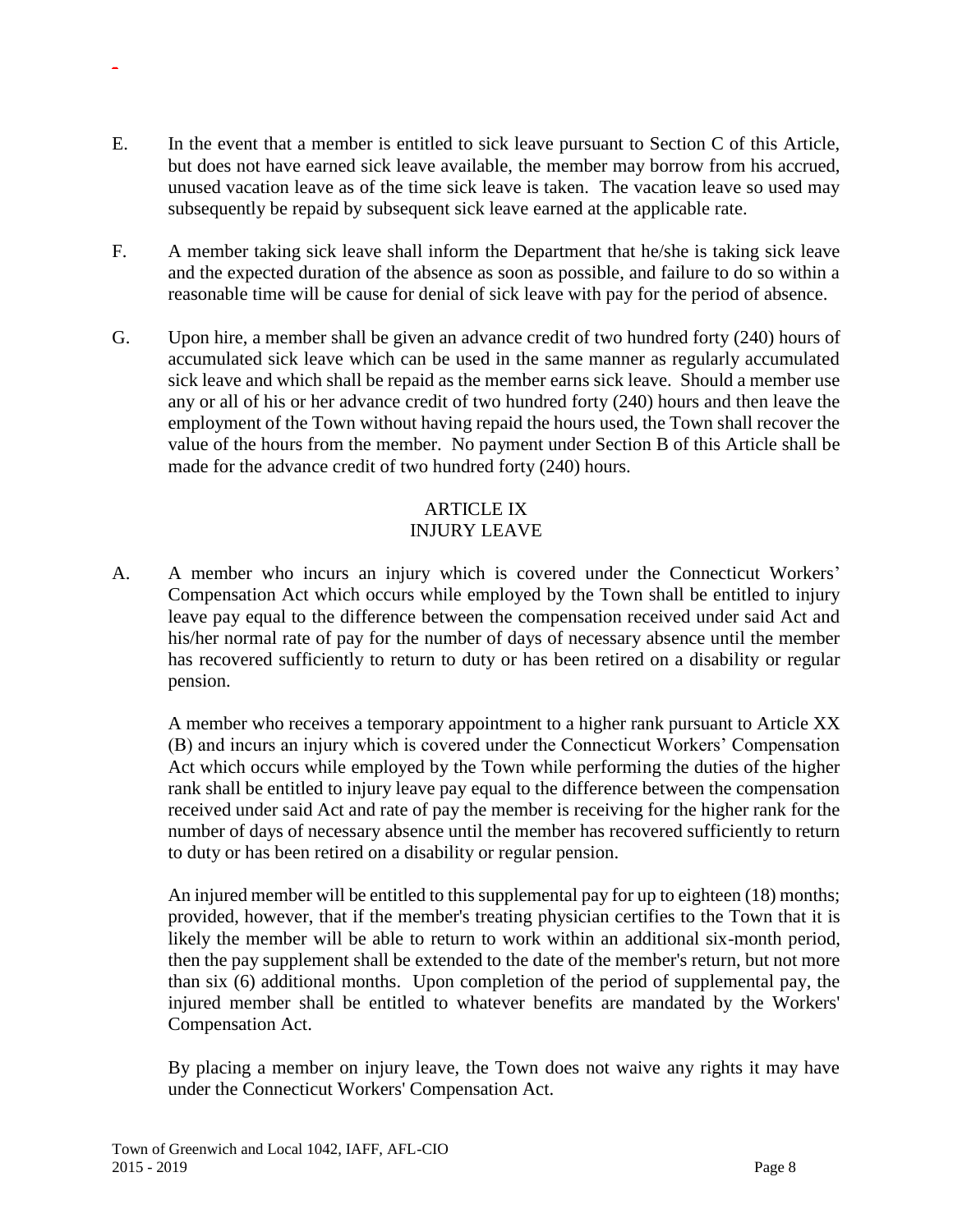E. In the event that a member is entitled to sick leave pursuant to Section C of this Article, but does not have earned sick leave available, the member may borrow from his accrued, unused vacation leave as of the time sick leave is taken. The vacation leave so used may subsequently be repaid by subsequent sick leave earned at the applicable rate.

F. A member taking sick leave shall inform the Department that he/she is taking sick leave and the expected duration of the absence as soon as possible, and failure to do so within a reasonable time will be cause for denial of sick leave with pay for the period of absence.

G. Upon hire, a member shall be given an advance credit of two hundred forty (240) hours of accumulated sick leave which can be used in the same manner as regularly accumulated sick leave and which shall be repaid as the member earns sick leave. Should a member use any or all of his or her advance credit of two hundred forty (240) hours and then leave the employment of the Town without having repaid the hours used, the Town shall recover the value of the hours from the member. No payment under Section B of this Article shall be made for the advance credit of two hundred forty (240) hours.

## ARTICLE IX
## INJURY LEAVE

A. A member who incurs an injury which is covered under the Connecticut Workers' Compensation Act which occurs while employed by the Town shall be entitled to injury leave pay equal to the difference between the compensation received under said Act and his/her normal rate of pay for the number of days of necessary absence until the member has recovered sufficiently to return to duty or has been retired on a disability or regular pension.

A member who receives a temporary appointment to a higher rank pursuant to Article XX (B) and incurs an injury which is covered under the Connecticut Workers' Compensation Act which occurs while employed by the Town while performing the duties of the higher rank shall be entitled to injury leave pay equal to the difference between the compensation received under said Act and rate of pay the member is receiving for the higher rank for the number of days of necessary absence until the member has recovered sufficiently to return to duty or has been retired on a disability or regular pension.

An injured member will be entitled to this supplemental pay for up to eighteen (18) months; provided, however, that if the member's treating physician certifies to the Town that it is likely the member will be able to return to work within an additional six-month period, then the pay supplement shall be extended to the date of the member's return, but not more than six (6) additional months. Upon completion of the period of supplemental pay, the injured member shall be entitled to whatever benefits are mandated by the Workers' Compensation Act.

By placing a member on injury leave, the Town does not waive any rights it may have under the Connecticut Workers' Compensation Act.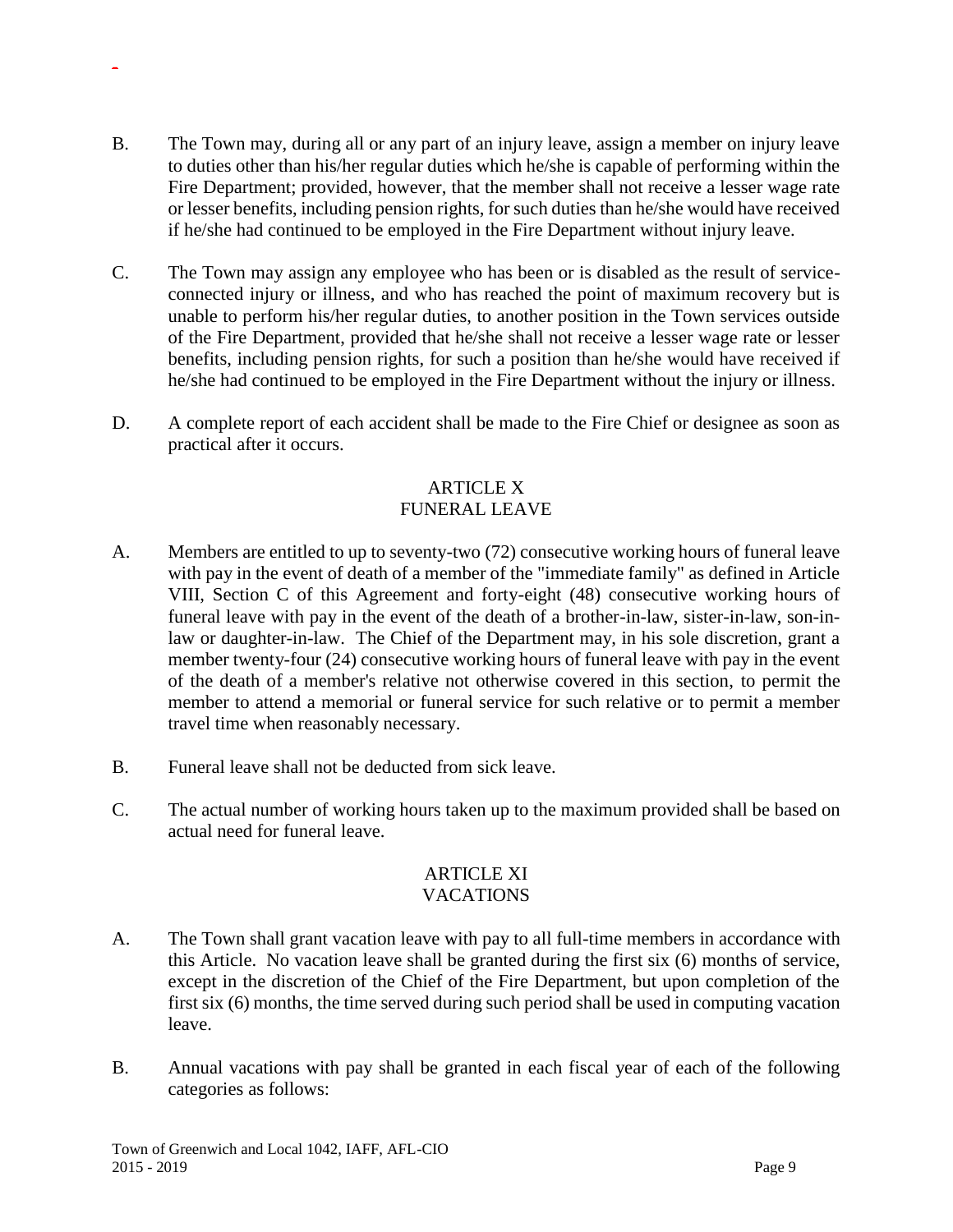B. The Town may, during all or any part of an injury leave, assign a member on injury leave to duties other than his/her regular duties which he/she is capable of performing within the Fire Department; provided, however, that the member shall not receive a lesser wage rate or lesser benefits, including pension rights, for such duties than he/she would have received if he/she had continued to be employed in the Fire Department without injury leave.

C. The Town may assign any employee who has been or is disabled as the result of service-connected injury or illness, and who has reached the point of maximum recovery but is unable to perform his/her regular duties, to another position in the Town services outside of the Fire Department, provided that he/she shall not receive a lesser wage rate or lesser benefits, including pension rights, for such a position than he/she would have received if he/she had continued to be employed in the Fire Department without the injury or illness.

D. A complete report of each accident shall be made to the Fire Chief or designee as soon as practical after it occurs.

## ARTICLE X
## FUNERAL LEAVE

A. Members are entitled to up to seventy-two (72) consecutive working hours of funeral leave with pay in the event of death of a member of the "immediate family" as defined in Article VIII, Section C of this Agreement and forty-eight (48) consecutive working hours of funeral leave with pay in the event of the death of a brother-in-law, sister-in-law, son-in-law or daughter-in-law. The Chief of the Department may, in his sole discretion, grant a member twenty-four (24) consecutive working hours of funeral leave with pay in the event of the death of a member's relative not otherwise covered in this section, to permit the member to attend a memorial or funeral service for such relative or to permit a member travel time when reasonably necessary.

B. Funeral leave shall not be deducted from sick leave.

C. The actual number of working hours taken up to the maximum provided shall be based on actual need for funeral leave.

## ARTICLE XI
## VACATIONS

A. The Town shall grant vacation leave with pay to all full-time members in accordance with this Article. No vacation leave shall be granted during the first six (6) months of service, except in the discretion of the Chief of the Fire Department, but upon completion of the first six (6) months, the time served during such period shall be used in computing vacation leave.

B. Annual vacations with pay shall be granted in each fiscal year of each of the following categories as follows: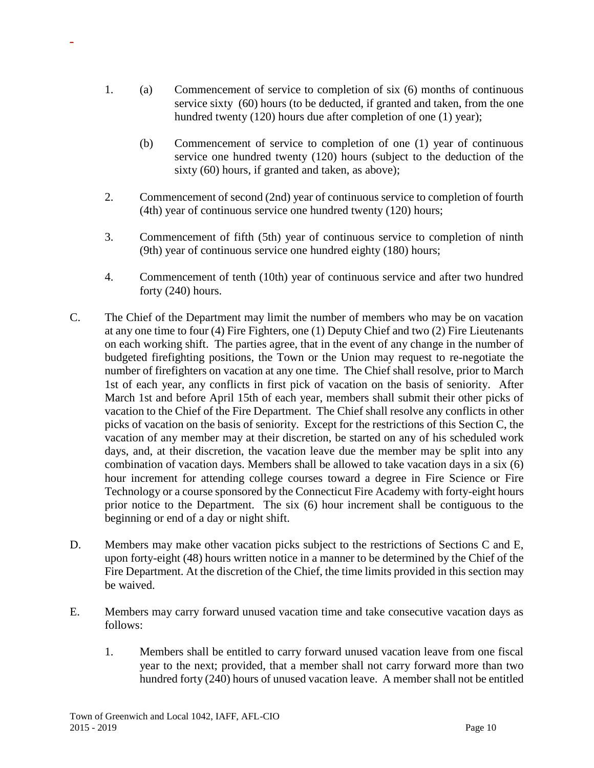1. (a) Commencement of service to completion of six (6) months of continuous service sixty (60) hours (to be deducted, if granted and taken, from the one hundred twenty (120) hours due after completion of one (1) year);

   (b) Commencement of service to completion of one (1) year of continuous service one hundred twenty (120) hours (subject to the deduction of the sixty (60) hours, if granted and taken, as above);

2. Commencement of second (2nd) year of continuous service to completion of fourth (4th) year of continuous service one hundred twenty (120) hours;

3. Commencement of fifth (5th) year of continuous service to completion of ninth (9th) year of continuous service one hundred eighty (180) hours;

4. Commencement of tenth (10th) year of continuous service and after two hundred forty (240) hours.

C. The Chief of the Department may limit the number of members who may be on vacation at any one time to four (4) Fire Fighters, one (1) Deputy Chief and two (2) Fire Lieutenants on each working shift. The parties agree, that in the event of any change in the number of budgeted firefighting positions, the Town or the Union may request to re-negotiate the number of firefighters on vacation at any one time. The Chief shall resolve, prior to March 1st of each year, any conflicts in first pick of vacation on the basis of seniority. After March 1st and before April 15th of each year, members shall submit their other picks of vacation to the Chief of the Fire Department. The Chief shall resolve any conflicts in other picks of vacation on the basis of seniority. Except for the restrictions of this Section C, the vacation of any member may at their discretion, be started on any of his scheduled work days, and, at their discretion, the vacation leave due the member may be split into any combination of vacation days. Members shall be allowed to take vacation days in a six (6) hour increment for attending college courses toward a degree in Fire Science or Fire Technology or a course sponsored by the Connecticut Fire Academy with forty-eight hours prior notice to the Department. The six (6) hour increment shall be contiguous to the beginning or end of a day or night shift.

D. Members may make other vacation picks subject to the restrictions of Sections C and E, upon forty-eight (48) hours written notice in a manner to be determined by the Chief of the Fire Department. At the discretion of the Chief, the time limits provided in this section may be waived.

E. Members may carry forward unused vacation time and take consecutive vacation days as follows:

   1. Members shall be entitled to carry forward unused vacation leave from one fiscal year to the next; provided, that a member shall not carry forward more than two hundred forty (240) hours of unused vacation leave. A member shall not be entitled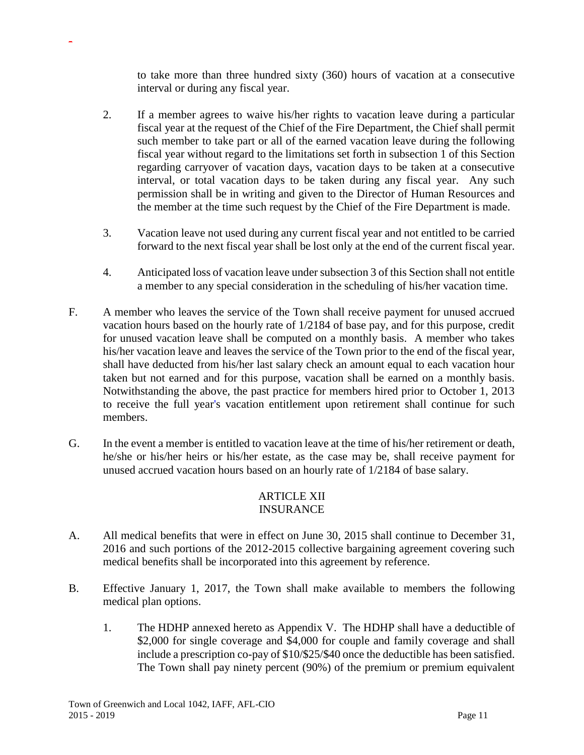to take more than three hundred sixty (360) hours of vacation at a consecutive interval or during any fiscal year.

2. If a member agrees to waive his/her rights to vacation leave during a particular fiscal year at the request of the Chief of the Fire Department, the Chief shall permit such member to take part or all of the earned vacation leave during the following fiscal year without regard to the limitations set forth in subsection 1 of this Section regarding carryover of vacation days, vacation days to be taken at a consecutive interval, or total vacation days to be taken during any fiscal year. Any such permission shall be in writing and given to the Director of Human Resources and the member at the time such request by the Chief of the Fire Department is made.

3. Vacation leave not used during any current fiscal year and not entitled to be carried forward to the next fiscal year shall be lost only at the end of the current fiscal year.

4. Anticipated loss of vacation leave under subsection 3 of this Section shall not entitle a member to any special consideration in the scheduling of his/her vacation time.

F. A member who leaves the service of the Town shall receive payment for unused accrued vacation hours based on the hourly rate of 1/2184 of base pay, and for this purpose, credit for unused vacation leave shall be computed on a monthly basis. A member who takes his/her vacation leave and leaves the service of the Town prior to the end of the fiscal year, shall have deducted from his/her last salary check an amount equal to each vacation hour taken but not earned and for this purpose, vacation shall be earned on a monthly basis. Notwithstanding the above, the past practice for members hired prior to October 1, 2013 to receive the full year's vacation entitlement upon retirement shall continue for such members.

G. In the event a member is entitled to vacation leave at the time of his/her retirement or death, he/she or his/her heirs or his/her estate, as the case may be, shall receive payment for unused accrued vacation hours based on an hourly rate of 1/2184 of base salary.

## ARTICLE XII
## INSURANCE

A. All medical benefits that were in effect on June 30, 2015 shall continue to December 31, 2016 and such portions of the 2012-2015 collective bargaining agreement covering such medical benefits shall be incorporated into this agreement by reference.

B. Effective January 1, 2017, the Town shall make available to members the following medical plan options.

1. The HDHP annexed hereto as Appendix V. The HDHP shall have a deductible of $2,000 for single coverage and $4,000 for couple and family coverage and shall include a prescription co-pay of $10/$25/$40 once the deductible has been satisfied. The Town shall pay ninety percent (90%) of the premium or premium equivalent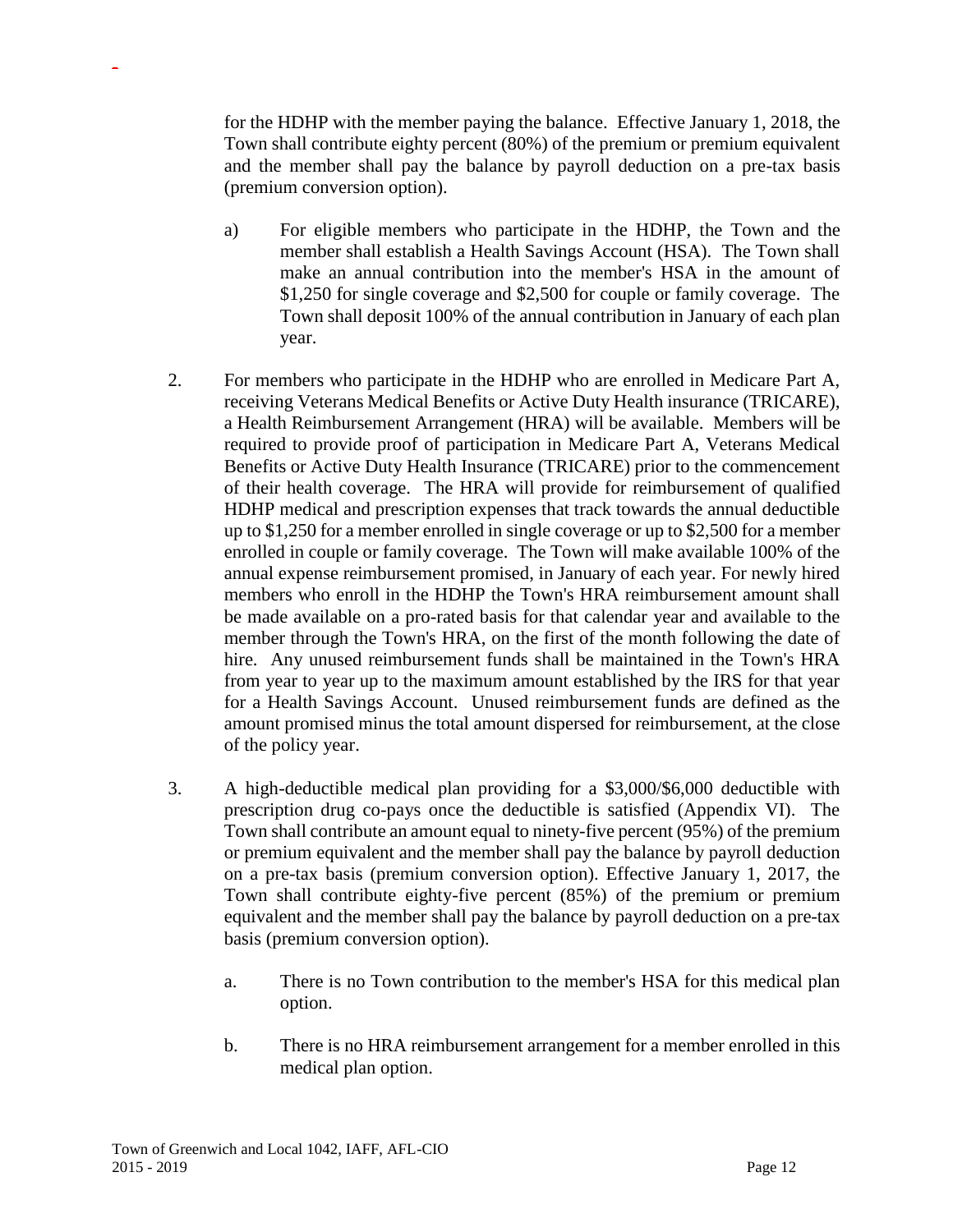for the HDHP with the member paying the balance. Effective January 1, 2018, the Town shall contribute eighty percent (80%) of the premium or premium equivalent and the member shall pay the balance by payroll deduction on a pre-tax basis (premium conversion option).

a) For eligible members who participate in the HDHP, the Town and the member shall establish a Health Savings Account (HSA). The Town shall make an annual contribution into the member's HSA in the amount of $1,250 for single coverage and $2,500 for couple or family coverage. The Town shall deposit 100% of the annual contribution in January of each plan year.

2. For members who participate in the HDHP who are enrolled in Medicare Part A, receiving Veterans Medical Benefits or Active Duty Health insurance (TRICARE), a Health Reimbursement Arrangement (HRA) will be available. Members will be required to provide proof of participation in Medicare Part A, Veterans Medical Benefits or Active Duty Health Insurance (TRICARE) prior to the commencement of their health coverage. The HRA will provide for reimbursement of qualified HDHP medical and prescription expenses that track towards the annual deductible up to $1,250 for a member enrolled in single coverage or up to $2,500 for a member enrolled in couple or family coverage. The Town will make available 100% of the annual expense reimbursement promised, in January of each year. For newly hired members who enroll in the HDHP the Town's HRA reimbursement amount shall be made available on a pro-rated basis for that calendar year and available to the member through the Town's HRA, on the first of the month following the date of hire. Any unused reimbursement funds shall be maintained in the Town's HRA from year to year up to the maximum amount established by the IRS for that year for a Health Savings Account. Unused reimbursement funds are defined as the amount promised minus the total amount dispersed for reimbursement, at the close of the policy year.

3. A high-deductible medical plan providing for a $3,000/$6,000 deductible with prescription drug co-pays once the deductible is satisfied (Appendix VI). The Town shall contribute an amount equal to ninety-five percent (95%) of the premium or premium equivalent and the member shall pay the balance by payroll deduction on a pre-tax basis (premium conversion option). Effective January 1, 2017, the Town shall contribute eighty-five percent (85%) of the premium or premium equivalent and the member shall pay the balance by payroll deduction on a pre-tax basis (premium conversion option).

   a. There is no Town contribution to the member's HSA for this medical plan option.

   b. There is no HRA reimbursement arrangement for a member enrolled in this medical plan option.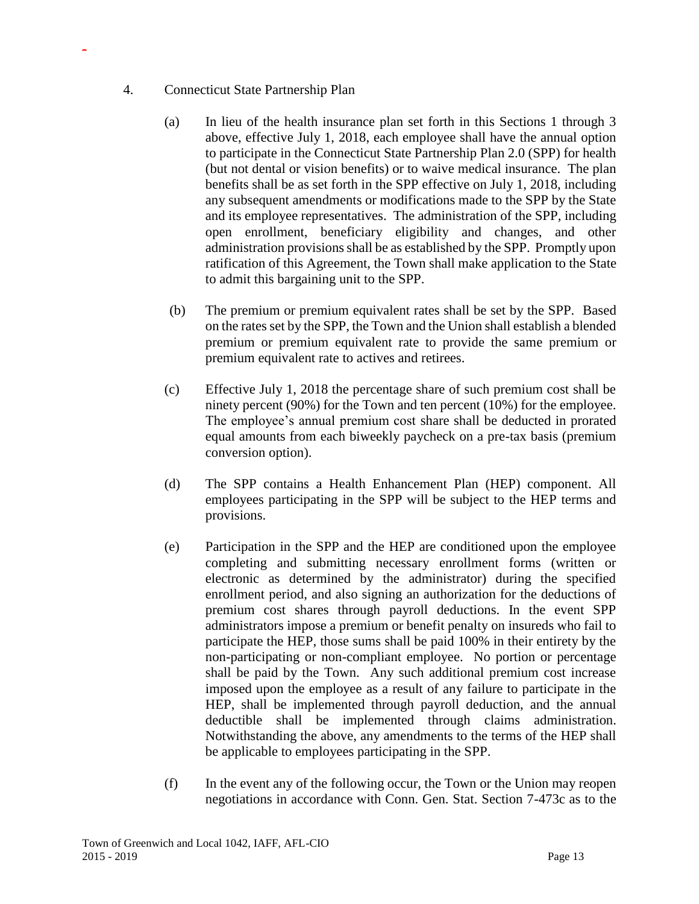4. Connecticut State Partnership Plan

(a) In lieu of the health insurance plan set forth in this Sections 1 through 3 above, effective July 1, 2018, each employee shall have the annual option to participate in the Connecticut State Partnership Plan 2.0 (SPP) for health (but not dental or vision benefits) or to waive medical insurance. The plan benefits shall be as set forth in the SPP effective on July 1, 2018, including any subsequent amendments or modifications made to the SPP by the State and its employee representatives. The administration of the SPP, including open enrollment, beneficiary eligibility and changes, and other administration provisions shall be as established by the SPP. Promptly upon ratification of this Agreement, the Town shall make application to the State to admit this bargaining unit to the SPP.

(b) The premium or premium equivalent rates shall be set by the SPP. Based on the rates set by the SPP, the Town and the Union shall establish a blended premium or premium equivalent rate to provide the same premium or premium equivalent rate to actives and retirees.

(c) Effective July 1, 2018 the percentage share of such premium cost shall be ninety percent (90%) for the Town and ten percent (10%) for the employee. The employee's annual premium cost share shall be deducted in prorated equal amounts from each biweekly paycheck on a pre-tax basis (premium conversion option).

(d) The SPP contains a Health Enhancement Plan (HEP) component. All employees participating in the SPP will be subject to the HEP terms and provisions.

(e) Participation in the SPP and the HEP are conditioned upon the employee completing and submitting necessary enrollment forms (written or electronic as determined by the administrator) during the specified enrollment period, and also signing an authorization for the deductions of premium cost shares through payroll deductions. In the event SPP administrators impose a premium or benefit penalty on insureds who fail to participate the HEP, those sums shall be paid 100% in their entirety by the non-participating or non-compliant employee. No portion or percentage shall be paid by the Town. Any such additional premium cost increase imposed upon the employee as a result of any failure to participate in the HEP, shall be implemented through payroll deduction, and the annual deductible shall be implemented through claims administration. Notwithstanding the above, any amendments to the terms of the HEP shall be applicable to employees participating in the SPP.

(f) In the event any of the following occur, the Town or the Union may reopen negotiations in accordance with Conn. Gen. Stat. Section 7-473c as to the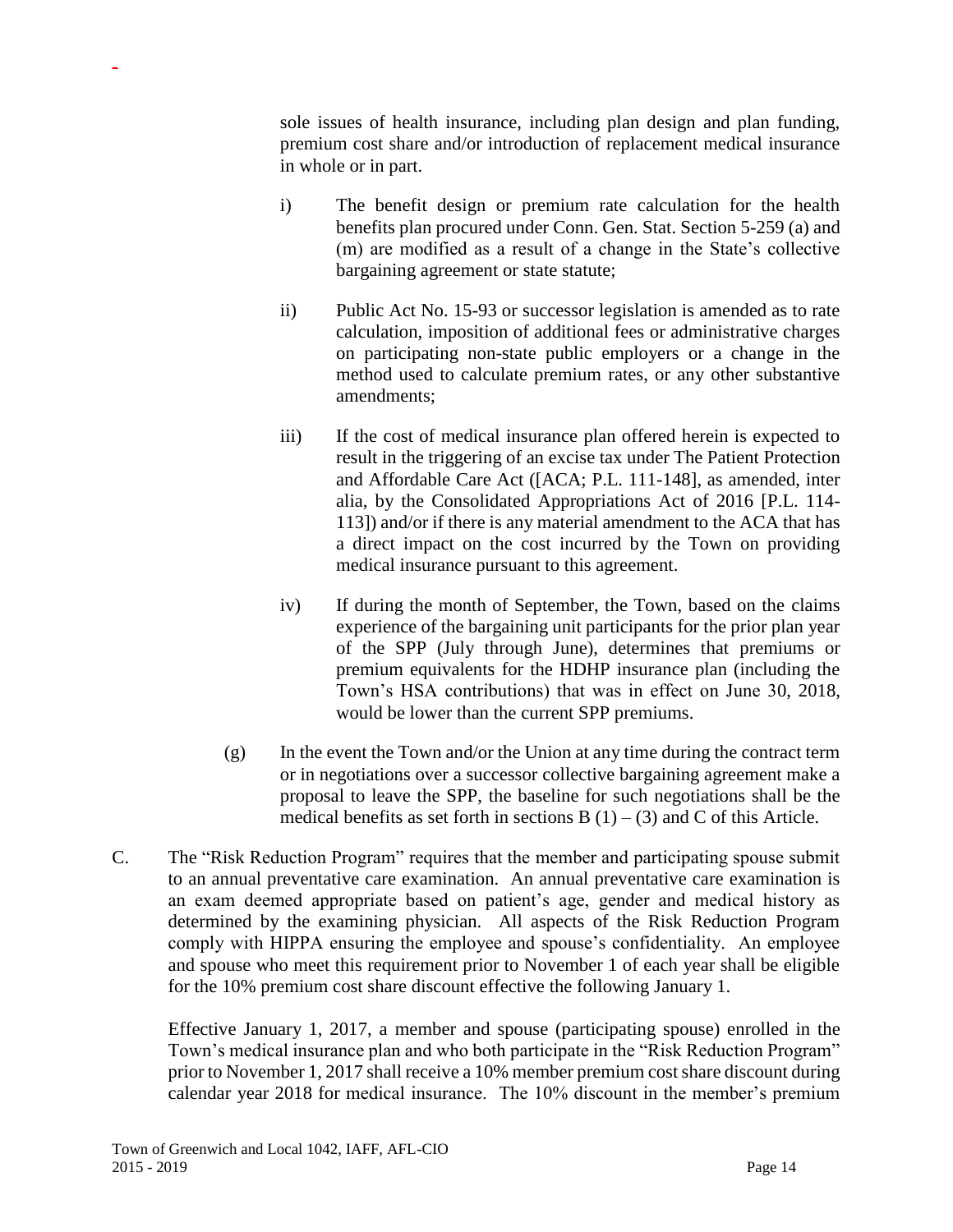sole issues of health insurance, including plan design and plan funding, premium cost share and/or introduction of replacement medical insurance in whole or in part.

i) The benefit design or premium rate calculation for the health benefits plan procured under Conn. Gen. Stat. Section 5-259 (a) and (m) are modified as a result of a change in the State's collective bargaining agreement or state statute;

ii) Public Act No. 15-93 or successor legislation is amended as to rate calculation, imposition of additional fees or administrative charges on participating non-state public employers or a change in the method used to calculate premium rates, or any other substantive amendments;

iii) If the cost of medical insurance plan offered herein is expected to result in the triggering of an excise tax under The Patient Protection and Affordable Care Act ([ACA; P.L. 111-148], as amended, inter alia, by the Consolidated Appropriations Act of 2016 [P.L. 114-113]) and/or if there is any material amendment to the ACA that has a direct impact on the cost incurred by the Town on providing medical insurance pursuant to this agreement.

iv) If during the month of September, the Town, based on the claims experience of the bargaining unit participants for the prior plan year of the SPP (July through June), determines that premiums or premium equivalents for the HDHP insurance plan (including the Town's HSA contributions) that was in effect on June 30, 2018, would be lower than the current SPP premiums.

(g) In the event the Town and/or the Union at any time during the contract term or in negotiations over a successor collective bargaining agreement make a proposal to leave the SPP, the baseline for such negotiations shall be the medical benefits as set forth in sections B (1) – (3) and C of this Article.

C. The "Risk Reduction Program" requires that the member and participating spouse submit to an annual preventative care examination. An annual preventative care examination is an exam deemed appropriate based on patient's age, gender and medical history as determined by the examining physician. All aspects of the Risk Reduction Program comply with HIPPA ensuring the employee and spouse's confidentiality. An employee and spouse who meet this requirement prior to November 1 of each year shall be eligible for the 10% premium cost share discount effective the following January 1.

Effective January 1, 2017, a member and spouse (participating spouse) enrolled in the Town's medical insurance plan and who both participate in the "Risk Reduction Program" prior to November 1, 2017 shall receive a 10% member premium cost share discount during calendar year 2018 for medical insurance. The 10% discount in the member's premium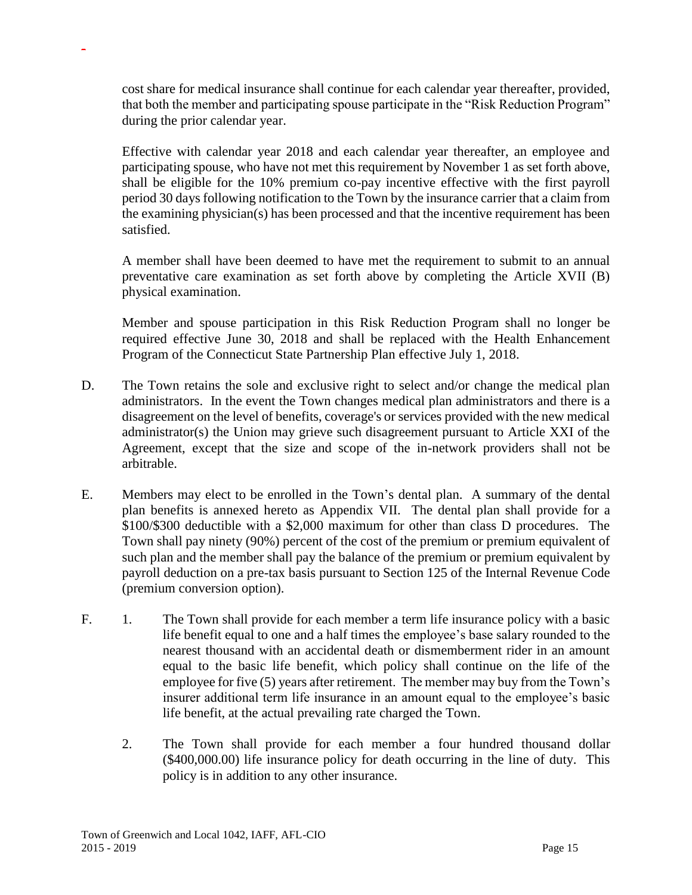cost share for medical insurance shall continue for each calendar year thereafter, provided, that both the member and participating spouse participate in the "Risk Reduction Program" during the prior calendar year.

Effective with calendar year 2018 and each calendar year thereafter, an employee and participating spouse, who have not met this requirement by November 1 as set forth above, shall be eligible for the 10% premium co-pay incentive effective with the first payroll period 30 days following notification to the Town by the insurance carrier that a claim from the examining physician(s) has been processed and that the incentive requirement has been satisfied.

A member shall have been deemed to have met the requirement to submit to an annual preventative care examination as set forth above by completing the Article XVII (B) physical examination.

Member and spouse participation in this Risk Reduction Program shall no longer be required effective June 30, 2018 and shall be replaced with the Health Enhancement Program of the Connecticut State Partnership Plan effective July 1, 2018.

D. The Town retains the sole and exclusive right to select and/or change the medical plan administrators. In the event the Town changes medical plan administrators and there is a disagreement on the level of benefits, coverage's or services provided with the new medical administrator(s) the Union may grieve such disagreement pursuant to Article XXI of the Agreement, except that the size and scope of the in-network providers shall not be arbitrable.

E. Members may elect to be enrolled in the Town's dental plan. A summary of the dental plan benefits is annexed hereto as Appendix VII. The dental plan shall provide for a \$100/\$300 deductible with a \$2,000 maximum for other than class D procedures. The Town shall pay ninety (90%) percent of the cost of the premium or premium equivalent of such plan and the member shall pay the balance of the premium or premium equivalent by payroll deduction on a pre-tax basis pursuant to Section 125 of the Internal Revenue Code (premium conversion option).

F. 1. The Town shall provide for each member a term life insurance policy with a basic life benefit equal to one and a half times the employee's base salary rounded to the nearest thousand with an accidental death or dismemberment rider in an amount equal to the basic life benefit, which policy shall continue on the life of the employee for five (5) years after retirement. The member may buy from the Town's insurer additional term life insurance in an amount equal to the employee's basic life benefit, at the actual prevailing rate charged the Town.

2. The Town shall provide for each member a four hundred thousand dollar (\$400,000.00) life insurance policy for death occurring in the line of duty. This policy is in addition to any other insurance.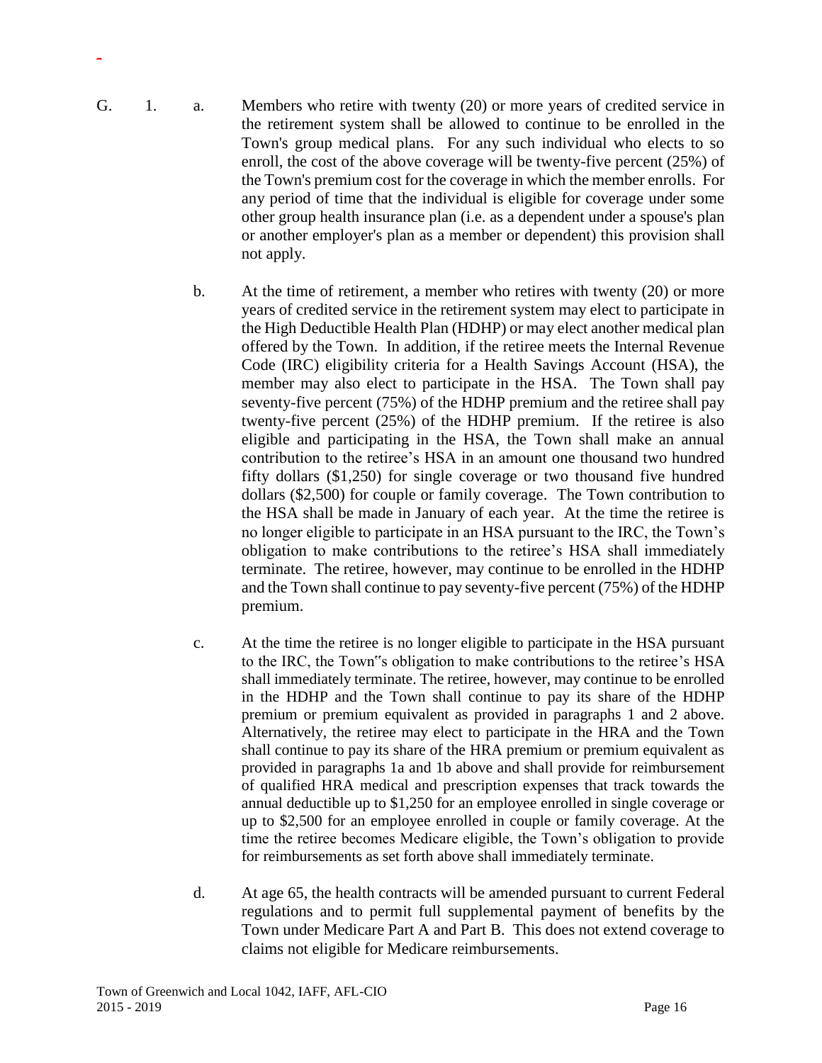G. 1. a. Members who retire with twenty (20) or more years of credited service in the retirement system shall be allowed to continue to be enrolled in the Town's group medical plans. For any such individual who elects to so enroll, the cost of the above coverage will be twenty-five percent (25%) of the Town's premium cost for the coverage in which the member enrolls. For any period of time that the individual is eligible for coverage under some other group health insurance plan (i.e. as a dependent under a spouse's plan or another employer's plan as a member or dependent) this provision shall not apply.

b. At the time of retirement, a member who retires with twenty (20) or more years of credited service in the retirement system may elect to participate in the High Deductible Health Plan (HDHP) or may elect another medical plan offered by the Town. In addition, if the retiree meets the Internal Revenue Code (IRC) eligibility criteria for a Health Savings Account (HSA), the member may also elect to participate in the HSA. The Town shall pay seventy-five percent (75%) of the HDHP premium and the retiree shall pay twenty-five percent (25%) of the HDHP premium. If the retiree is also eligible and participating in the HSA, the Town shall make an annual contribution to the retiree's HSA in an amount one thousand two hundred fifty dollars ($1,250) for single coverage or two thousand five hundred dollars ($2,500) for couple or family coverage. The Town contribution to the HSA shall be made in January of each year. At the time the retiree is no longer eligible to participate in an HSA pursuant to the IRC, the Town's obligation to make contributions to the retiree's HSA shall immediately terminate. The retiree, however, may continue to be enrolled in the HDHP and the Town shall continue to pay seventy-five percent (75%) of the HDHP premium.

c. At the time the retiree is no longer eligible to participate in the HSA pursuant to the IRC, the Town"s obligation to make contributions to the retiree's HSA shall immediately terminate. The retiree, however, may continue to be enrolled in the HDHP and the Town shall continue to pay its share of the HDHP premium or premium equivalent as provided in paragraphs 1 and 2 above. Alternatively, the retiree may elect to participate in the HRA and the Town shall continue to pay its share of the HRA premium or premium equivalent as provided in paragraphs 1a and 1b above and shall provide for reimbursement of qualified HRA medical and prescription expenses that track towards the annual deductible up to $1,250 for an employee enrolled in single coverage or up to $2,500 for an employee enrolled in couple or family coverage. At the time the retiree becomes Medicare eligible, the Town's obligation to provide for reimbursements as set forth above shall immediately terminate.

d. At age 65, the health contracts will be amended pursuant to current Federal regulations and to permit full supplemental payment of benefits by the Town under Medicare Part A and Part B. This does not extend coverage to claims not eligible for Medicare reimbursements.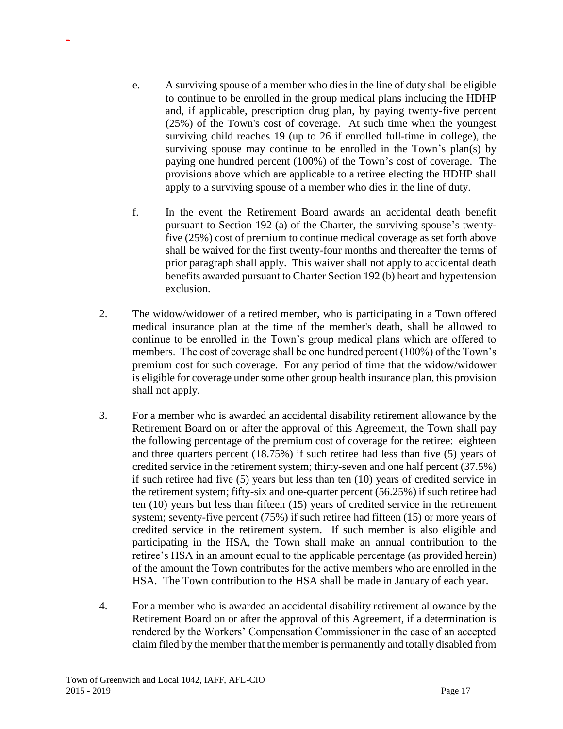e. A surviving spouse of a member who dies in the line of duty shall be eligible to continue to be enrolled in the group medical plans including the HDHP and, if applicable, prescription drug plan, by paying twenty-five percent (25%) of the Town's cost of coverage. At such time when the youngest surviving child reaches 19 (up to 26 if enrolled full-time in college), the surviving spouse may continue to be enrolled in the Town's plan(s) by paying one hundred percent (100%) of the Town's cost of coverage. The provisions above which are applicable to a retiree electing the HDHP shall apply to a surviving spouse of a member who dies in the line of duty.

f. In the event the Retirement Board awards an accidental death benefit pursuant to Section 192 (a) of the Charter, the surviving spouse's twenty-five (25%) cost of premium to continue medical coverage as set forth above shall be waived for the first twenty-four months and thereafter the terms of prior paragraph shall apply. This waiver shall not apply to accidental death benefits awarded pursuant to Charter Section 192 (b) heart and hypertension exclusion.

2. The widow/widower of a retired member, who is participating in a Town offered medical insurance plan at the time of the member's death, shall be allowed to continue to be enrolled in the Town's group medical plans which are offered to members. The cost of coverage shall be one hundred percent (100%) of the Town's premium cost for such coverage. For any period of time that the widow/widower is eligible for coverage under some other group health insurance plan, this provision shall not apply.

3. For a member who is awarded an accidental disability retirement allowance by the Retirement Board on or after the approval of this Agreement, the Town shall pay the following percentage of the premium cost of coverage for the retiree: eighteen and three quarters percent (18.75%) if such retiree had less than five (5) years of credited service in the retirement system; thirty-seven and one half percent (37.5%) if such retiree had five (5) years but less than ten (10) years of credited service in the retirement system; fifty-six and one-quarter percent (56.25%) if such retiree had ten (10) years but less than fifteen (15) years of credited service in the retirement system; seventy-five percent (75%) if such retiree had fifteen (15) or more years of credited service in the retirement system. If such member is also eligible and participating in the HSA, the Town shall make an annual contribution to the retiree's HSA in an amount equal to the applicable percentage (as provided herein) of the amount the Town contributes for the active members who are enrolled in the HSA. The Town contribution to the HSA shall be made in January of each year.

4. For a member who is awarded an accidental disability retirement allowance by the Retirement Board on or after the approval of this Agreement, if a determination is rendered by the Workers' Compensation Commissioner in the case of an accepted claim filed by the member that the member is permanently and totally disabled from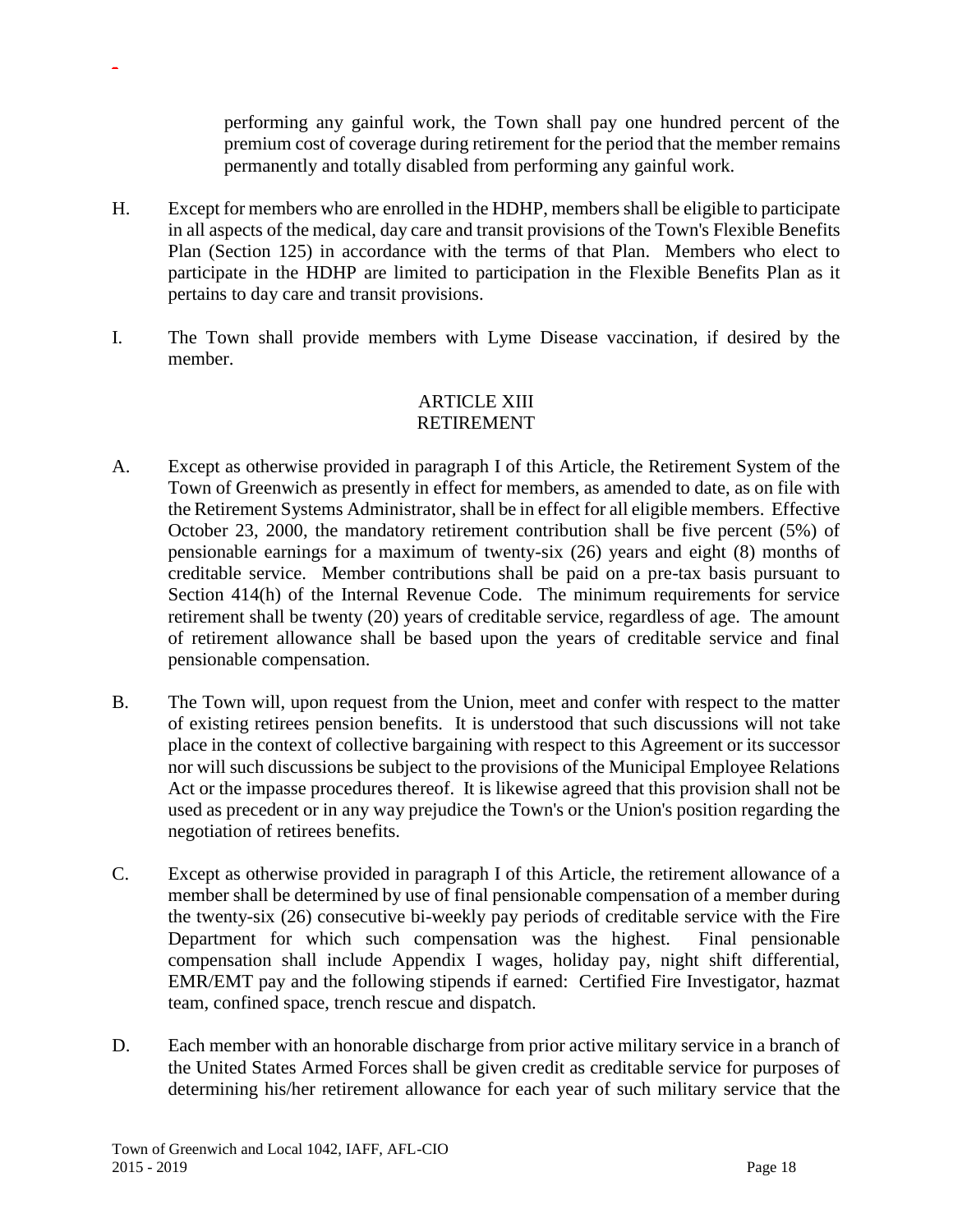performing any gainful work, the Town shall pay one hundred percent of the premium cost of coverage during retirement for the period that the member remains permanently and totally disabled from performing any gainful work.

H. Except for members who are enrolled in the HDHP, members shall be eligible to participate in all aspects of the medical, day care and transit provisions of the Town's Flexible Benefits Plan (Section 125) in accordance with the terms of that Plan. Members who elect to participate in the HDHP are limited to participation in the Flexible Benefits Plan as it pertains to day care and transit provisions.

I. The Town shall provide members with Lyme Disease vaccination, if desired by the member.

## ARTICLE XIII
## RETIREMENT

A. Except as otherwise provided in paragraph I of this Article, the Retirement System of the Town of Greenwich as presently in effect for members, as amended to date, as on file with the Retirement Systems Administrator, shall be in effect for all eligible members. Effective October 23, 2000, the mandatory retirement contribution shall be five percent (5%) of pensionable earnings for a maximum of twenty-six (26) years and eight (8) months of creditable service. Member contributions shall be paid on a pre-tax basis pursuant to Section 414(h) of the Internal Revenue Code. The minimum requirements for service retirement shall be twenty (20) years of creditable service, regardless of age. The amount of retirement allowance shall be based upon the years of creditable service and final pensionable compensation.

B. The Town will, upon request from the Union, meet and confer with respect to the matter of existing retirees pension benefits. It is understood that such discussions will not take place in the context of collective bargaining with respect to this Agreement or its successor nor will such discussions be subject to the provisions of the Municipal Employee Relations Act or the impasse procedures thereof. It is likewise agreed that this provision shall not be used as precedent or in any way prejudice the Town's or the Union's position regarding the negotiation of retirees benefits.

C. Except as otherwise provided in paragraph I of this Article, the retirement allowance of a member shall be determined by use of final pensionable compensation of a member during the twenty-six (26) consecutive bi-weekly pay periods of creditable service with the Fire Department for which such compensation was the highest. Final pensionable compensation shall include Appendix I wages, holiday pay, night shift differential, EMR/EMT pay and the following stipends if earned: Certified Fire Investigator, hazmat team, confined space, trench rescue and dispatch.

D. Each member with an honorable discharge from prior active military service in a branch of the United States Armed Forces shall be given credit as creditable service for purposes of determining his/her retirement allowance for each year of such military service that the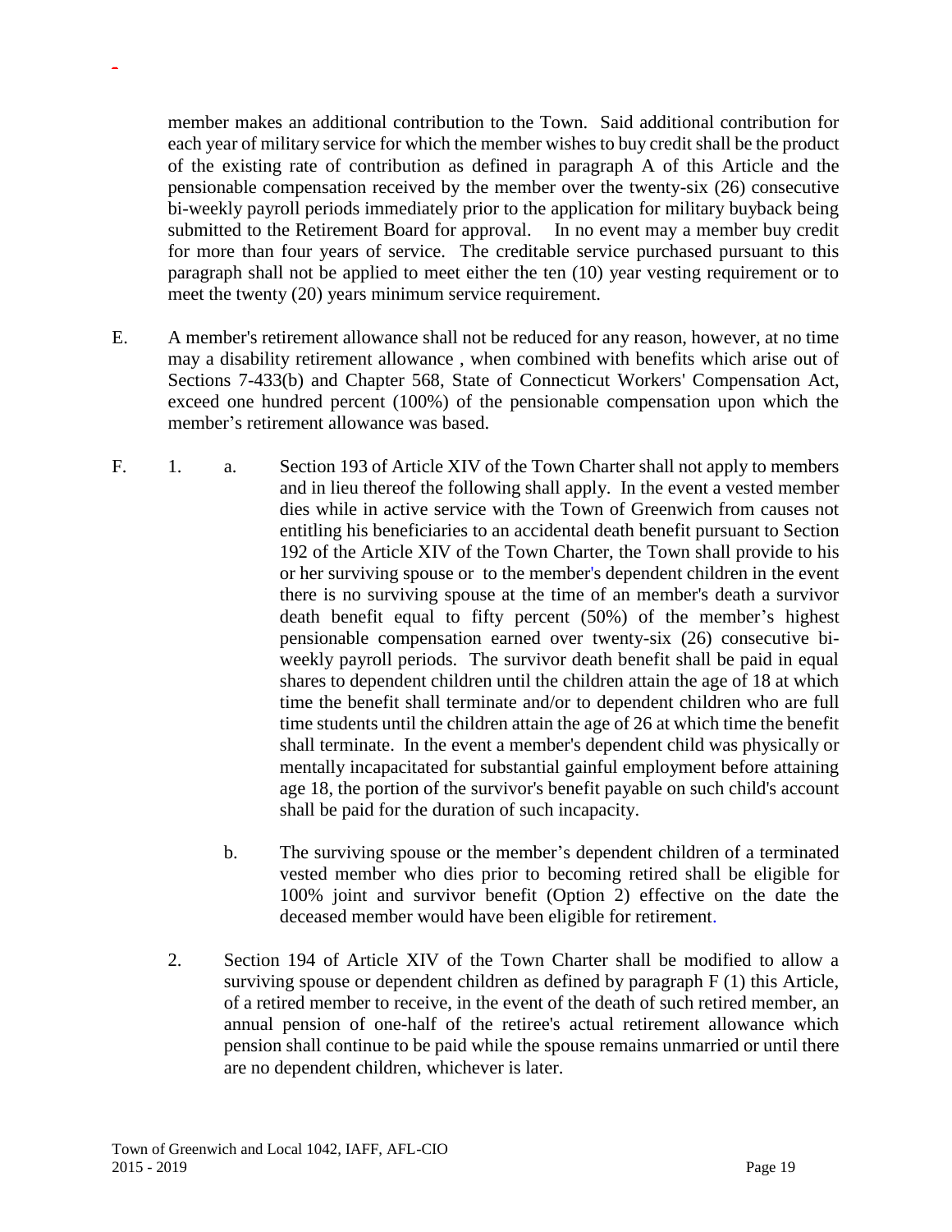member makes an additional contribution to the Town. Said additional contribution for each year of military service for which the member wishes to buy credit shall be the product of the existing rate of contribution as defined in paragraph A of this Article and the pensionable compensation received by the member over the twenty-six (26) consecutive bi-weekly payroll periods immediately prior to the application for military buyback being submitted to the Retirement Board for approval. In no event may a member buy credit for more than four years of service. The creditable service purchased pursuant to this paragraph shall not be applied to meet either the ten (10) year vesting requirement or to meet the twenty (20) years minimum service requirement.

E. A member's retirement allowance shall not be reduced for any reason, however, at no time may a disability retirement allowance , when combined with benefits which arise out of Sections 7-433(b) and Chapter 568, State of Connecticut Workers' Compensation Act, exceed one hundred percent (100%) of the pensionable compensation upon which the member's retirement allowance was based.

F. 1. a. Section 193 of Article XIV of the Town Charter shall not apply to members and in lieu thereof the following shall apply. In the event a vested member dies while in active service with the Town of Greenwich from causes not entitling his beneficiaries to an accidental death benefit pursuant to Section 192 of the Article XIV of the Town Charter, the Town shall provide to his or her surviving spouse or to the member's dependent children in the event there is no surviving spouse at the time of an member's death a survivor death benefit equal to fifty percent (50%) of the member's highest pensionable compensation earned over twenty-six (26) consecutive bi-weekly payroll periods. The survivor death benefit shall be paid in equal shares to dependent children until the children attain the age of 18 at which time the benefit shall terminate and/or to dependent children who are full time students until the children attain the age of 26 at which time the benefit shall terminate. In the event a member's dependent child was physically or mentally incapacitated for substantial gainful employment before attaining age 18, the portion of the survivor's benefit payable on such child's account shall be paid for the duration of such incapacity.

b. The surviving spouse or the member's dependent children of a terminated vested member who dies prior to becoming retired shall be eligible for 100% joint and survivor benefit (Option 2) effective on the date the deceased member would have been eligible for retirement.

2. Section 194 of Article XIV of the Town Charter shall be modified to allow a surviving spouse or dependent children as defined by paragraph F (1) this Article, of a retired member to receive, in the event of the death of such retired member, an annual pension of one-half of the retiree's actual retirement allowance which pension shall continue to be paid while the spouse remains unmarried or until there are no dependent children, whichever is later.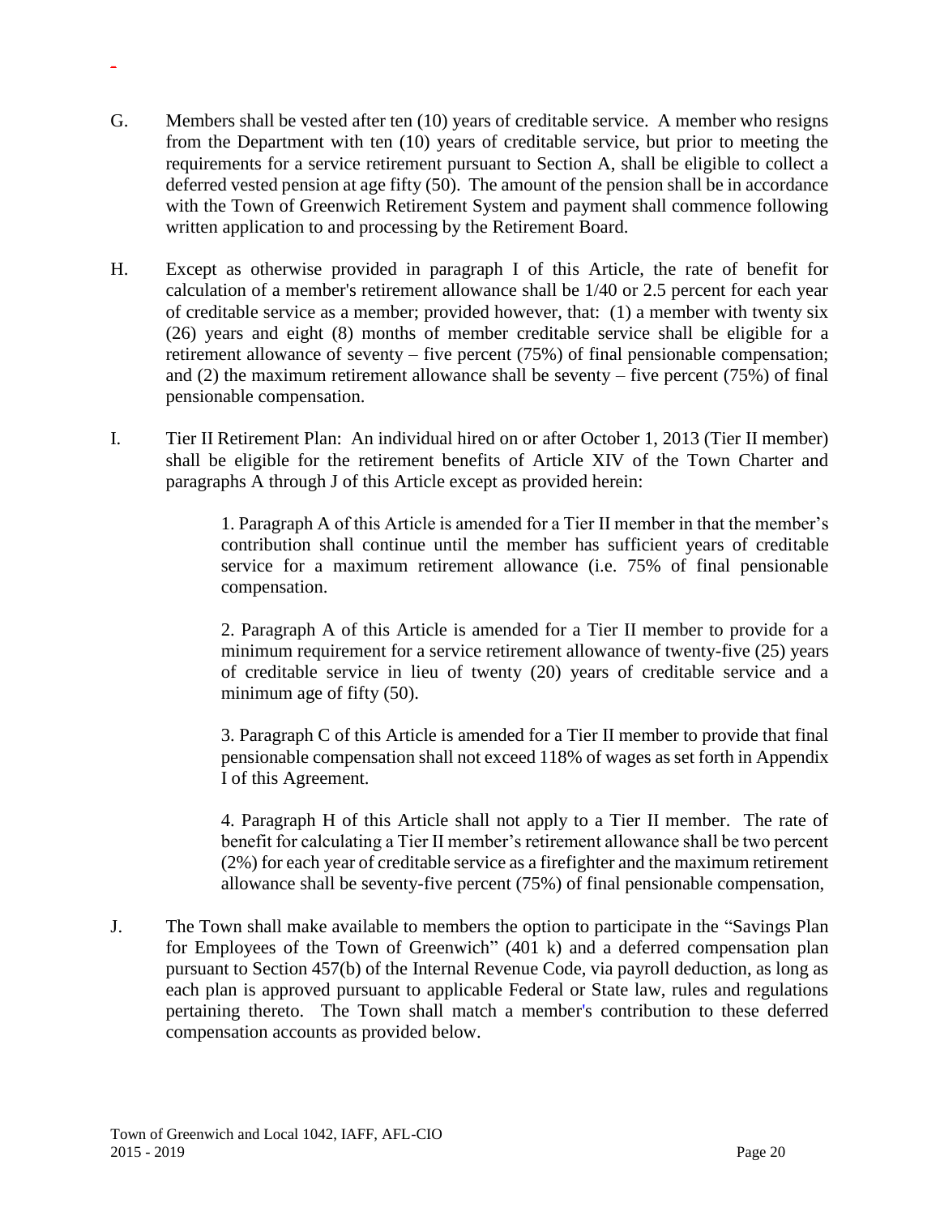G. Members shall be vested after ten (10) years of creditable service. A member who resigns from the Department with ten (10) years of creditable service, but prior to meeting the requirements for a service retirement pursuant to Section A, shall be eligible to collect a deferred vested pension at age fifty (50). The amount of the pension shall be in accordance with the Town of Greenwich Retirement System and payment shall commence following written application to and processing by the Retirement Board.

H. Except as otherwise provided in paragraph I of this Article, the rate of benefit for calculation of a member's retirement allowance shall be 1/40 or 2.5 percent for each year of creditable service as a member; provided however, that: (1) a member with twenty six (26) years and eight (8) months of member creditable service shall be eligible for a retirement allowance of seventy – five percent (75%) of final pensionable compensation; and (2) the maximum retirement allowance shall be seventy – five percent (75%) of final pensionable compensation.

I. Tier II Retirement Plan: An individual hired on or after October 1, 2013 (Tier II member) shall be eligible for the retirement benefits of Article XIV of the Town Charter and paragraphs A through J of this Article except as provided herein:

1. Paragraph A of this Article is amended for a Tier II member in that the member's contribution shall continue until the member has sufficient years of creditable service for a maximum retirement allowance (i.e. 75% of final pensionable compensation.

2. Paragraph A of this Article is amended for a Tier II member to provide for a minimum requirement for a service retirement allowance of twenty-five (25) years of creditable service in lieu of twenty (20) years of creditable service and a minimum age of fifty (50).

3. Paragraph C of this Article is amended for a Tier II member to provide that final pensionable compensation shall not exceed 118% of wages as set forth in Appendix I of this Agreement.

4. Paragraph H of this Article shall not apply to a Tier II member. The rate of benefit for calculating a Tier II member's retirement allowance shall be two percent (2%) for each year of creditable service as a firefighter and the maximum retirement allowance shall be seventy-five percent (75%) of final pensionable compensation,

J. The Town shall make available to members the option to participate in the "Savings Plan for Employees of the Town of Greenwich" (401 k) and a deferred compensation plan pursuant to Section 457(b) of the Internal Revenue Code, via payroll deduction, as long as each plan is approved pursuant to applicable Federal or State law, rules and regulations pertaining thereto. The Town shall match a member's contribution to these deferred compensation accounts as provided below.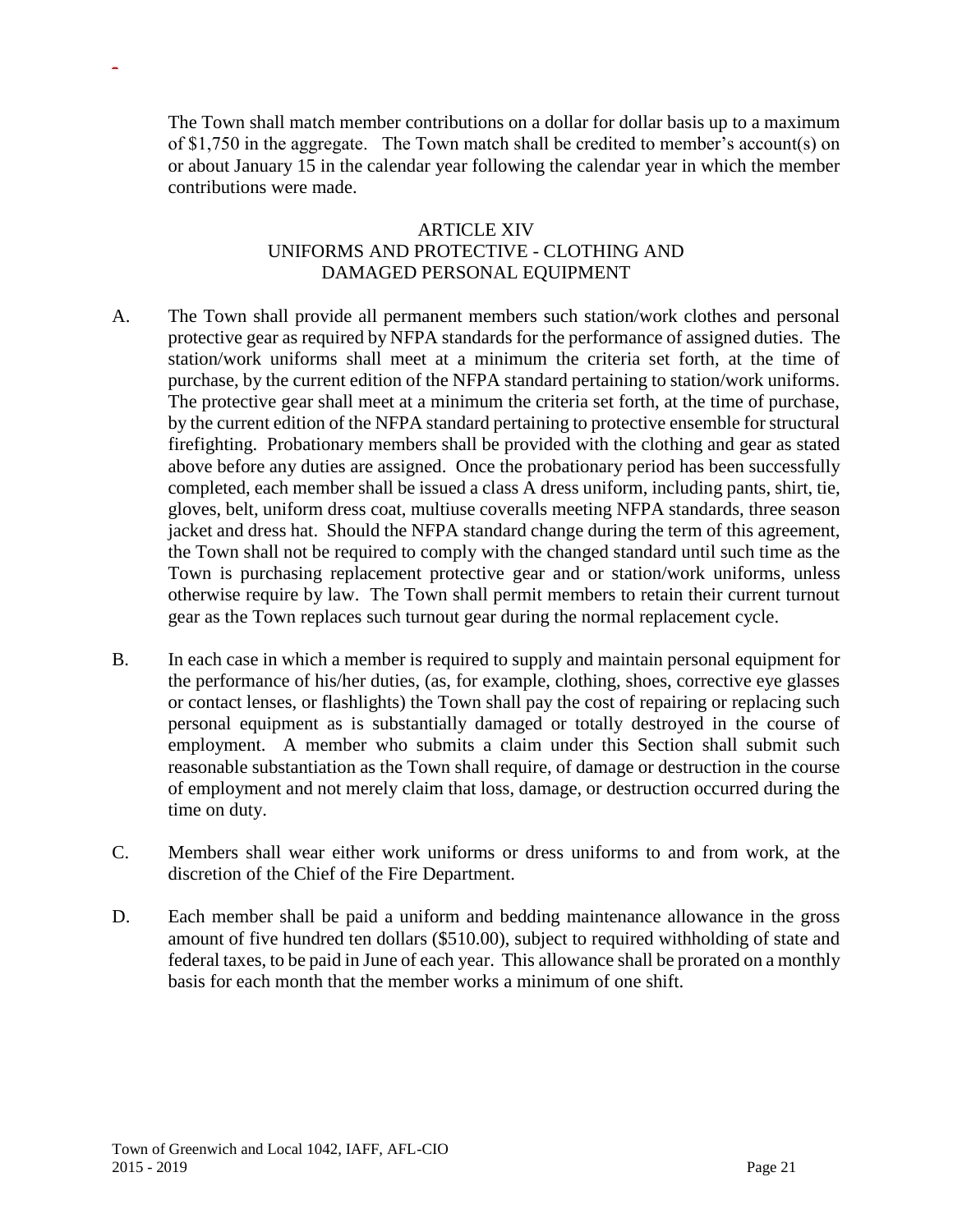The Town shall match member contributions on a dollar for dollar basis up to a maximum of $1,750 in the aggregate. The Town match shall be credited to member's account(s) on or about January 15 in the calendar year following the calendar year in which the member contributions were made.

## ARTICLE XIV
## UNIFORMS AND PROTECTIVE - CLOTHING AND DAMAGED PERSONAL EQUIPMENT

A. The Town shall provide all permanent members such station/work clothes and personal protective gear as required by NFPA standards for the performance of assigned duties. The station/work uniforms shall meet at a minimum the criteria set forth, at the time of purchase, by the current edition of the NFPA standard pertaining to station/work uniforms. The protective gear shall meet at a minimum the criteria set forth, at the time of purchase, by the current edition of the NFPA standard pertaining to protective ensemble for structural firefighting. Probationary members shall be provided with the clothing and gear as stated above before any duties are assigned. Once the probationary period has been successfully completed, each member shall be issued a class A dress uniform, including pants, shirt, tie, gloves, belt, uniform dress coat, multiuse coveralls meeting NFPA standards, three season jacket and dress hat. Should the NFPA standard change during the term of this agreement, the Town shall not be required to comply with the changed standard until such time as the Town is purchasing replacement protective gear and or station/work uniforms, unless otherwise require by law. The Town shall permit members to retain their current turnout gear as the Town replaces such turnout gear during the normal replacement cycle.

B. In each case in which a member is required to supply and maintain personal equipment for the performance of his/her duties, (as, for example, clothing, shoes, corrective eye glasses or contact lenses, or flashlights) the Town shall pay the cost of repairing or replacing such personal equipment as is substantially damaged or totally destroyed in the course of employment. A member who submits a claim under this Section shall submit such reasonable substantiation as the Town shall require, of damage or destruction in the course of employment and not merely claim that loss, damage, or destruction occurred during the time on duty.

C. Members shall wear either work uniforms or dress uniforms to and from work, at the discretion of the Chief of the Fire Department.

D. Each member shall be paid a uniform and bedding maintenance allowance in the gross amount of five hundred ten dollars ($510.00), subject to required withholding of state and federal taxes, to be paid in June of each year. This allowance shall be prorated on a monthly basis for each month that the member works a minimum of one shift.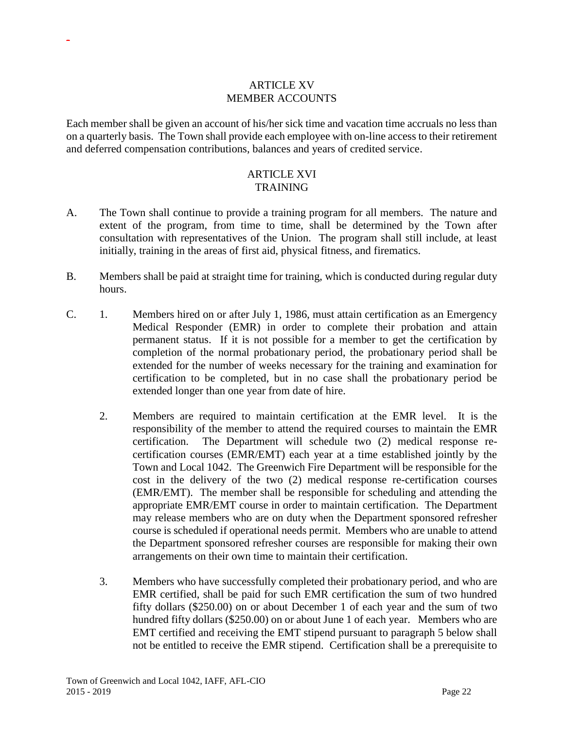## ARTICLE XV
## MEMBER ACCOUNTS

Each member shall be given an account of his/her sick time and vacation time accruals no less than on a quarterly basis. The Town shall provide each employee with on-line access to their retirement and deferred compensation contributions, balances and years of credited service.

## ARTICLE XVI
## TRAINING

A. The Town shall continue to provide a training program for all members. The nature and extent of the program, from time to time, shall be determined by the Town after consultation with representatives of the Union. The program shall still include, at least initially, training in the areas of first aid, physical fitness, and firematics.

B. Members shall be paid at straight time for training, which is conducted during regular duty hours.

C. 1. Members hired on or after July 1, 1986, must attain certification as an Emergency Medical Responder (EMR) in order to complete their probation and attain permanent status. If it is not possible for a member to get the certification by completion of the normal probationary period, the probationary period shall be extended for the number of weeks necessary for the training and examination for certification to be completed, but in no case shall the probationary period be extended longer than one year from date of hire.

   2. Members are required to maintain certification at the EMR level. It is the responsibility of the member to attend the required courses to maintain the EMR certification. The Department will schedule two (2) medical response re-certification courses (EMR/EMT) each year at a time established jointly by the Town and Local 1042. The Greenwich Fire Department will be responsible for the cost in the delivery of the two (2) medical response re-certification courses (EMR/EMT). The member shall be responsible for scheduling and attending the appropriate EMR/EMT course in order to maintain certification. The Department may release members who are on duty when the Department sponsored refresher course is scheduled if operational needs permit. Members who are unable to attend the Department sponsored refresher courses are responsible for making their own arrangements on their own time to maintain their certification.

   3. Members who have successfully completed their probationary period, and who are EMR certified, shall be paid for such EMR certification the sum of two hundred fifty dollars ($250.00) on or about December 1 of each year and the sum of two hundred fifty dollars ($250.00) on or about June 1 of each year. Members who are EMT certified and receiving the EMT stipend pursuant to paragraph 5 below shall not be entitled to receive the EMR stipend. Certification shall be a prerequisite to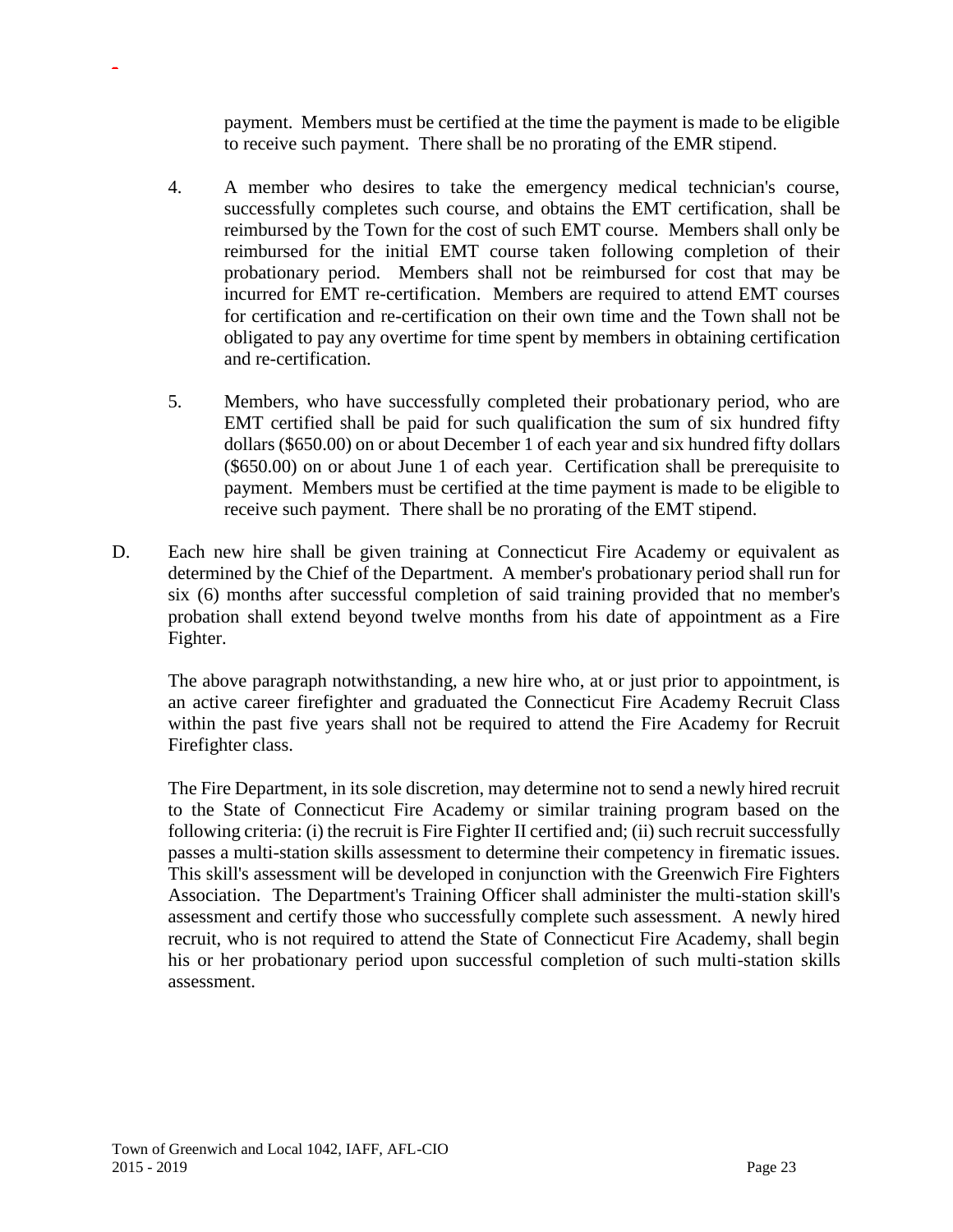payment. Members must be certified at the time the payment is made to be eligible to receive such payment. There shall be no prorating of the EMR stipend.

4. A member who desires to take the emergency medical technician's course, successfully completes such course, and obtains the EMT certification, shall be reimbursed by the Town for the cost of such EMT course. Members shall only be reimbursed for the initial EMT course taken following completion of their probationary period. Members shall not be reimbursed for cost that may be incurred for EMT re-certification. Members are required to attend EMT courses for certification and re-certification on their own time and the Town shall not be obligated to pay any overtime for time spent by members in obtaining certification and re-certification.

5. Members, who have successfully completed their probationary period, who are EMT certified shall be paid for such qualification the sum of six hundred fifty dollars ($650.00) on or about December 1 of each year and six hundred fifty dollars ($650.00) on or about June 1 of each year. Certification shall be prerequisite to payment. Members must be certified at the time payment is made to be eligible to receive such payment. There shall be no prorating of the EMT stipend.

D. Each new hire shall be given training at Connecticut Fire Academy or equivalent as determined by the Chief of the Department. A member's probationary period shall run for six (6) months after successful completion of said training provided that no member's probation shall extend beyond twelve months from his date of appointment as a Fire Fighter.

The above paragraph notwithstanding, a new hire who, at or just prior to appointment, is an active career firefighter and graduated the Connecticut Fire Academy Recruit Class within the past five years shall not be required to attend the Fire Academy for Recruit Firefighter class.

The Fire Department, in its sole discretion, may determine not to send a newly hired recruit to the State of Connecticut Fire Academy or similar training program based on the following criteria: (i) the recruit is Fire Fighter II certified and; (ii) such recruit successfully passes a multi-station skills assessment to determine their competency in firematic issues. This skill's assessment will be developed in conjunction with the Greenwich Fire Fighters Association. The Department's Training Officer shall administer the multi-station skill's assessment and certify those who successfully complete such assessment. A newly hired recruit, who is not required to attend the State of Connecticut Fire Academy, shall begin his or her probationary period upon successful completion of such multi-station skills assessment.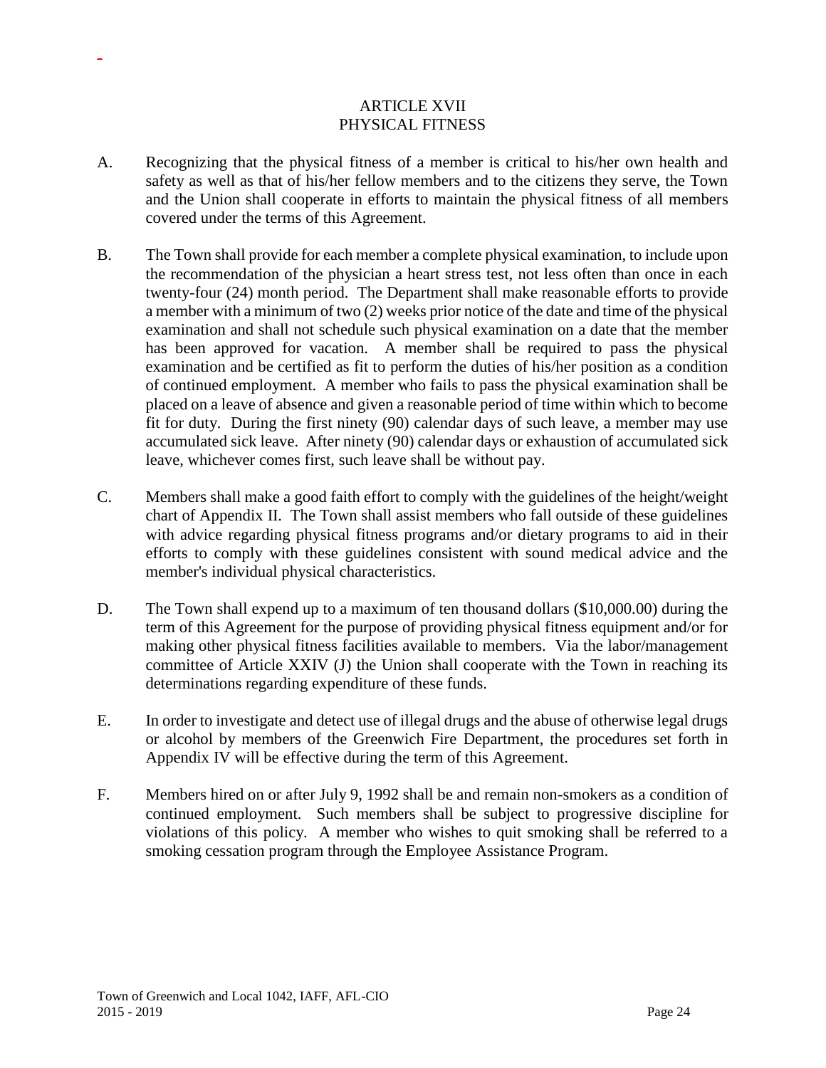# ARTICLE XVII
# PHYSICAL FITNESS

A. Recognizing that the physical fitness of a member is critical to his/her own health and safety as well as that of his/her fellow members and to the citizens they serve, the Town and the Union shall cooperate in efforts to maintain the physical fitness of all members covered under the terms of this Agreement.

B. The Town shall provide for each member a complete physical examination, to include upon the recommendation of the physician a heart stress test, not less often than once in each twenty-four (24) month period. The Department shall make reasonable efforts to provide a member with a minimum of two (2) weeks prior notice of the date and time of the physical examination and shall not schedule such physical examination on a date that the member has been approved for vacation. A member shall be required to pass the physical examination and be certified as fit to perform the duties of his/her position as a condition of continued employment. A member who fails to pass the physical examination shall be placed on a leave of absence and given a reasonable period of time within which to become fit for duty. During the first ninety (90) calendar days of such leave, a member may use accumulated sick leave. After ninety (90) calendar days or exhaustion of accumulated sick leave, whichever comes first, such leave shall be without pay.

C. Members shall make a good faith effort to comply with the guidelines of the height/weight chart of Appendix II. The Town shall assist members who fall outside of these guidelines with advice regarding physical fitness programs and/or dietary programs to aid in their efforts to comply with these guidelines consistent with sound medical advice and the member's individual physical characteristics.

D. The Town shall expend up to a maximum of ten thousand dollars ($10,000.00) during the term of this Agreement for the purpose of providing physical fitness equipment and/or for making other physical fitness facilities available to members. Via the labor/management committee of Article XXIV (J) the Union shall cooperate with the Town in reaching its determinations regarding expenditure of these funds.

E. In order to investigate and detect use of illegal drugs and the abuse of otherwise legal drugs or alcohol by members of the Greenwich Fire Department, the procedures set forth in Appendix IV will be effective during the term of this Agreement.

F. Members hired on or after July 9, 1992 shall be and remain non-smokers as a condition of continued employment. Such members shall be subject to progressive discipline for violations of this policy. A member who wishes to quit smoking shall be referred to a smoking cessation program through the Employee Assistance Program.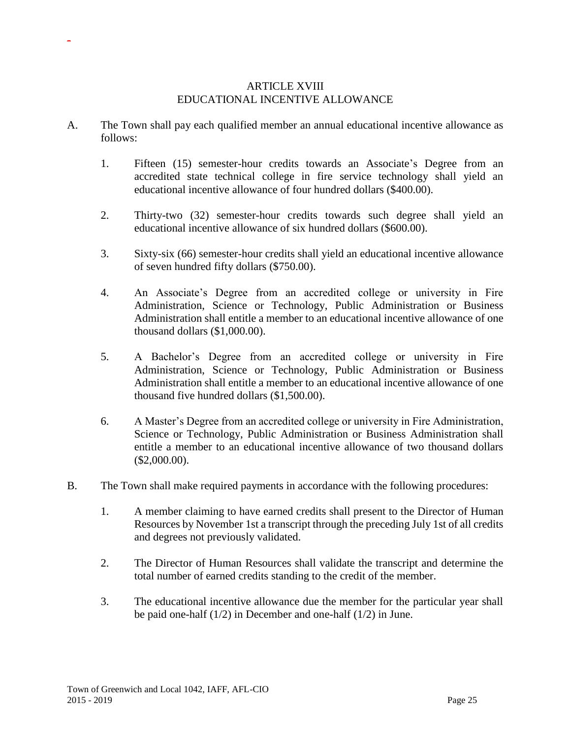# ARTICLE XVIII
# EDUCATIONAL INCENTIVE ALLOWANCE

A. The Town shall pay each qualified member an annual educational incentive allowance as follows:

1. Fifteen (15) semester-hour credits towards an Associate's Degree from an accredited state technical college in fire service technology shall yield an educational incentive allowance of four hundred dollars ($400.00).

2. Thirty-two (32) semester-hour credits towards such degree shall yield an educational incentive allowance of six hundred dollars ($600.00).

3. Sixty-six (66) semester-hour credits shall yield an educational incentive allowance of seven hundred fifty dollars ($750.00).

4. An Associate's Degree from an accredited college or university in Fire Administration, Science or Technology, Public Administration or Business Administration shall entitle a member to an educational incentive allowance of one thousand dollars ($1,000.00).

5. A Bachelor's Degree from an accredited college or university in Fire Administration, Science or Technology, Public Administration or Business Administration shall entitle a member to an educational incentive allowance of one thousand five hundred dollars ($1,500.00).

6. A Master's Degree from an accredited college or university in Fire Administration, Science or Technology, Public Administration or Business Administration shall entitle a member to an educational incentive allowance of two thousand dollars ($2,000.00).

B. The Town shall make required payments in accordance with the following procedures:

1. A member claiming to have earned credits shall present to the Director of Human Resources by November 1st a transcript through the preceding July 1st of all credits and degrees not previously validated.

2. The Director of Human Resources shall validate the transcript and determine the total number of earned credits standing to the credit of the member.

3. The educational incentive allowance due the member for the particular year shall be paid one-half (1/2) in December and one-half (1/2) in June.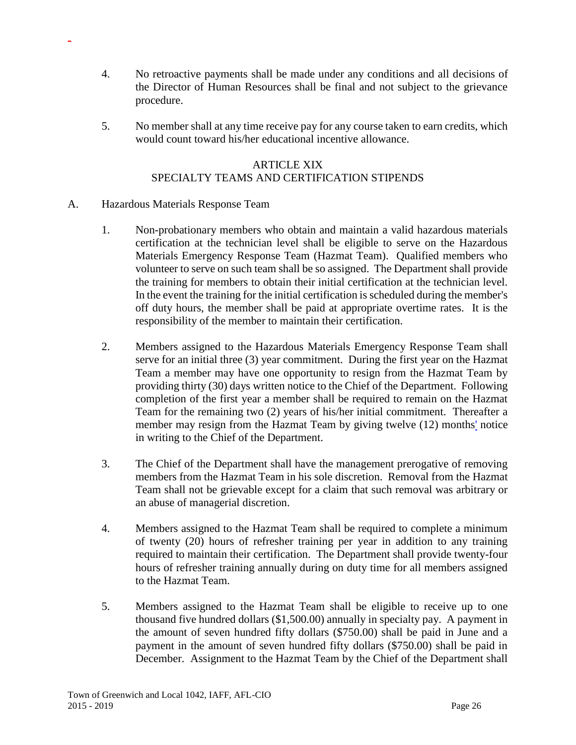4. No retroactive payments shall be made under any conditions and all decisions of the Director of Human Resources shall be final and not subject to the grievance procedure.

5. No member shall at any time receive pay for any course taken to earn credits, which would count toward his/her educational incentive allowance.

## ARTICLE XIX
## SPECIALTY TEAMS AND CERTIFICATION STIPENDS

A. Hazardous Materials Response Team

1. Non-probationary members who obtain and maintain a valid hazardous materials certification at the technician level shall be eligible to serve on the Hazardous Materials Emergency Response Team (Hazmat Team). Qualified members who volunteer to serve on such team shall be so assigned. The Department shall provide the training for members to obtain their initial certification at the technician level. In the event the training for the initial certification is scheduled during the member's off duty hours, the member shall be paid at appropriate overtime rates. It is the responsibility of the member to maintain their certification.

2. Members assigned to the Hazardous Materials Emergency Response Team shall serve for an initial three (3) year commitment. During the first year on the Hazmat Team a member may have one opportunity to resign from the Hazmat Team by providing thirty (30) days written notice to the Chief of the Department. Following completion of the first year a member shall be required to remain on the Hazmat Team for the remaining two (2) years of his/her initial commitment. Thereafter a member may resign from the Hazmat Team by giving twelve (12) months' notice in writing to the Chief of the Department.

3. The Chief of the Department shall have the management prerogative of removing members from the Hazmat Team in his sole discretion. Removal from the Hazmat Team shall not be grievable except for a claim that such removal was arbitrary or an abuse of managerial discretion.

4. Members assigned to the Hazmat Team shall be required to complete a minimum of twenty (20) hours of refresher training per year in addition to any training required to maintain their certification. The Department shall provide twenty-four hours of refresher training annually during on duty time for all members assigned to the Hazmat Team.

5. Members assigned to the Hazmat Team shall be eligible to receive up to one thousand five hundred dollars ($1,500.00) annually in specialty pay. A payment in the amount of seven hundred fifty dollars ($750.00) shall be paid in June and a payment in the amount of seven hundred fifty dollars ($750.00) shall be paid in December. Assignment to the Hazmat Team by the Chief of the Department shall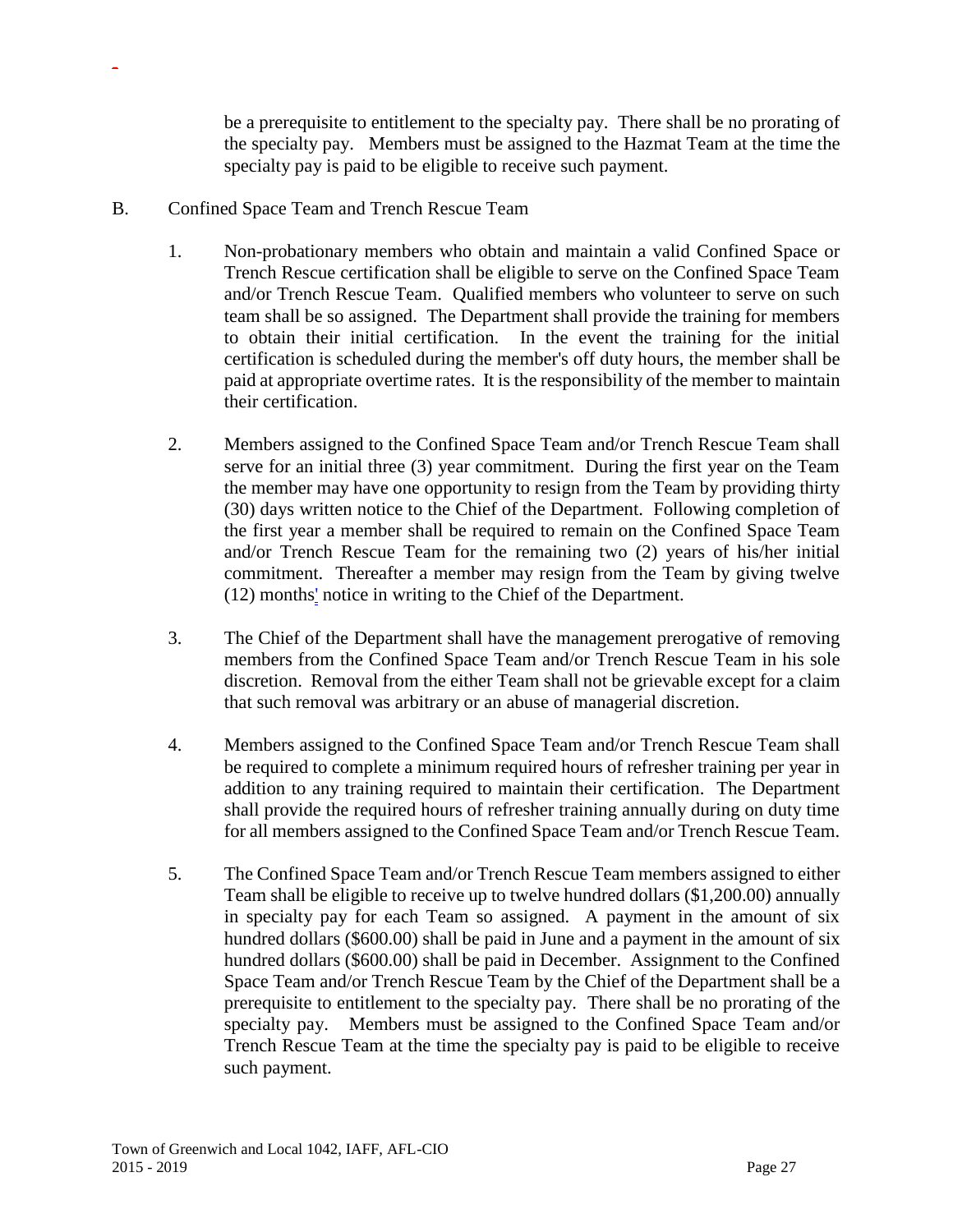be a prerequisite to entitlement to the specialty pay. There shall be no prorating of the specialty pay. Members must be assigned to the Hazmat Team at the time the specialty pay is paid to be eligible to receive such payment.

B. Confined Space Team and Trench Rescue Team

1. Non-probationary members who obtain and maintain a valid Confined Space or Trench Rescue certification shall be eligible to serve on the Confined Space Team and/or Trench Rescue Team. Qualified members who volunteer to serve on such team shall be so assigned. The Department shall provide the training for members to obtain their initial certification. In the event the training for the initial certification is scheduled during the member's off duty hours, the member shall be paid at appropriate overtime rates. It is the responsibility of the member to maintain their certification.

2. Members assigned to the Confined Space Team and/or Trench Rescue Team shall serve for an initial three (3) year commitment. During the first year on the Team the member may have one opportunity to resign from the Team by providing thirty (30) days written notice to the Chief of the Department. Following completion of the first year a member shall be required to remain on the Confined Space Team and/or Trench Rescue Team for the remaining two (2) years of his/her initial commitment. Thereafter a member may resign from the Team by giving twelve (12) months' notice in writing to the Chief of the Department.

3. The Chief of the Department shall have the management prerogative of removing members from the Confined Space Team and/or Trench Rescue Team in his sole discretion. Removal from the either Team shall not be grievable except for a claim that such removal was arbitrary or an abuse of managerial discretion.

4. Members assigned to the Confined Space Team and/or Trench Rescue Team shall be required to complete a minimum required hours of refresher training per year in addition to any training required to maintain their certification. The Department shall provide the required hours of refresher training annually during on duty time for all members assigned to the Confined Space Team and/or Trench Rescue Team.

5. The Confined Space Team and/or Trench Rescue Team members assigned to either Team shall be eligible to receive up to twelve hundred dollars ($1,200.00) annually in specialty pay for each Team so assigned. A payment in the amount of six hundred dollars ($600.00) shall be paid in June and a payment in the amount of six hundred dollars ($600.00) shall be paid in December. Assignment to the Confined Space Team and/or Trench Rescue Team by the Chief of the Department shall be a prerequisite to entitlement to the specialty pay. There shall be no prorating of the specialty pay. Members must be assigned to the Confined Space Team and/or Trench Rescue Team at the time the specialty pay is paid to be eligible to receive such payment.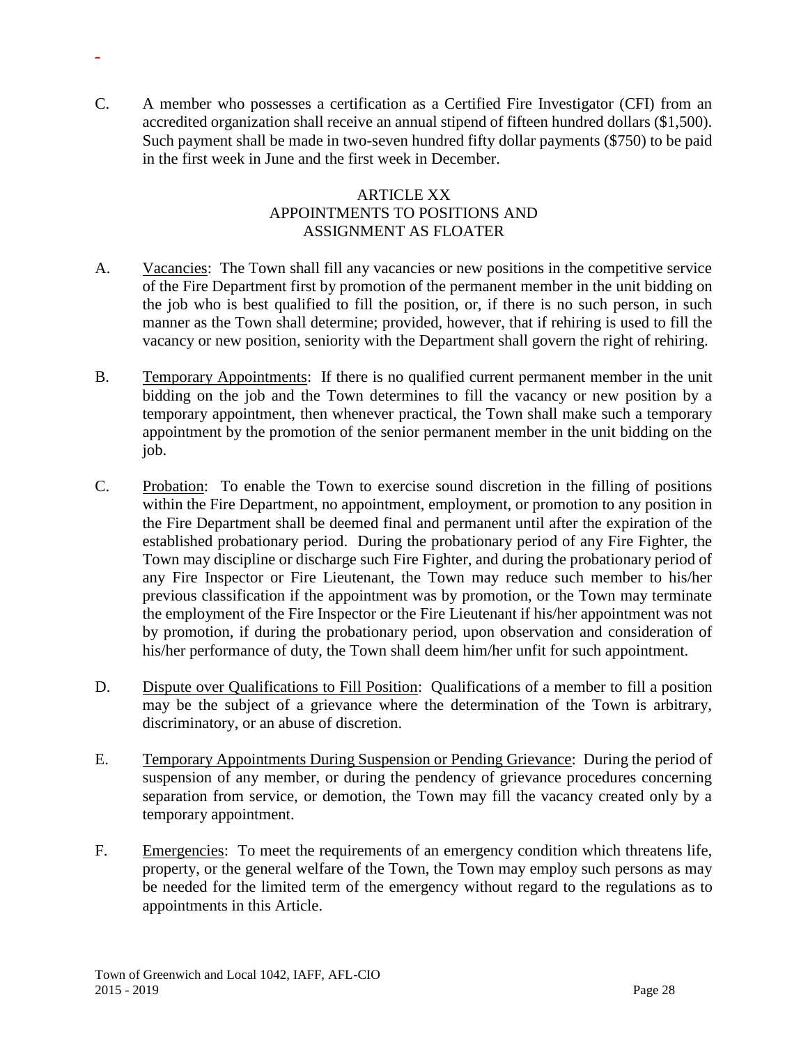C. A member who possesses a certification as a Certified Fire Investigator (CFI) from an accredited organization shall receive an annual stipend of fifteen hundred dollars ($1,500). Such payment shall be made in two-seven hundred fifty dollar payments ($750) to be paid in the first week in June and the first week in December.

## ARTICLE XX
## APPOINTMENTS TO POSITIONS AND ASSIGNMENT AS FLOATER

A. Vacancies: The Town shall fill any vacancies or new positions in the competitive service of the Fire Department first by promotion of the permanent member in the unit bidding on the job who is best qualified to fill the position, or, if there is no such person, in such manner as the Town shall determine; provided, however, that if rehiring is used to fill the vacancy or new position, seniority with the Department shall govern the right of rehiring.

B. Temporary Appointments: If there is no qualified current permanent member in the unit bidding on the job and the Town determines to fill the vacancy or new position by a temporary appointment, then whenever practical, the Town shall make such a temporary appointment by the promotion of the senior permanent member in the unit bidding on the job.

C. Probation: To enable the Town to exercise sound discretion in the filling of positions within the Fire Department, no appointment, employment, or promotion to any position in the Fire Department shall be deemed final and permanent until after the expiration of the established probationary period. During the probationary period of any Fire Fighter, the Town may discipline or discharge such Fire Fighter, and during the probationary period of any Fire Inspector or Fire Lieutenant, the Town may reduce such member to his/her previous classification if the appointment was by promotion, or the Town may terminate the employment of the Fire Inspector or the Fire Lieutenant if his/her appointment was not by promotion, if during the probationary period, upon observation and consideration of his/her performance of duty, the Town shall deem him/her unfit for such appointment.

D. Dispute over Qualifications to Fill Position: Qualifications of a member to fill a position may be the subject of a grievance where the determination of the Town is arbitrary, discriminatory, or an abuse of discretion.

E. Temporary Appointments During Suspension or Pending Grievance: During the period of suspension of any member, or during the pendency of grievance procedures concerning separation from service, or demotion, the Town may fill the vacancy created only by a temporary appointment.

F. Emergencies: To meet the requirements of an emergency condition which threatens life, property, or the general welfare of the Town, the Town may employ such persons as may be needed for the limited term of the emergency without regard to the regulations as to appointments in this Article.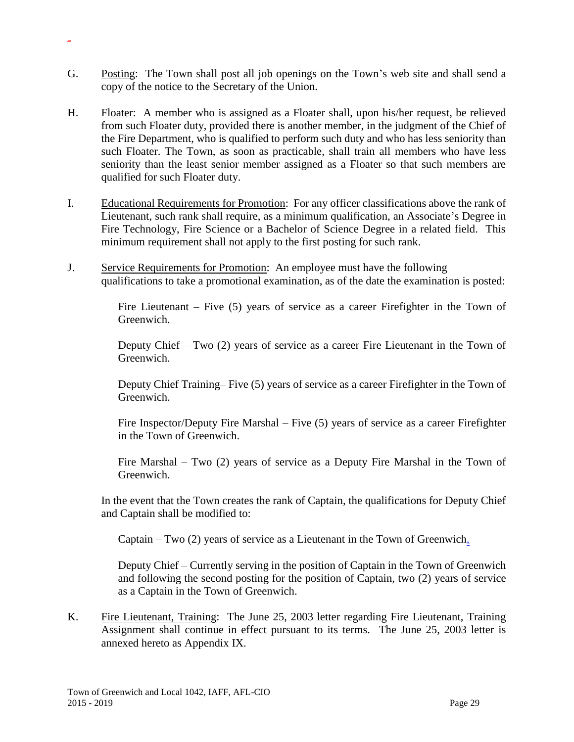G. Posting: The Town shall post all job openings on the Town's web site and shall send a copy of the notice to the Secretary of the Union.

H. Floater: A member who is assigned as a Floater shall, upon his/her request, be relieved from such Floater duty, provided there is another member, in the judgment of the Chief of the Fire Department, who is qualified to perform such duty and who has less seniority than such Floater. The Town, as soon as practicable, shall train all members who have less seniority than the least senior member assigned as a Floater so that such members are qualified for such Floater duty.

I. Educational Requirements for Promotion: For any officer classifications above the rank of Lieutenant, such rank shall require, as a minimum qualification, an Associate's Degree in Fire Technology, Fire Science or a Bachelor of Science Degree in a related field. This minimum requirement shall not apply to the first posting for such rank.

J. Service Requirements for Promotion: An employee must have the following qualifications to take a promotional examination, as of the date the examination is posted:

Fire Lieutenant – Five (5) years of service as a career Firefighter in the Town of Greenwich.

Deputy Chief – Two (2) years of service as a career Fire Lieutenant in the Town of Greenwich.

Deputy Chief Training– Five (5) years of service as a career Firefighter in the Town of Greenwich.

Fire Inspector/Deputy Fire Marshal – Five (5) years of service as a career Firefighter in the Town of Greenwich.

Fire Marshal – Two (2) years of service as a Deputy Fire Marshal in the Town of Greenwich.

In the event that the Town creates the rank of Captain, the qualifications for Deputy Chief and Captain shall be modified to:

Captain – Two (2) years of service as a Lieutenant in the Town of Greenwich.

Deputy Chief – Currently serving in the position of Captain in the Town of Greenwich and following the second posting for the position of Captain, two (2) years of service as a Captain in the Town of Greenwich.

K. Fire Lieutenant, Training: The June 25, 2003 letter regarding Fire Lieutenant, Training Assignment shall continue in effect pursuant to its terms. The June 25, 2003 letter is annexed hereto as Appendix IX.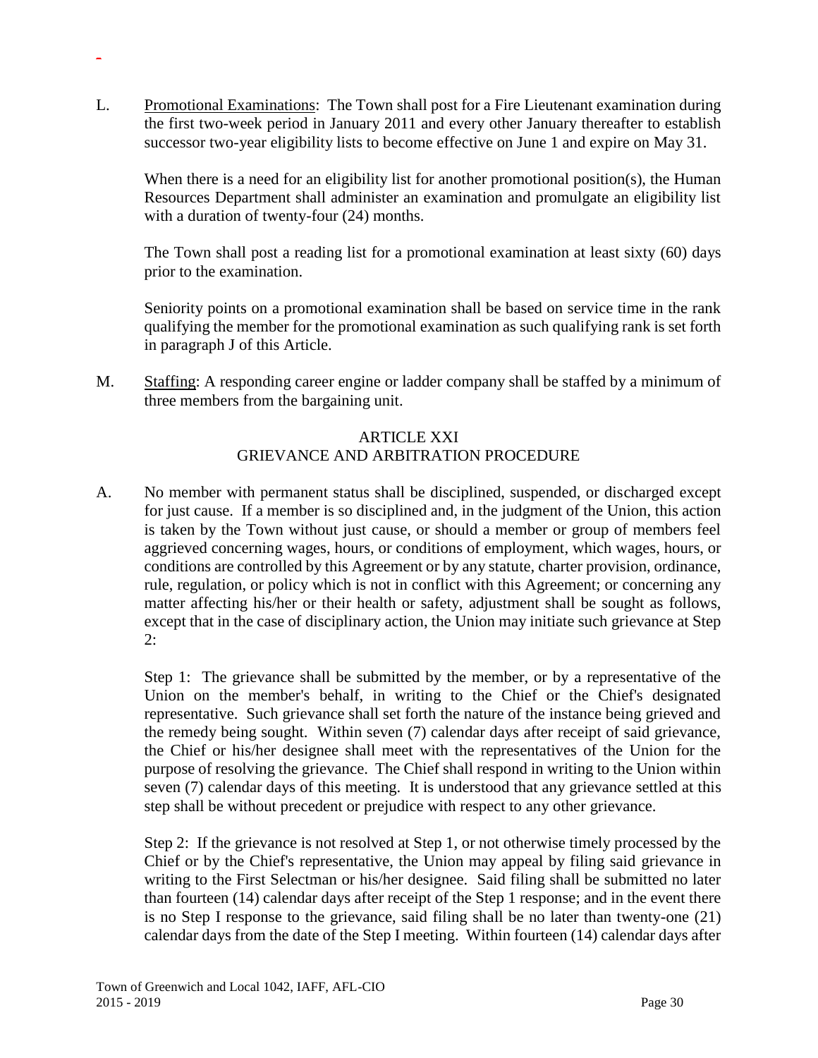L. Promotional Examinations: The Town shall post for a Fire Lieutenant examination during the first two-week period in January 2011 and every other January thereafter to establish successor two-year eligibility lists to become effective on June 1 and expire on May 31.

When there is a need for an eligibility list for another promotional position(s), the Human Resources Department shall administer an examination and promulgate an eligibility list with a duration of twenty-four (24) months.

The Town shall post a reading list for a promotional examination at least sixty (60) days prior to the examination.

Seniority points on a promotional examination shall be based on service time in the rank qualifying the member for the promotional examination as such qualifying rank is set forth in paragraph J of this Article.

M. Staffing: A responding career engine or ladder company shall be staffed by a minimum of three members from the bargaining unit.

## ARTICLE XXI
## GRIEVANCE AND ARBITRATION PROCEDURE

A. No member with permanent status shall be disciplined, suspended, or discharged except for just cause. If a member is so disciplined and, in the judgment of the Union, this action is taken by the Town without just cause, or should a member or group of members feel aggrieved concerning wages, hours, or conditions of employment, which wages, hours, or conditions are controlled by this Agreement or by any statute, charter provision, ordinance, rule, regulation, or policy which is not in conflict with this Agreement; or concerning any matter affecting his/her or their health or safety, adjustment shall be sought as follows, except that in the case of disciplinary action, the Union may initiate such grievance at Step 2:

Step 1: The grievance shall be submitted by the member, or by a representative of the Union on the member's behalf, in writing to the Chief or the Chief's designated representative. Such grievance shall set forth the nature of the instance being grieved and the remedy being sought. Within seven (7) calendar days after receipt of said grievance, the Chief or his/her designee shall meet with the representatives of the Union for the purpose of resolving the grievance. The Chief shall respond in writing to the Union within seven (7) calendar days of this meeting. It is understood that any grievance settled at this step shall be without precedent or prejudice with respect to any other grievance.

Step 2: If the grievance is not resolved at Step 1, or not otherwise timely processed by the Chief or by the Chief's representative, the Union may appeal by filing said grievance in writing to the First Selectman or his/her designee. Said filing shall be submitted no later than fourteen (14) calendar days after receipt of the Step 1 response; and in the event there is no Step I response to the grievance, said filing shall be no later than twenty-one (21) calendar days from the date of the Step I meeting. Within fourteen (14) calendar days after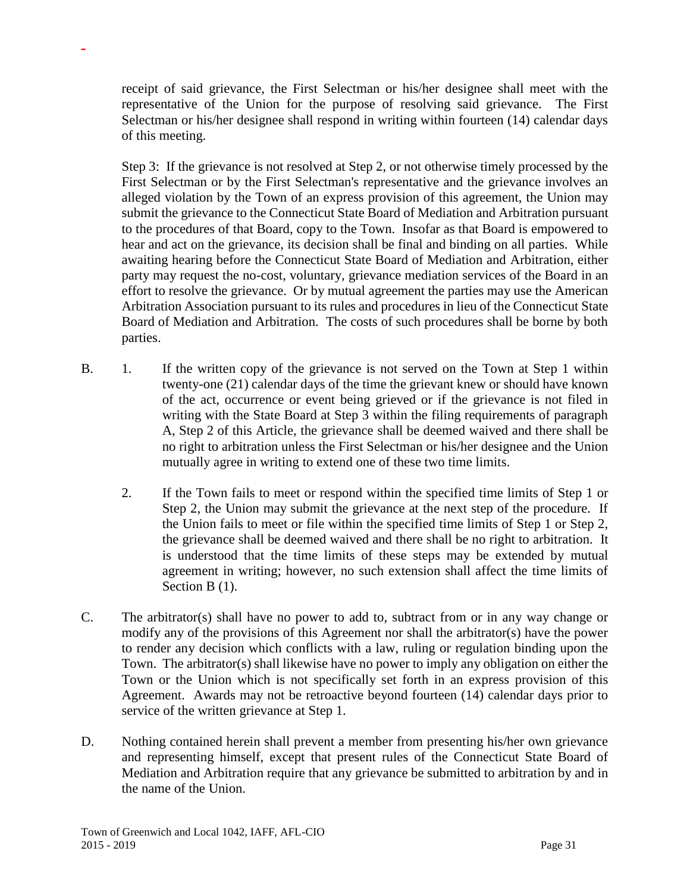receipt of said grievance, the First Selectman or his/her designee shall meet with the representative of the Union for the purpose of resolving said grievance. The First Selectman or his/her designee shall respond in writing within fourteen (14) calendar days of this meeting.

Step 3: If the grievance is not resolved at Step 2, or not otherwise timely processed by the First Selectman or by the First Selectman's representative and the grievance involves an alleged violation by the Town of an express provision of this agreement, the Union may submit the grievance to the Connecticut State Board of Mediation and Arbitration pursuant to the procedures of that Board, copy to the Town. Insofar as that Board is empowered to hear and act on the grievance, its decision shall be final and binding on all parties. While awaiting hearing before the Connecticut State Board of Mediation and Arbitration, either party may request the no-cost, voluntary, grievance mediation services of the Board in an effort to resolve the grievance. Or by mutual agreement the parties may use the American Arbitration Association pursuant to its rules and procedures in lieu of the Connecticut State Board of Mediation and Arbitration. The costs of such procedures shall be borne by both parties.

B. 1. If the written copy of the grievance is not served on the Town at Step 1 within twenty-one (21) calendar days of the time the grievant knew or should have known of the act, occurrence or event being grieved or if the grievance is not filed in writing with the State Board at Step 3 within the filing requirements of paragraph A, Step 2 of this Article, the grievance shall be deemed waived and there shall be no right to arbitration unless the First Selectman or his/her designee and the Union mutually agree in writing to extend one of these two time limits.

2. If the Town fails to meet or respond within the specified time limits of Step 1 or Step 2, the Union may submit the grievance at the next step of the procedure. If the Union fails to meet or file within the specified time limits of Step 1 or Step 2, the grievance shall be deemed waived and there shall be no right to arbitration. It is understood that the time limits of these steps may be extended by mutual agreement in writing; however, no such extension shall affect the time limits of Section B (1).

C. The arbitrator(s) shall have no power to add to, subtract from or in any way change or modify any of the provisions of this Agreement nor shall the arbitrator(s) have the power to render any decision which conflicts with a law, ruling or regulation binding upon the Town. The arbitrator(s) shall likewise have no power to imply any obligation on either the Town or the Union which is not specifically set forth in an express provision of this Agreement. Awards may not be retroactive beyond fourteen (14) calendar days prior to service of the written grievance at Step 1.

D. Nothing contained herein shall prevent a member from presenting his/her own grievance and representing himself, except that present rules of the Connecticut State Board of Mediation and Arbitration require that any grievance be submitted to arbitration by and in the name of the Union.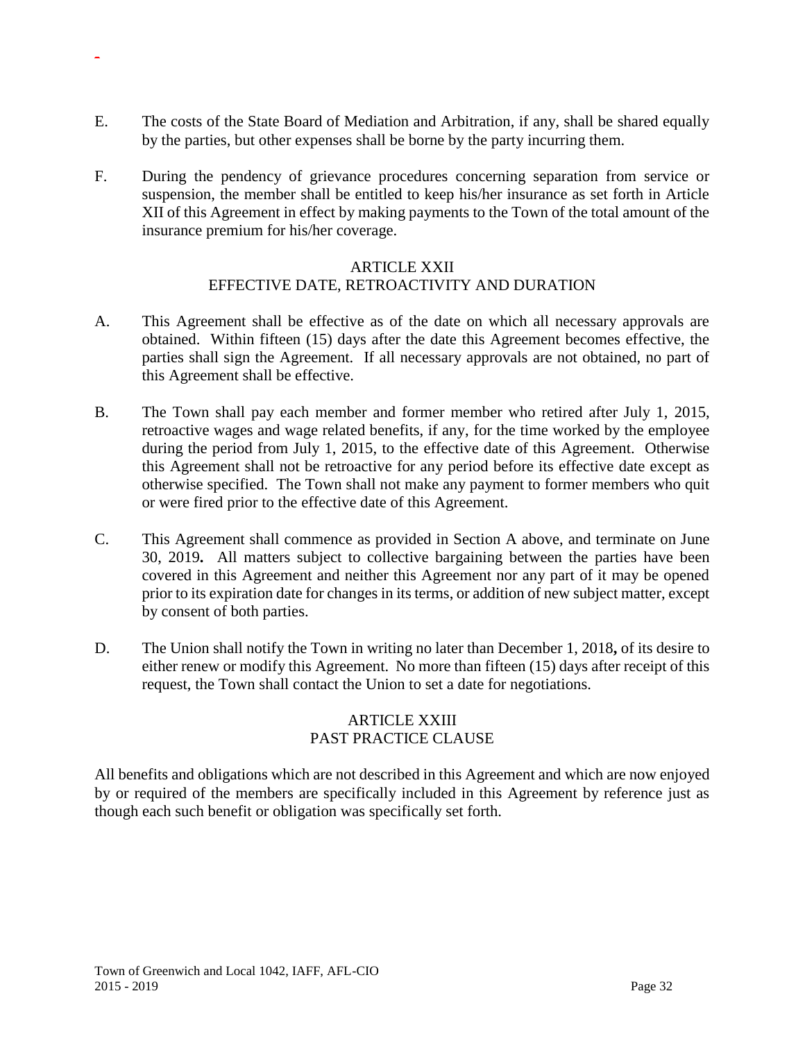E. The costs of the State Board of Mediation and Arbitration, if any, shall be shared equally by the parties, but other expenses shall be borne by the party incurring them.

F. During the pendency of grievance procedures concerning separation from service or suspension, the member shall be entitled to keep his/her insurance as set forth in Article XII of this Agreement in effect by making payments to the Town of the total amount of the insurance premium for his/her coverage.

## ARTICLE XXII
## EFFECTIVE DATE, RETROACTIVITY AND DURATION

A. This Agreement shall be effective as of the date on which all necessary approvals are obtained. Within fifteen (15) days after the date this Agreement becomes effective, the parties shall sign the Agreement. If all necessary approvals are not obtained, no part of this Agreement shall be effective.

B. The Town shall pay each member and former member who retired after July 1, 2015, retroactive wages and wage related benefits, if any, for the time worked by the employee during the period from July 1, 2015, to the effective date of this Agreement. Otherwise this Agreement shall not be retroactive for any period before its effective date except as otherwise specified. The Town shall not make any payment to former members who quit or were fired prior to the effective date of this Agreement.

C. This Agreement shall commence as provided in Section A above, and terminate on June 30, 2019**.** All matters subject to collective bargaining between the parties have been covered in this Agreement and neither this Agreement nor any part of it may be opened prior to its expiration date for changes in its terms, or addition of new subject matter, except by consent of both parties.

D. The Union shall notify the Town in writing no later than December 1, 2018**,** of its desire to either renew or modify this Agreement. No more than fifteen (15) days after receipt of this request, the Town shall contact the Union to set a date for negotiations.

## ARTICLE XXIII
## PAST PRACTICE CLAUSE

All benefits and obligations which are not described in this Agreement and which are now enjoyed by or required of the members are specifically included in this Agreement by reference just as though each such benefit or obligation was specifically set forth.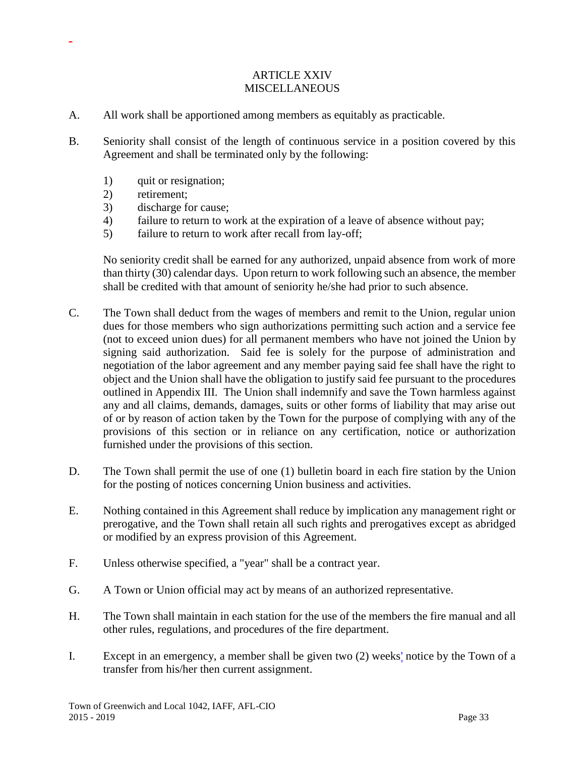# ARTICLE XXIV
## MISCELLANEOUS

A. All work shall be apportioned among members as equitably as practicable.

B. Seniority shall consist of the length of continuous service in a position covered by this Agreement and shall be terminated only by the following:

   1) quit or resignation;
   2) retirement;
   3) discharge for cause;
   4) failure to return to work at the expiration of a leave of absence without pay;
   5) failure to return to work after recall from lay-off;

   No seniority credit shall be earned for any authorized, unpaid absence from work of more than thirty (30) calendar days. Upon return to work following such an absence, the member shall be credited with that amount of seniority he/she had prior to such absence.

C. The Town shall deduct from the wages of members and remit to the Union, regular union dues for those members who sign authorizations permitting such action and a service fee (not to exceed union dues) for all permanent members who have not joined the Union by signing said authorization. Said fee is solely for the purpose of administration and negotiation of the labor agreement and any member paying said fee shall have the right to object and the Union shall have the obligation to justify said fee pursuant to the procedures outlined in Appendix III. The Union shall indemnify and save the Town harmless against any and all claims, demands, damages, suits or other forms of liability that may arise out of or by reason of action taken by the Town for the purpose of complying with any of the provisions of this section or in reliance on any certification, notice or authorization furnished under the provisions of this section.

D. The Town shall permit the use of one (1) bulletin board in each fire station by the Union for the posting of notices concerning Union business and activities.

E. Nothing contained in this Agreement shall reduce by implication any management right or prerogative, and the Town shall retain all such rights and prerogatives except as abridged or modified by an express provision of this Agreement.

F. Unless otherwise specified, a "year" shall be a contract year.

G. A Town or Union official may act by means of an authorized representative.

H. The Town shall maintain in each station for the use of the members the fire manual and all other rules, regulations, and procedures of the fire department.

I. Except in an emergency, a member shall be given two (2) weeks' notice by the Town of a transfer from his/her then current assignment.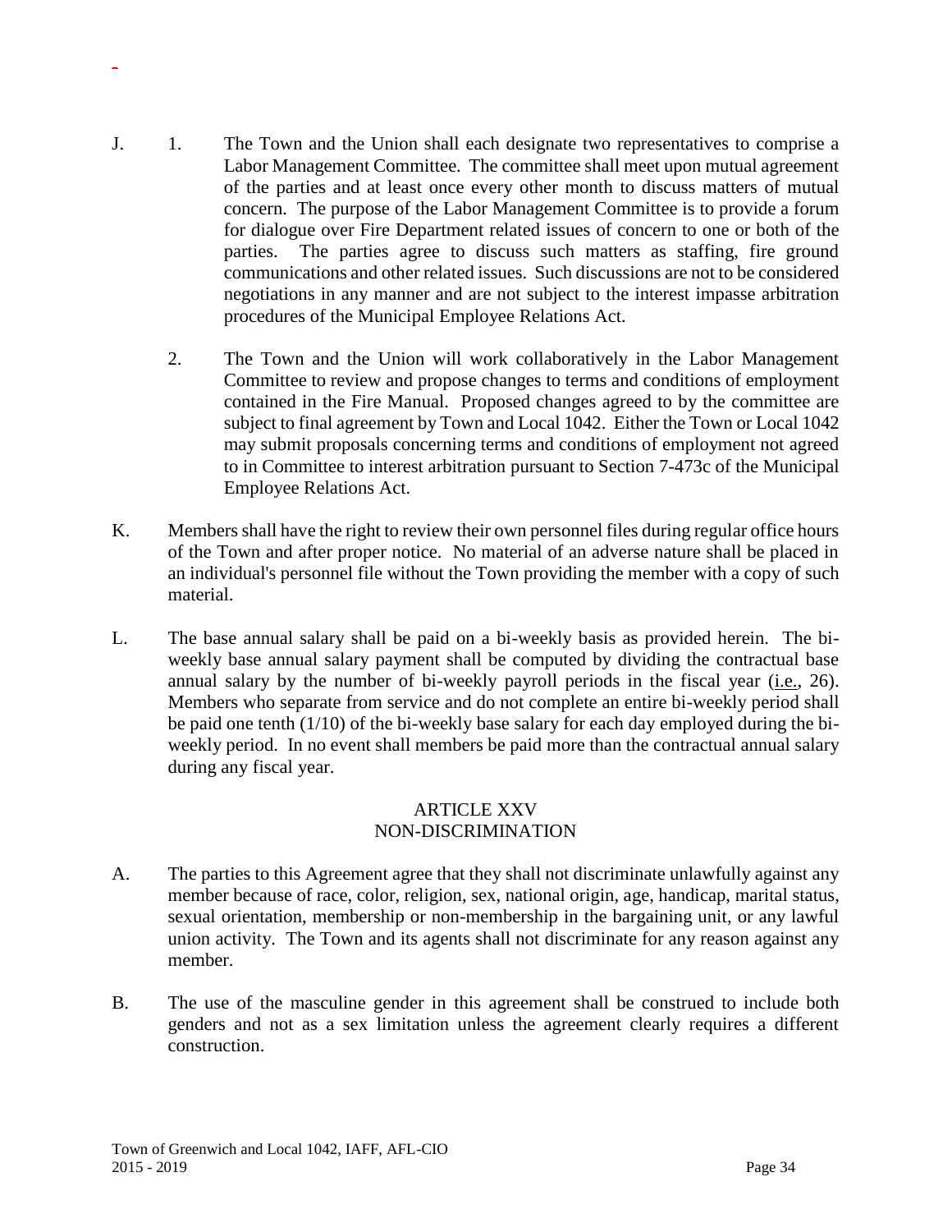J. 1. The Town and the Union shall each designate two representatives to comprise a Labor Management Committee. The committee shall meet upon mutual agreement of the parties and at least once every other month to discuss matters of mutual concern. The purpose of the Labor Management Committee is to provide a forum for dialogue over Fire Department related issues of concern to one or both of the parties. The parties agree to discuss such matters as staffing, fire ground communications and other related issues. Such discussions are not to be considered negotiations in any manner and are not subject to the interest impasse arbitration procedures of the Municipal Employee Relations Act.

2. The Town and the Union will work collaboratively in the Labor Management Committee to review and propose changes to terms and conditions of employment contained in the Fire Manual. Proposed changes agreed to by the committee are subject to final agreement by Town and Local 1042. Either the Town or Local 1042 may submit proposals concerning terms and conditions of employment not agreed to in Committee to interest arbitration pursuant to Section 7-473c of the Municipal Employee Relations Act.

K. Members shall have the right to review their own personnel files during regular office hours of the Town and after proper notice. No material of an adverse nature shall be placed in an individual's personnel file without the Town providing the member with a copy of such material.

L. The base annual salary shall be paid on a bi-weekly basis as provided herein. The bi-weekly base annual salary payment shall be computed by dividing the contractual base annual salary by the number of bi-weekly payroll periods in the fiscal year (i.e., 26). Members who separate from service and do not complete an entire bi-weekly period shall be paid one tenth (1/10) of the bi-weekly base salary for each day employed during the bi-weekly period. In no event shall members be paid more than the contractual annual salary during any fiscal year.

## ARTICLE XXV
## NON-DISCRIMINATION

A. The parties to this Agreement agree that they shall not discriminate unlawfully against any member because of race, color, religion, sex, national origin, age, handicap, marital status, sexual orientation, membership or non-membership in the bargaining unit, or any lawful union activity. The Town and its agents shall not discriminate for any reason against any member.

B. The use of the masculine gender in this agreement shall be construed to include both genders and not as a sex limitation unless the agreement clearly requires a different construction.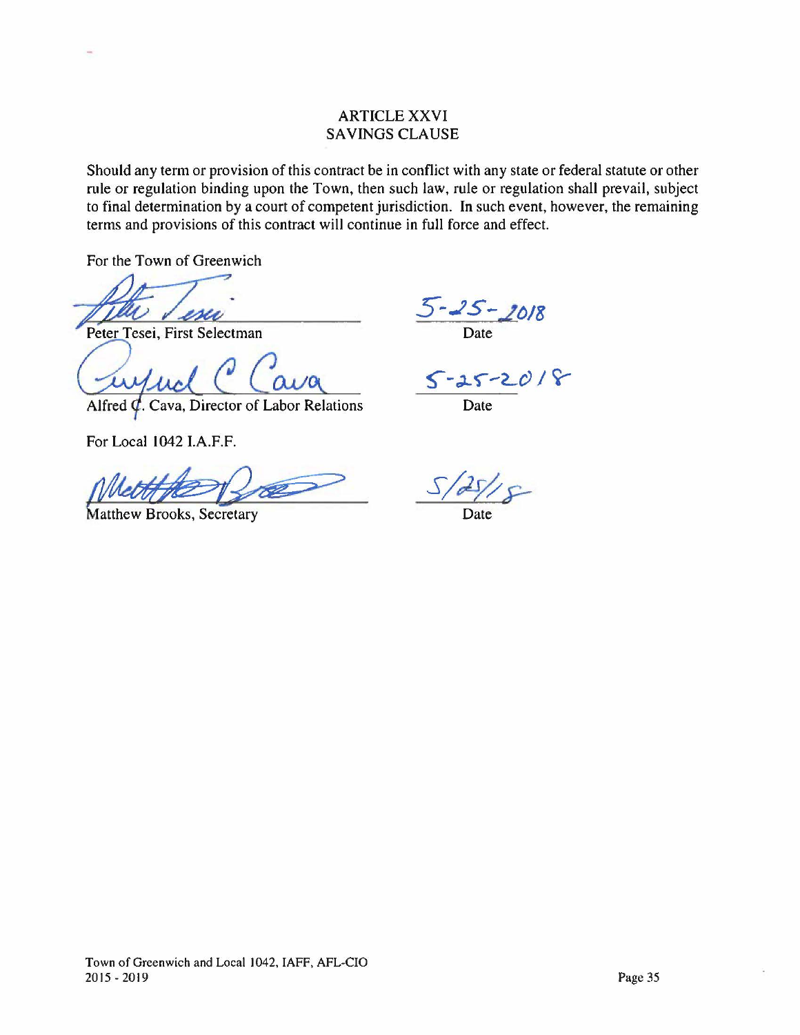## ARTICLE XXVI
## SAVINGS CLAUSE

Should any term or provision of this contract be in conflict with any state or federal statute or other rule or regulation binding upon the Town, then such law, rule or regulation shall prevail, subject to final determination by a court of competent jurisdiction. In such event, however, the remaining terms and provisions of this contract will continue in full force and effect.

For the Town of Greenwich

Peter Tesei, First Selectman — Date: 5-25-2018

Alfred C. Cava, Director of Labor Relations — Date: 5-25-2018

For Local 1042 I.A.F.F.

Matthew Brooks, Secretary — Date: 5/25/18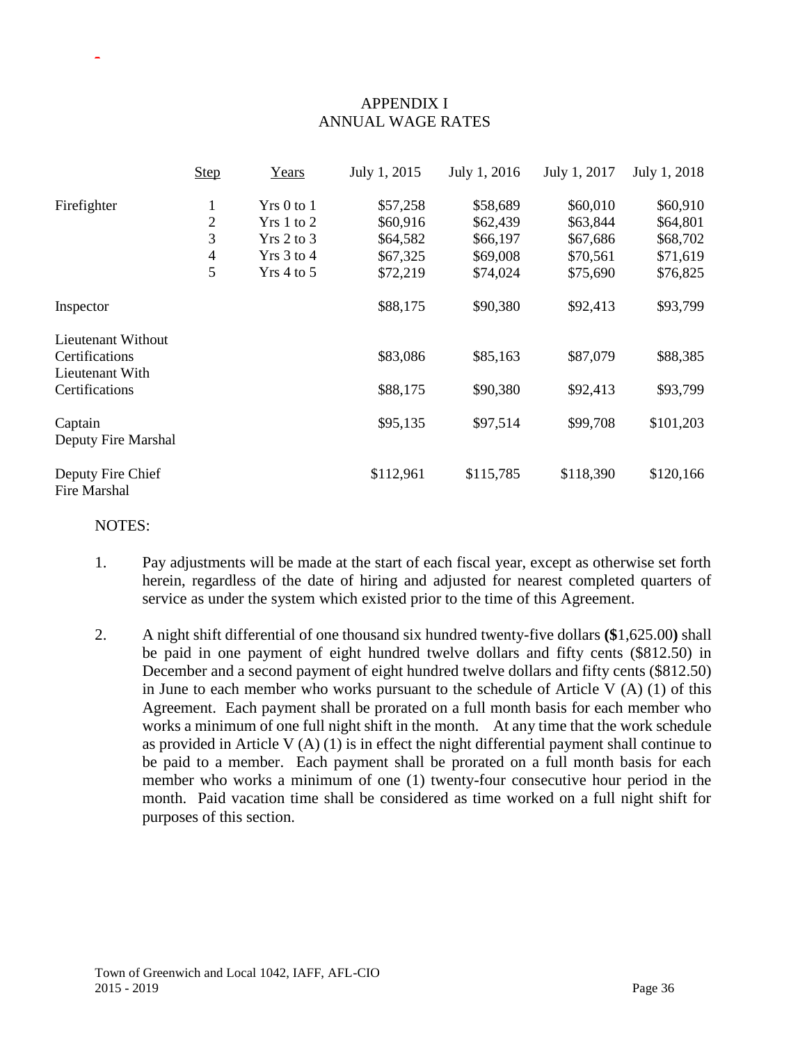# APPENDIX I
## ANNUAL WAGE RATES

| | Step | Years | July 1, 2015 | July 1, 2016 | July 1, 2017 | July 1, 2018 |
|---|---|---|---|---|---|---|
| Firefighter | 1 | Yrs 0 to 1 | $57,258 | $58,689 | $60,010 | $60,910 |
| | 2 | Yrs 1 to 2 | $60,916 | $62,439 | $63,844 | $64,801 |
| | 3 | Yrs 2 to 3 | $64,582 | $66,197 | $67,686 | $68,702 |
| | 4 | Yrs 3 to 4 | $67,325 | $69,008 | $70,561 | $71,619 |
| | 5 | Yrs 4 to 5 | $72,219 | $74,024 | $75,690 | $76,825 |
| Inspector | | | $88,175 | $90,380 | $92,413 | $93,799 |
| Lieutenant Without Certifications | | | $83,086 | $85,163 | $87,079 | $88,385 |
| Lieutenant With Certifications | | | $88,175 | $90,380 | $92,413 | $93,799 |
| Captain<br>Deputy Fire Marshal | | | $95,135 | $97,514 | $99,708 | $101,203 |
| Deputy Fire Chief<br>Fire Marshal | | | $112,961 | $115,785 | $118,390 | $120,166 |

NOTES:

1. Pay adjustments will be made at the start of each fiscal year, except as otherwise set forth herein, regardless of the date of hiring and adjusted for nearest completed quarters of service as under the system which existed prior to the time of this Agreement.

2. A night shift differential of one thousand six hundred twenty-five dollars **($**1,625.00**)** shall be paid in one payment of eight hundred twelve dollars and fifty cents ($812.50) in December and a second payment of eight hundred twelve dollars and fifty cents ($812.50) in June to each member who works pursuant to the schedule of Article V (A) (1) of this Agreement. Each payment shall be prorated on a full month basis for each member who works a minimum of one full night shift in the month. At any time that the work schedule as provided in Article V (A) (1) is in effect the night differential payment shall continue to be paid to a member. Each payment shall be prorated on a full month basis for each member who works a minimum of one (1) twenty-four consecutive hour period in the month. Paid vacation time shall be considered as time worked on a full night shift for purposes of this section.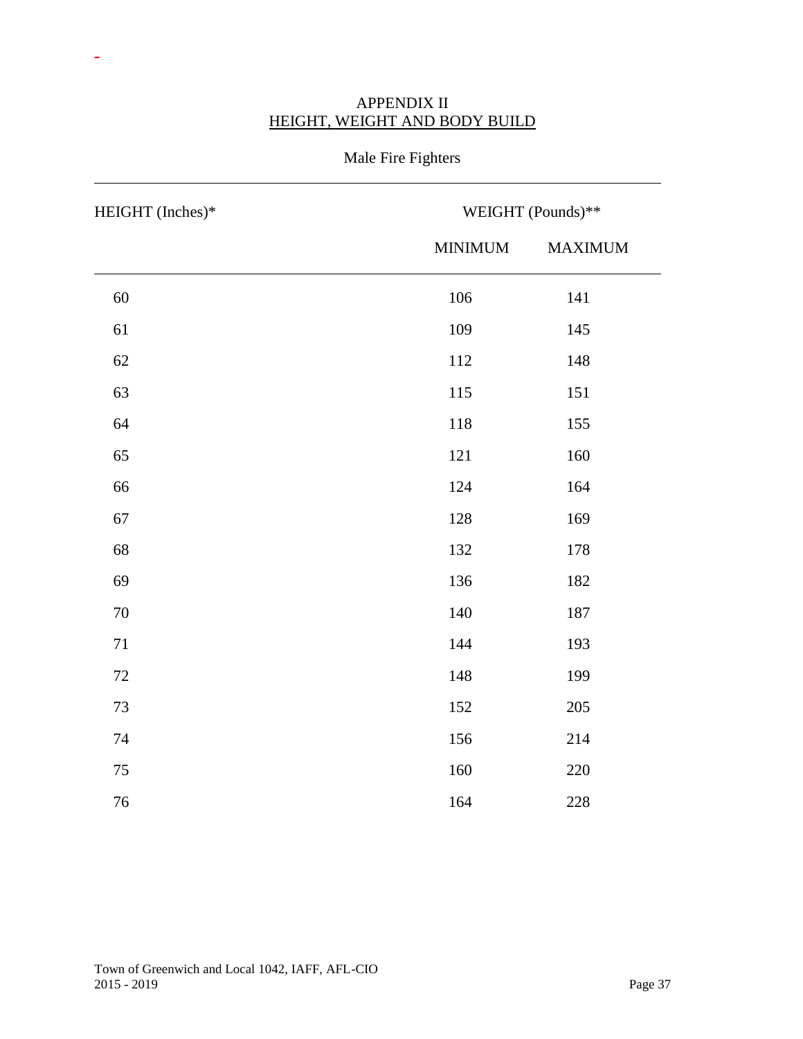# APPENDIX II
## HEIGHT, WEIGHT AND BODY BUILD

Male Fire Fighters

| HEIGHT (Inches)* | WEIGHT (Pounds)** | |
|---|---|---|
| | MINIMUM | MAXIMUM |
| 60 | 106 | 141 |
| 61 | 109 | 145 |
| 62 | 112 | 148 |
| 63 | 115 | 151 |
| 64 | 118 | 155 |
| 65 | 121 | 160 |
| 66 | 124 | 164 |
| 67 | 128 | 169 |
| 68 | 132 | 178 |
| 69 | 136 | 182 |
| 70 | 140 | 187 |
| 71 | 144 | 193 |
| 72 | 148 | 199 |
| 73 | 152 | 205 |
| 74 | 156 | 214 |
| 75 | 160 | 220 |
| 76 | 164 | 228 |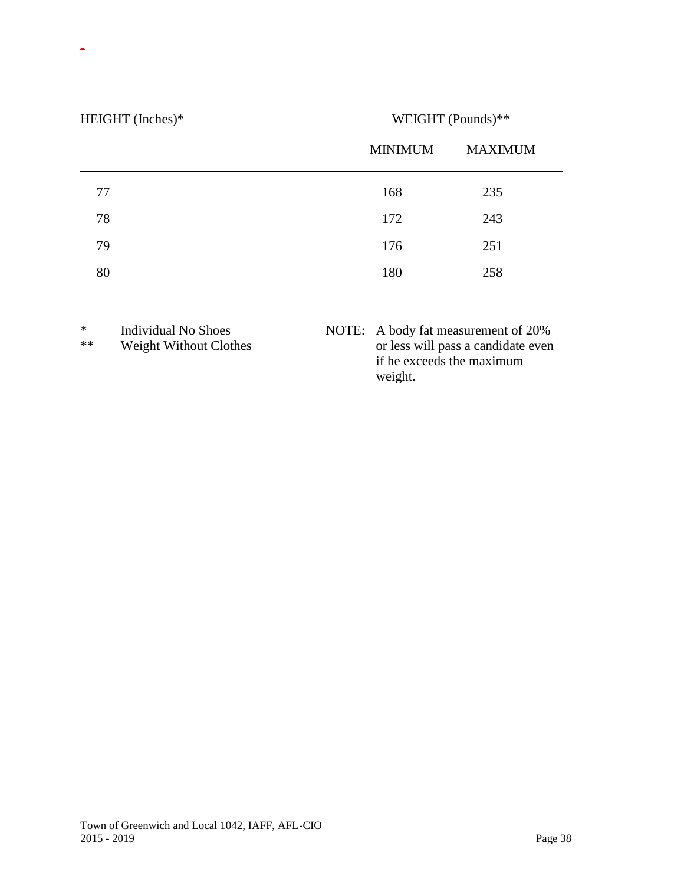| HEIGHT (Inches)* | WEIGHT (Pounds)** | |
|---|---|---|
| | MINIMUM | MAXIMUM |
| 77 | 168 | 235 |
| 78 | 172 | 243 |
| 79 | 176 | 251 |
| 80 | 180 | 258 |

\* Individual No Shoes

\*\* Weight Without Clothes

NOTE: A body fat measurement of 20% or <u>less</u> will pass a candidate even if he exceeds the maximum weight.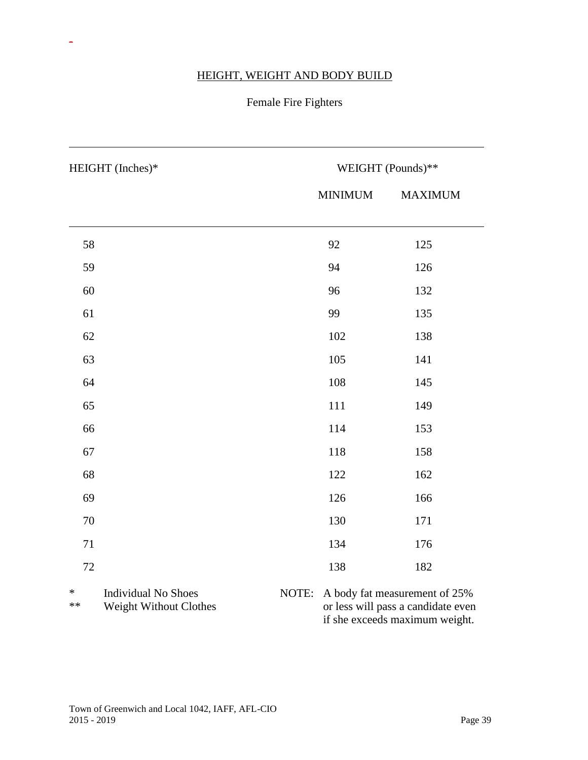## HEIGHT, WEIGHT AND BODY BUILD

Female Fire Fighters

| HEIGHT (Inches)* | WEIGHT (Pounds)** | |
|---|---|---|
| | MINIMUM | MAXIMUM |
| 58 | 92 | 125 |
| 59 | 94 | 126 |
| 60 | 96 | 132 |
| 61 | 99 | 135 |
| 62 | 102 | 138 |
| 63 | 105 | 141 |
| 64 | 108 | 145 |
| 65 | 111 | 149 |
| 66 | 114 | 153 |
| 67 | 118 | 158 |
| 68 | 122 | 162 |
| 69 | 126 | 166 |
| 70 | 130 | 171 |
| 71 | 134 | 176 |
| 72 | 138 | 182 |

\* Individual No Shoes

\*\* Weight Without Clothes

NOTE: A body fat measurement of 25% or less will pass a candidate even if she exceeds maximum weight.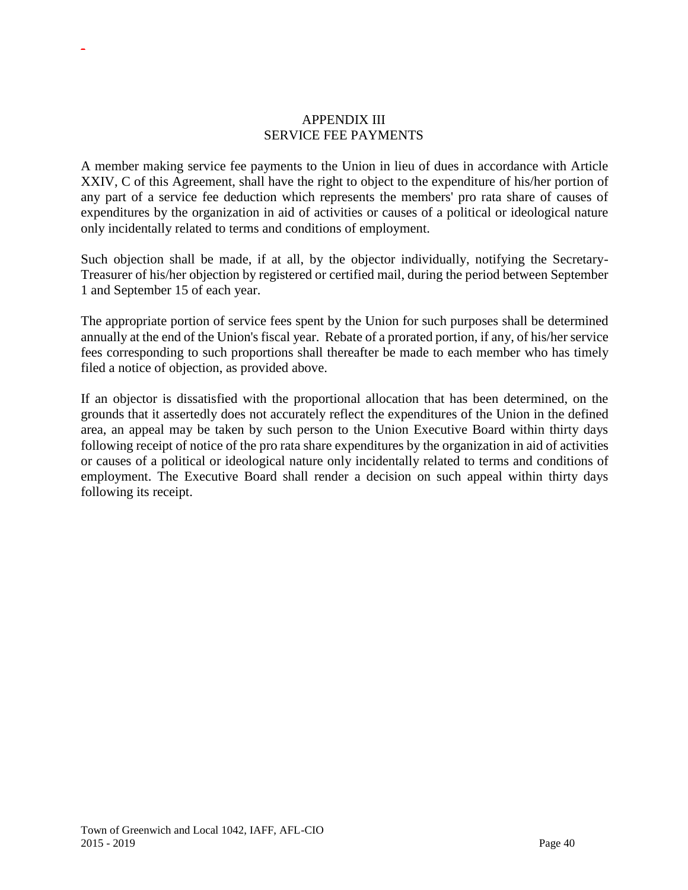# APPENDIX III
# SERVICE FEE PAYMENTS

A member making service fee payments to the Union in lieu of dues in accordance with Article XXIV, C of this Agreement, shall have the right to object to the expenditure of his/her portion of any part of a service fee deduction which represents the members' pro rata share of causes of expenditures by the organization in aid of activities or causes of a political or ideological nature only incidentally related to terms and conditions of employment.

Such objection shall be made, if at all, by the objector individually, notifying the Secretary-Treasurer of his/her objection by registered or certified mail, during the period between September 1 and September 15 of each year.

The appropriate portion of service fees spent by the Union for such purposes shall be determined annually at the end of the Union's fiscal year. Rebate of a prorated portion, if any, of his/her service fees corresponding to such proportions shall thereafter be made to each member who has timely filed a notice of objection, as provided above.

If an objector is dissatisfied with the proportional allocation that has been determined, on the grounds that it assertedly does not accurately reflect the expenditures of the Union in the defined area, an appeal may be taken by such person to the Union Executive Board within thirty days following receipt of notice of the pro rata share expenditures by the organization in aid of activities or causes of a political or ideological nature only incidentally related to terms and conditions of employment. The Executive Board shall render a decision on such appeal within thirty days following its receipt.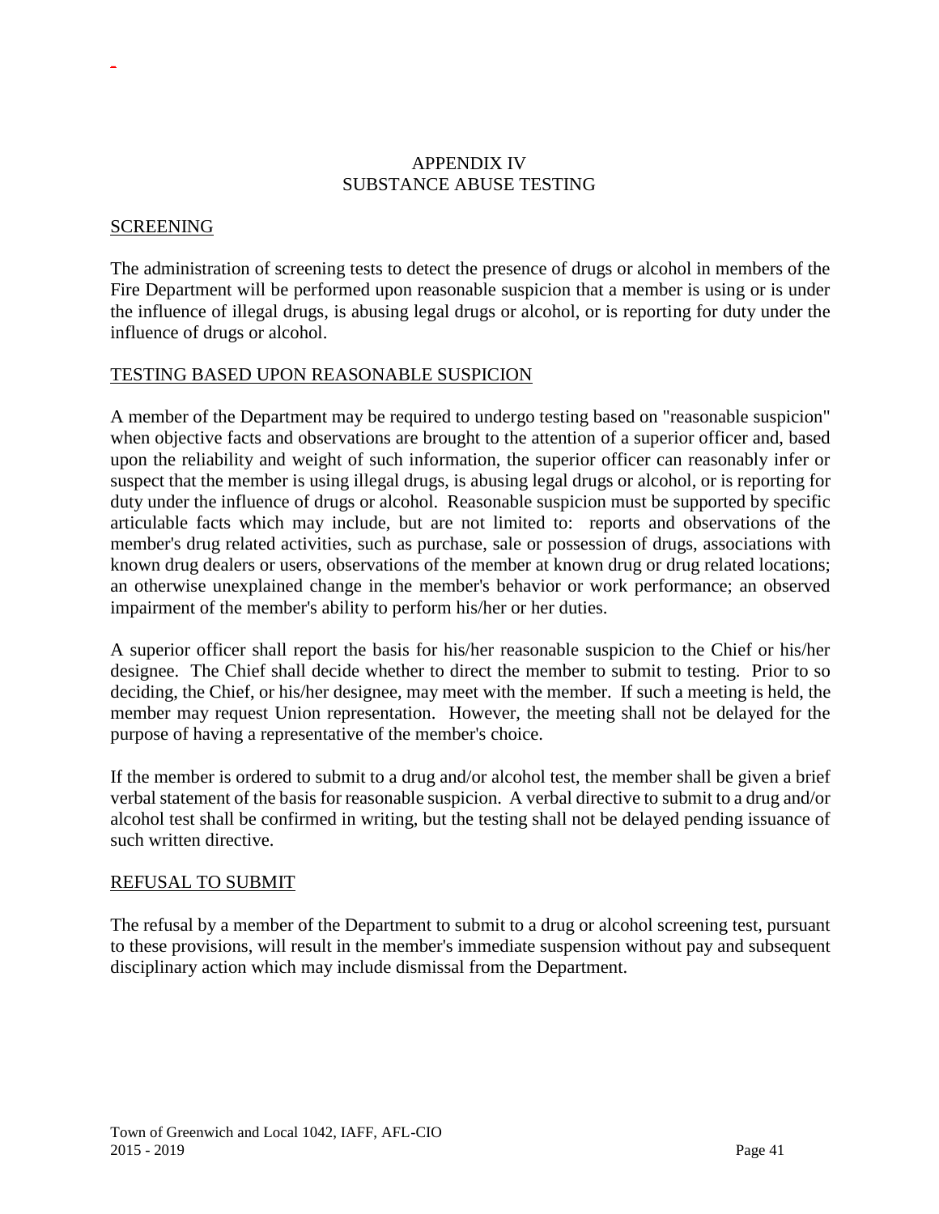# APPENDIX IV
# SUBSTANCE ABUSE TESTING

## SCREENING

The administration of screening tests to detect the presence of drugs or alcohol in members of the Fire Department will be performed upon reasonable suspicion that a member is using or is under the influence of illegal drugs, is abusing legal drugs or alcohol, or is reporting for duty under the influence of drugs or alcohol.

## TESTING BASED UPON REASONABLE SUSPICION

A member of the Department may be required to undergo testing based on "reasonable suspicion" when objective facts and observations are brought to the attention of a superior officer and, based upon the reliability and weight of such information, the superior officer can reasonably infer or suspect that the member is using illegal drugs, is abusing legal drugs or alcohol, or is reporting for duty under the influence of drugs or alcohol. Reasonable suspicion must be supported by specific articulable facts which may include, but are not limited to: reports and observations of the member's drug related activities, such as purchase, sale or possession of drugs, associations with known drug dealers or users, observations of the member at known drug or drug related locations; an otherwise unexplained change in the member's behavior or work performance; an observed impairment of the member's ability to perform his/her or her duties.

A superior officer shall report the basis for his/her reasonable suspicion to the Chief or his/her designee. The Chief shall decide whether to direct the member to submit to testing. Prior to so deciding, the Chief, or his/her designee, may meet with the member. If such a meeting is held, the member may request Union representation. However, the meeting shall not be delayed for the purpose of having a representative of the member's choice.

If the member is ordered to submit to a drug and/or alcohol test, the member shall be given a brief verbal statement of the basis for reasonable suspicion. A verbal directive to submit to a drug and/or alcohol test shall be confirmed in writing, but the testing shall not be delayed pending issuance of such written directive.

## REFUSAL TO SUBMIT

The refusal by a member of the Department to submit to a drug or alcohol screening test, pursuant to these provisions, will result in the member's immediate suspension without pay and subsequent disciplinary action which may include dismissal from the Department.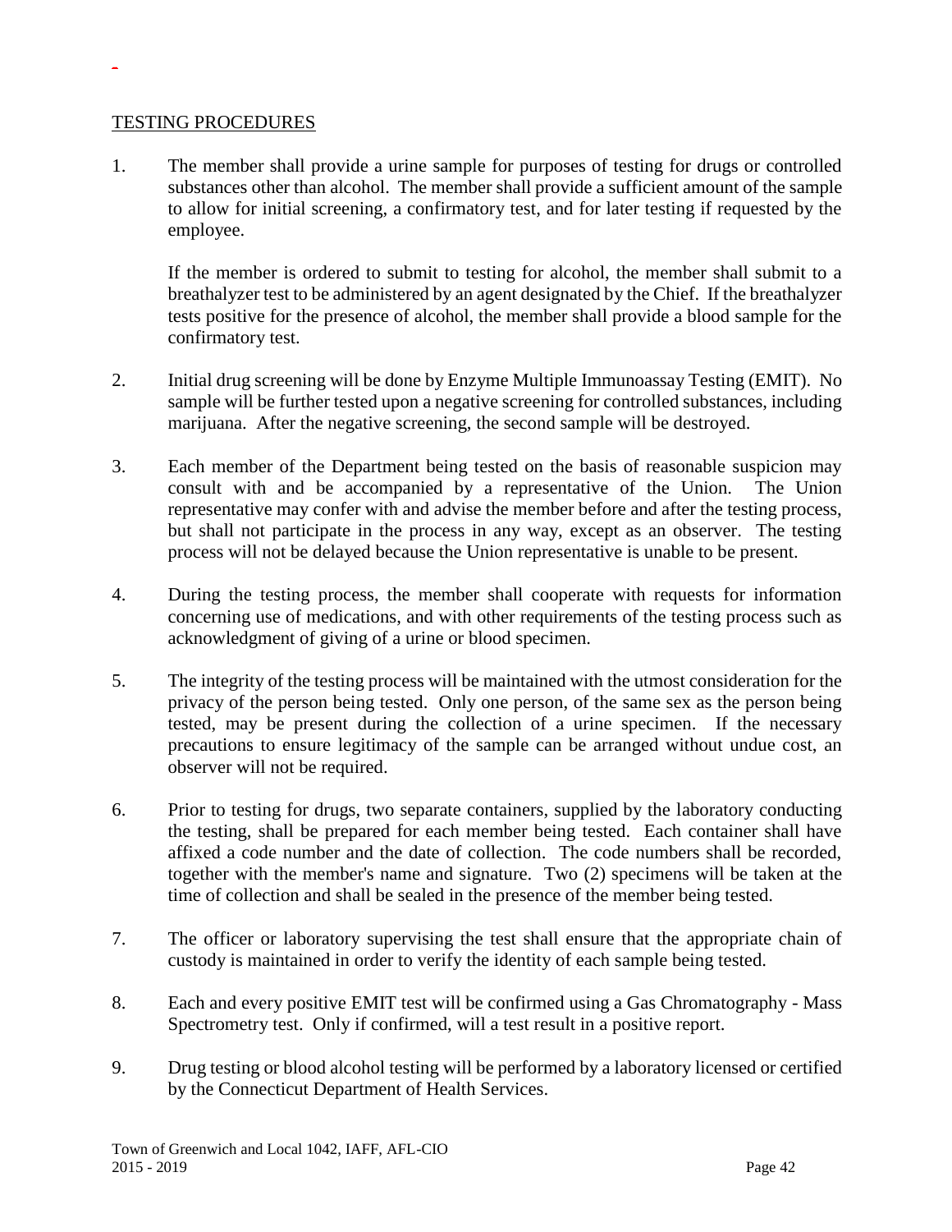TESTING PROCEDURES

1. The member shall provide a urine sample for purposes of testing for drugs or controlled substances other than alcohol. The member shall provide a sufficient amount of the sample to allow for initial screening, a confirmatory test, and for later testing if requested by the employee.

   If the member is ordered to submit to testing for alcohol, the member shall submit to a breathalyzer test to be administered by an agent designated by the Chief. If the breathalyzer tests positive for the presence of alcohol, the member shall provide a blood sample for the confirmatory test.

2. Initial drug screening will be done by Enzyme Multiple Immunoassay Testing (EMIT). No sample will be further tested upon a negative screening for controlled substances, including marijuana. After the negative screening, the second sample will be destroyed.

3. Each member of the Department being tested on the basis of reasonable suspicion may consult with and be accompanied by a representative of the Union. The Union representative may confer with and advise the member before and after the testing process, but shall not participate in the process in any way, except as an observer. The testing process will not be delayed because the Union representative is unable to be present.

4. During the testing process, the member shall cooperate with requests for information concerning use of medications, and with other requirements of the testing process such as acknowledgment of giving of a urine or blood specimen.

5. The integrity of the testing process will be maintained with the utmost consideration for the privacy of the person being tested. Only one person, of the same sex as the person being tested, may be present during the collection of a urine specimen. If the necessary precautions to ensure legitimacy of the sample can be arranged without undue cost, an observer will not be required.

6. Prior to testing for drugs, two separate containers, supplied by the laboratory conducting the testing, shall be prepared for each member being tested. Each container shall have affixed a code number and the date of collection. The code numbers shall be recorded, together with the member's name and signature. Two (2) specimens will be taken at the time of collection and shall be sealed in the presence of the member being tested.

7. The officer or laboratory supervising the test shall ensure that the appropriate chain of custody is maintained in order to verify the identity of each sample being tested.

8. Each and every positive EMIT test will be confirmed using a Gas Chromatography - Mass Spectrometry test. Only if confirmed, will a test result in a positive report.

9. Drug testing or blood alcohol testing will be performed by a laboratory licensed or certified by the Connecticut Department of Health Services.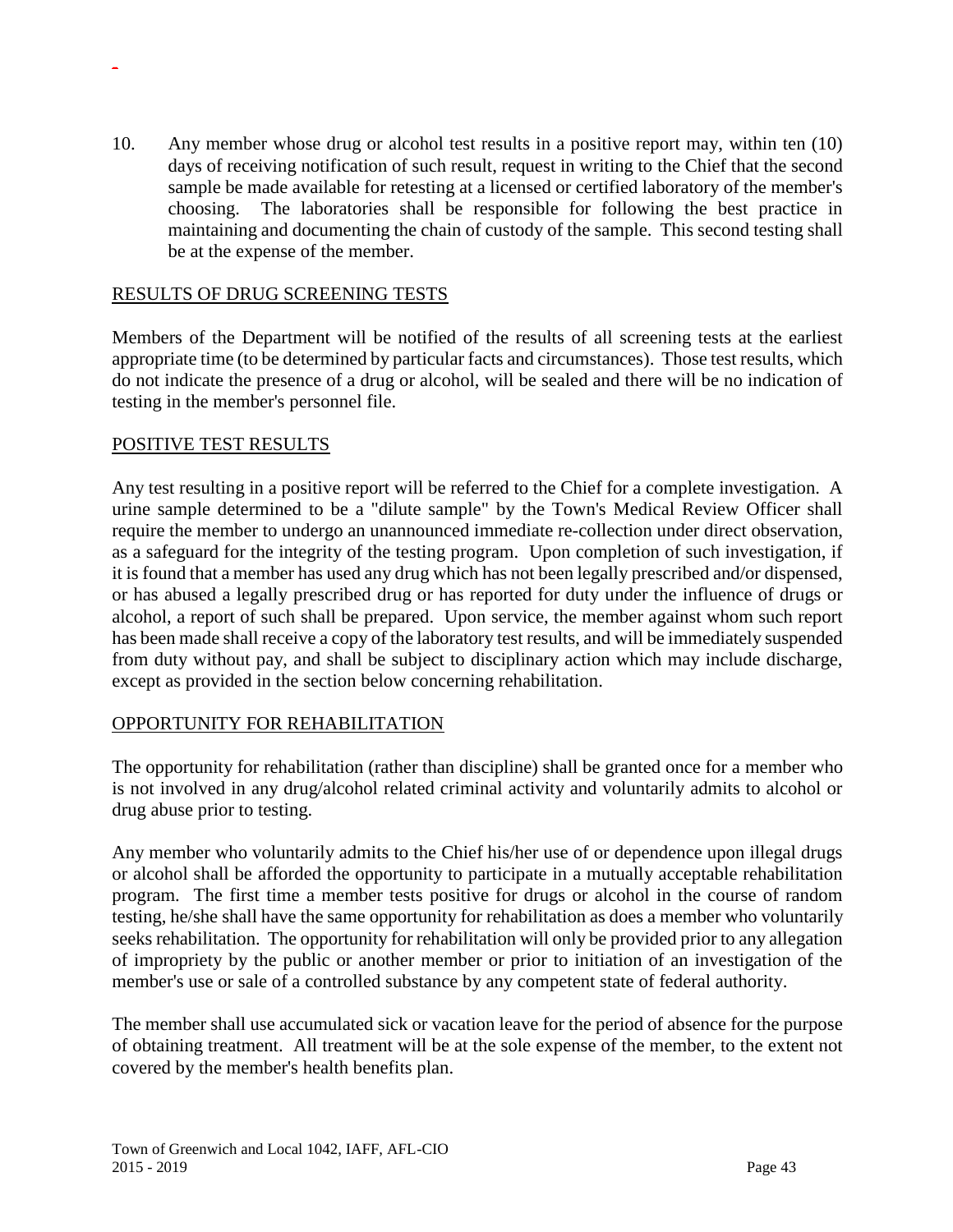10. Any member whose drug or alcohol test results in a positive report may, within ten (10) days of receiving notification of such result, request in writing to the Chief that the second sample be made available for retesting at a licensed or certified laboratory of the member's choosing. The laboratories shall be responsible for following the best practice in maintaining and documenting the chain of custody of the sample. This second testing shall be at the expense of the member.

RESULTS OF DRUG SCREENING TESTS

Members of the Department will be notified of the results of all screening tests at the earliest appropriate time (to be determined by particular facts and circumstances). Those test results, which do not indicate the presence of a drug or alcohol, will be sealed and there will be no indication of testing in the member's personnel file.

POSITIVE TEST RESULTS

Any test resulting in a positive report will be referred to the Chief for a complete investigation. A urine sample determined to be a "dilute sample" by the Town's Medical Review Officer shall require the member to undergo an unannounced immediate re-collection under direct observation, as a safeguard for the integrity of the testing program. Upon completion of such investigation, if it is found that a member has used any drug which has not been legally prescribed and/or dispensed, or has abused a legally prescribed drug or has reported for duty under the influence of drugs or alcohol, a report of such shall be prepared. Upon service, the member against whom such report has been made shall receive a copy of the laboratory test results, and will be immediately suspended from duty without pay, and shall be subject to disciplinary action which may include discharge, except as provided in the section below concerning rehabilitation.

OPPORTUNITY FOR REHABILITATION

The opportunity for rehabilitation (rather than discipline) shall be granted once for a member who is not involved in any drug/alcohol related criminal activity and voluntarily admits to alcohol or drug abuse prior to testing.

Any member who voluntarily admits to the Chief his/her use of or dependence upon illegal drugs or alcohol shall be afforded the opportunity to participate in a mutually acceptable rehabilitation program. The first time a member tests positive for drugs or alcohol in the course of random testing, he/she shall have the same opportunity for rehabilitation as does a member who voluntarily seeks rehabilitation. The opportunity for rehabilitation will only be provided prior to any allegation of impropriety by the public or another member or prior to initiation of an investigation of the member's use or sale of a controlled substance by any competent state of federal authority.

The member shall use accumulated sick or vacation leave for the period of absence for the purpose of obtaining treatment. All treatment will be at the sole expense of the member, to the extent not covered by the member's health benefits plan.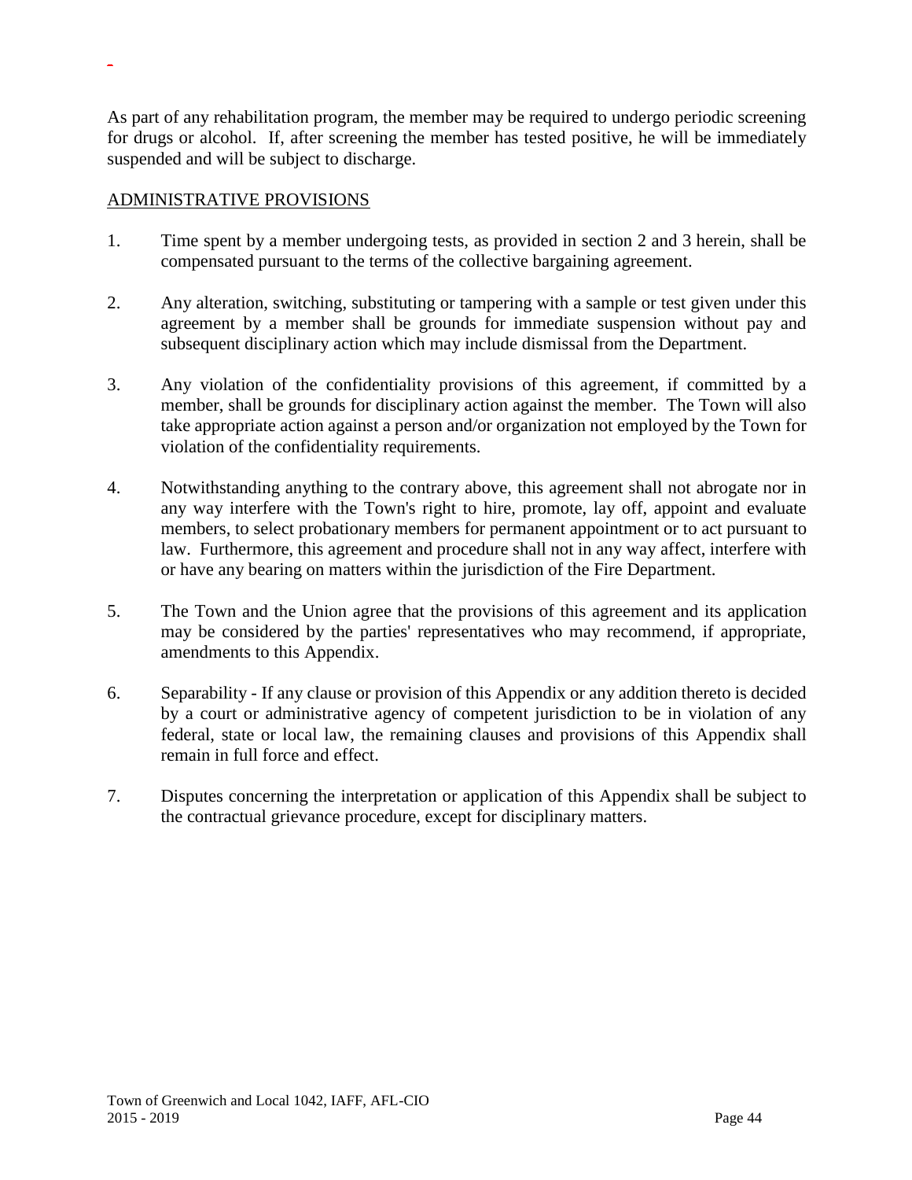As part of any rehabilitation program, the member may be required to undergo periodic screening for drugs or alcohol. If, after screening the member has tested positive, he will be immediately suspended and will be subject to discharge.

ADMINISTRATIVE PROVISIONS

1. Time spent by a member undergoing tests, as provided in section 2 and 3 herein, shall be compensated pursuant to the terms of the collective bargaining agreement.

2. Any alteration, switching, substituting or tampering with a sample or test given under this agreement by a member shall be grounds for immediate suspension without pay and subsequent disciplinary action which may include dismissal from the Department.

3. Any violation of the confidentiality provisions of this agreement, if committed by a member, shall be grounds for disciplinary action against the member. The Town will also take appropriate action against a person and/or organization not employed by the Town for violation of the confidentiality requirements.

4. Notwithstanding anything to the contrary above, this agreement shall not abrogate nor in any way interfere with the Town's right to hire, promote, lay off, appoint and evaluate members, to select probationary members for permanent appointment or to act pursuant to law. Furthermore, this agreement and procedure shall not in any way affect, interfere with or have any bearing on matters within the jurisdiction of the Fire Department.

5. The Town and the Union agree that the provisions of this agreement and its application may be considered by the parties' representatives who may recommend, if appropriate, amendments to this Appendix.

6. Separability - If any clause or provision of this Appendix or any addition thereto is decided by a court or administrative agency of competent jurisdiction to be in violation of any federal, state or local law, the remaining clauses and provisions of this Appendix shall remain in full force and effect.

7. Disputes concerning the interpretation or application of this Appendix shall be subject to the contractual grievance procedure, except for disciplinary matters.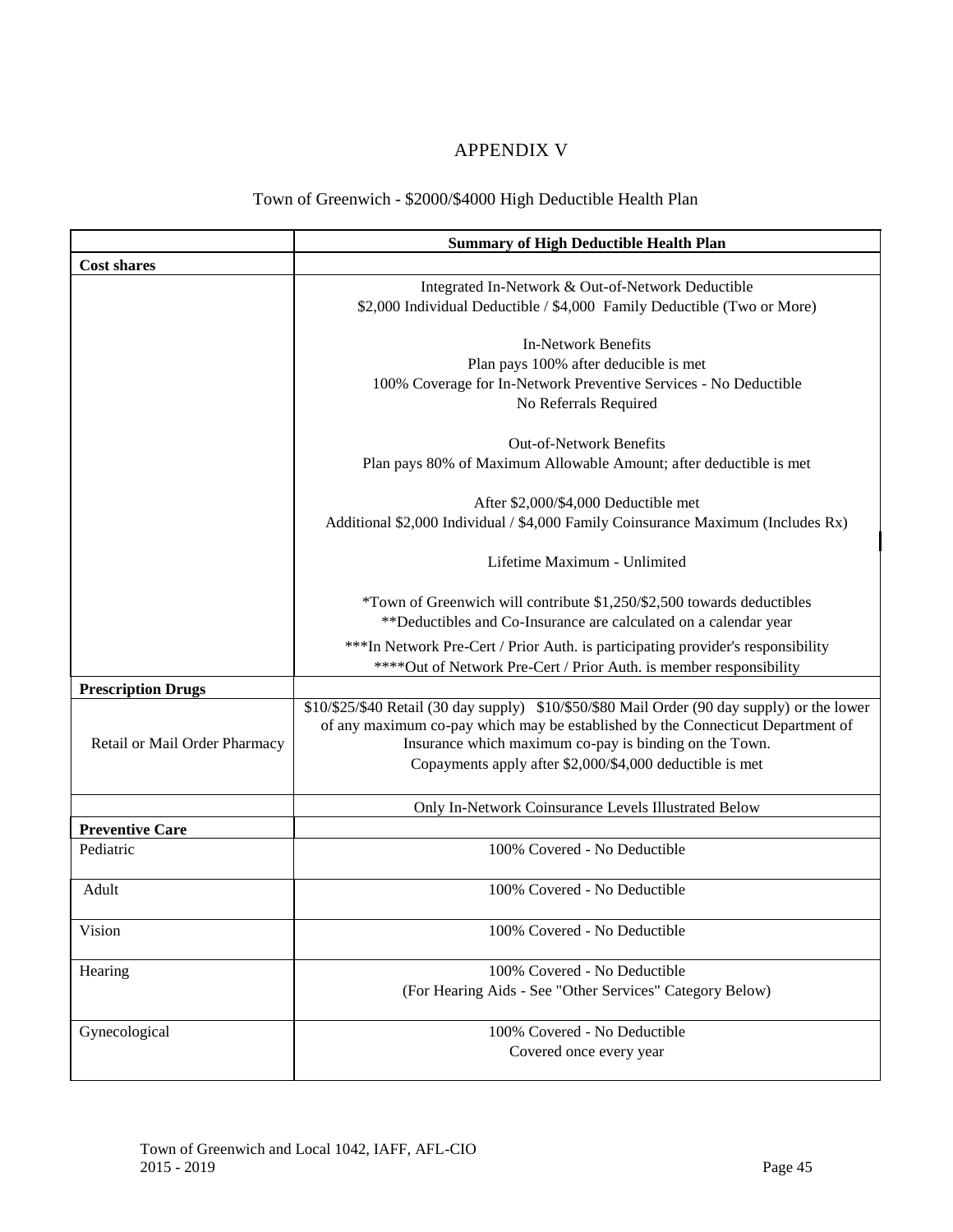# APPENDIX V

## Town of Greenwich - $2000/$4000 High Deductible Health Plan

| | Summary of High Deductible Health Plan |
|---|---|
| **Cost shares** | |
| | Integrated In-Network & Out-of-Network Deductible<br>$2,000 Individual Deductible / $4,000 Family Deductible (Two or More)<br><br>In-Network Benefits<br>Plan pays 100% after deducible is met<br>100% Coverage for In-Network Preventive Services - No Deductible<br>No Referrals Required<br><br>Out-of-Network Benefits<br>Plan pays 80% of Maximum Allowable Amount; after deductible is met<br><br>After $2,000/$4,000 Deductible met<br>Additional $2,000 Individual / $4,000 Family Coinsurance Maximum (Includes Rx)<br><br>Lifetime Maximum - Unlimited<br><br>*Town of Greenwich will contribute $1,250/$2,500 towards deductibles<br>**Deductibles and Co-Insurance are calculated on a calendar year<br>***In Network Pre-Cert / Prior Auth. is participating provider's responsibility<br>****Out of Network Pre-Cert / Prior Auth. is member responsibility |
| **Prescription Drugs** | |
| Retail or Mail Order Pharmacy | $10/$25/$40 Retail (30 day supply) $10/$50/$80 Mail Order (90 day supply) or the lower of any maximum co-pay which may be established by the Connecticut Department of Insurance which maximum co-pay is binding on the Town.<br>Copayments apply after $2,000/$4,000 deductible is met |
| | Only In-Network Coinsurance Levels Illustrated Below |
| **Preventive Care** | |
| Pediatric | 100% Covered - No Deductible |
| Adult | 100% Covered - No Deductible |
| Vision | 100% Covered - No Deductible |
| Hearing | 100% Covered - No Deductible<br>(For Hearing Aids - See "Other Services" Category Below) |
| Gynecological | 100% Covered - No Deductible<br>Covered once every year |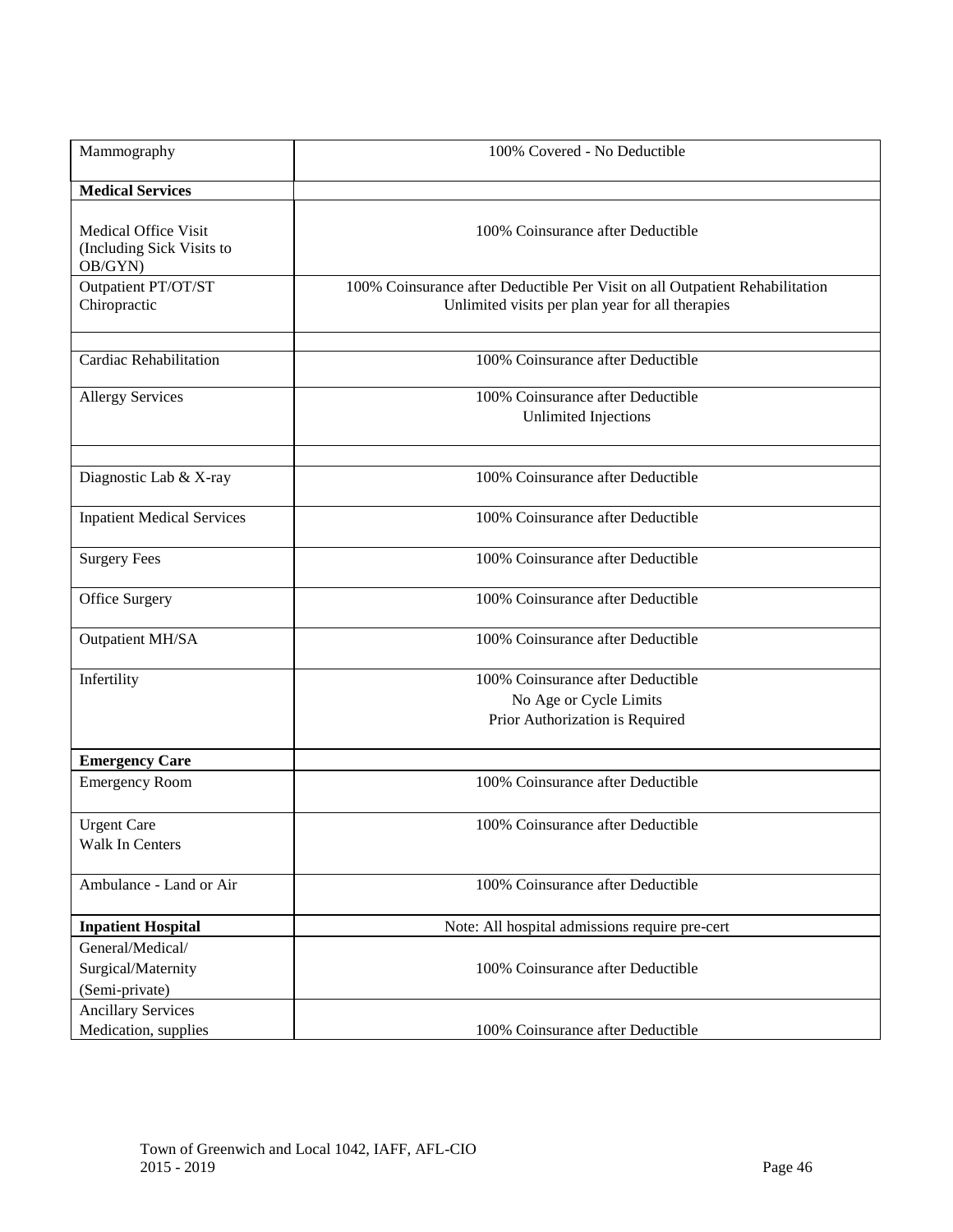| Mammography | 100% Covered - No Deductible |
|---|---|
| **Medical Services** | |
| Medical Office Visit (Including Sick Visits to OB/GYN) | 100% Coinsurance after Deductible |
| Outpatient PT/OT/ST Chiropractic | 100% Coinsurance after Deductible Per Visit on all Outpatient Rehabilitation<br>Unlimited visits per plan year for all therapies |
| | |
| Cardiac Rehabilitation | 100% Coinsurance after Deductible |
| Allergy Services | 100% Coinsurance after Deductible<br>Unlimited Injections |
| | |
| Diagnostic Lab & X-ray | 100% Coinsurance after Deductible |
| Inpatient Medical Services | 100% Coinsurance after Deductible |
| Surgery Fees | 100% Coinsurance after Deductible |
| Office Surgery | 100% Coinsurance after Deductible |
| Outpatient MH/SA | 100% Coinsurance after Deductible |
| Infertility | 100% Coinsurance after Deductible<br>No Age or Cycle Limits<br>Prior Authorization is Required |
| **Emergency Care** | |
| Emergency Room | 100% Coinsurance after Deductible |
| Urgent Care<br>Walk In Centers | 100% Coinsurance after Deductible |
| Ambulance - Land or Air | 100% Coinsurance after Deductible |
| **Inpatient Hospital** | Note: All hospital admissions require pre-cert |
| General/Medical/<br>Surgical/Maternity<br>(Semi-private) | 100% Coinsurance after Deductible |
| Ancillary Services<br>Medication, supplies | 100% Coinsurance after Deductible |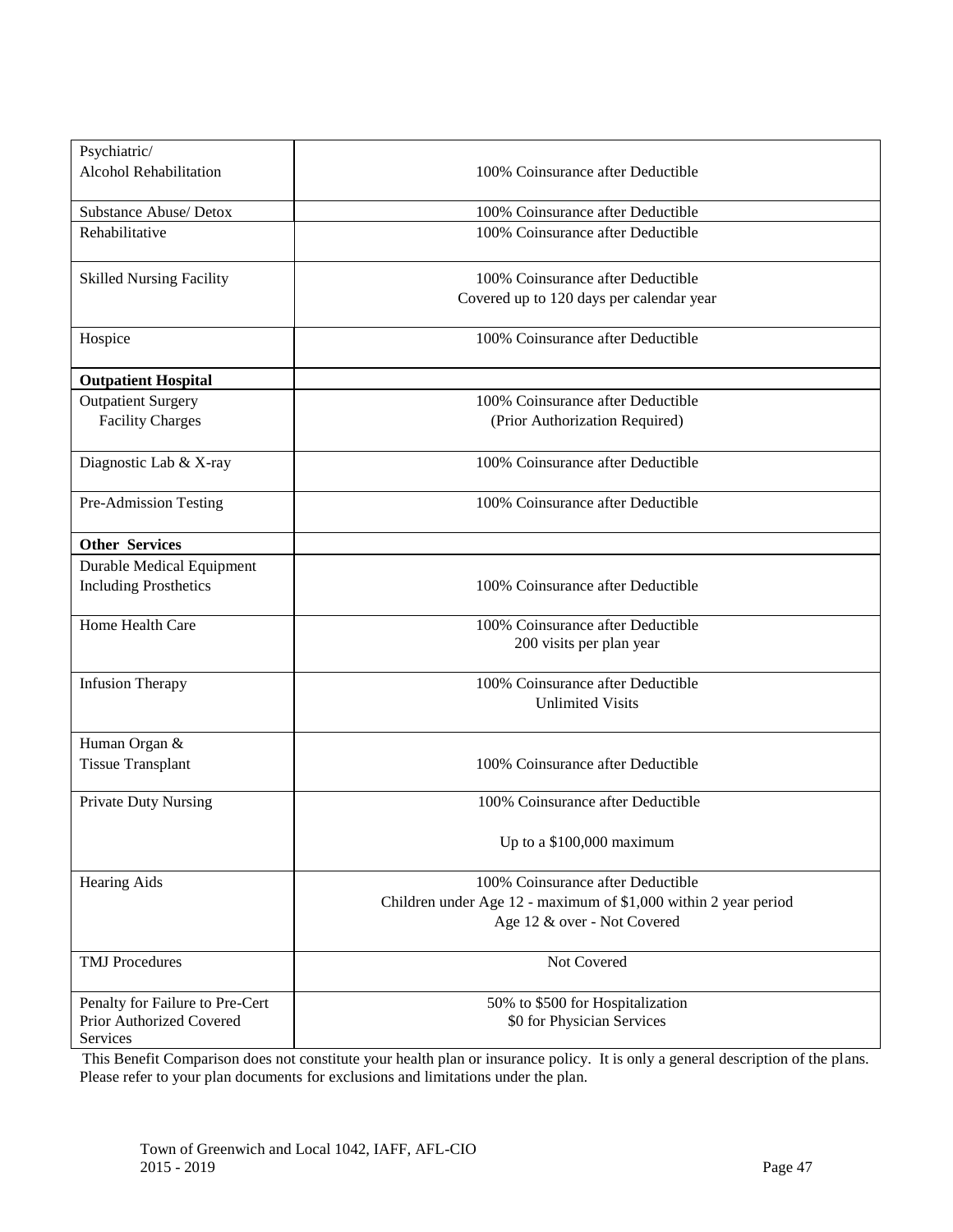| | |
|---|---|
| Psychiatric/ Alcohol Rehabilitation | 100% Coinsurance after Deductible |
| Substance Abuse/ Detox | 100% Coinsurance after Deductible |
| Rehabilitative | 100% Coinsurance after Deductible |
| Skilled Nursing Facility | 100% Coinsurance after Deductible<br>Covered up to 120 days per calendar year |
| Hospice | 100% Coinsurance after Deductible |
| **Outpatient Hospital** | |
| Outpatient Surgery<br>Facility Charges | 100% Coinsurance after Deductible<br>(Prior Authorization Required) |
| Diagnostic Lab & X-ray | 100% Coinsurance after Deductible |
| Pre-Admission Testing | 100% Coinsurance after Deductible |
| **Other Services** | |
| Durable Medical Equipment Including Prosthetics | 100% Coinsurance after Deductible |
| Home Health Care | 100% Coinsurance after Deductible<br>200 visits per plan year |
| Infusion Therapy | 100% Coinsurance after Deductible<br>Unlimited Visits |
| Human Organ & Tissue Transplant | 100% Coinsurance after Deductible |
| Private Duty Nursing | 100% Coinsurance after Deductible<br>Up to a $100,000 maximum |
| Hearing Aids | 100% Coinsurance after Deductible<br>Children under Age 12 - maximum of $1,000 within 2 year period<br>Age 12 & over - Not Covered |
| TMJ Procedures | Not Covered |
| Penalty for Failure to Pre-Cert Prior Authorized Covered Services | 50% to $500 for Hospitalization<br>$0 for Physician Services |

This Benefit Comparison does not constitute your health plan or insurance policy. It is only a general description of the plans. Please refer to your plan documents for exclusions and limitations under the plan.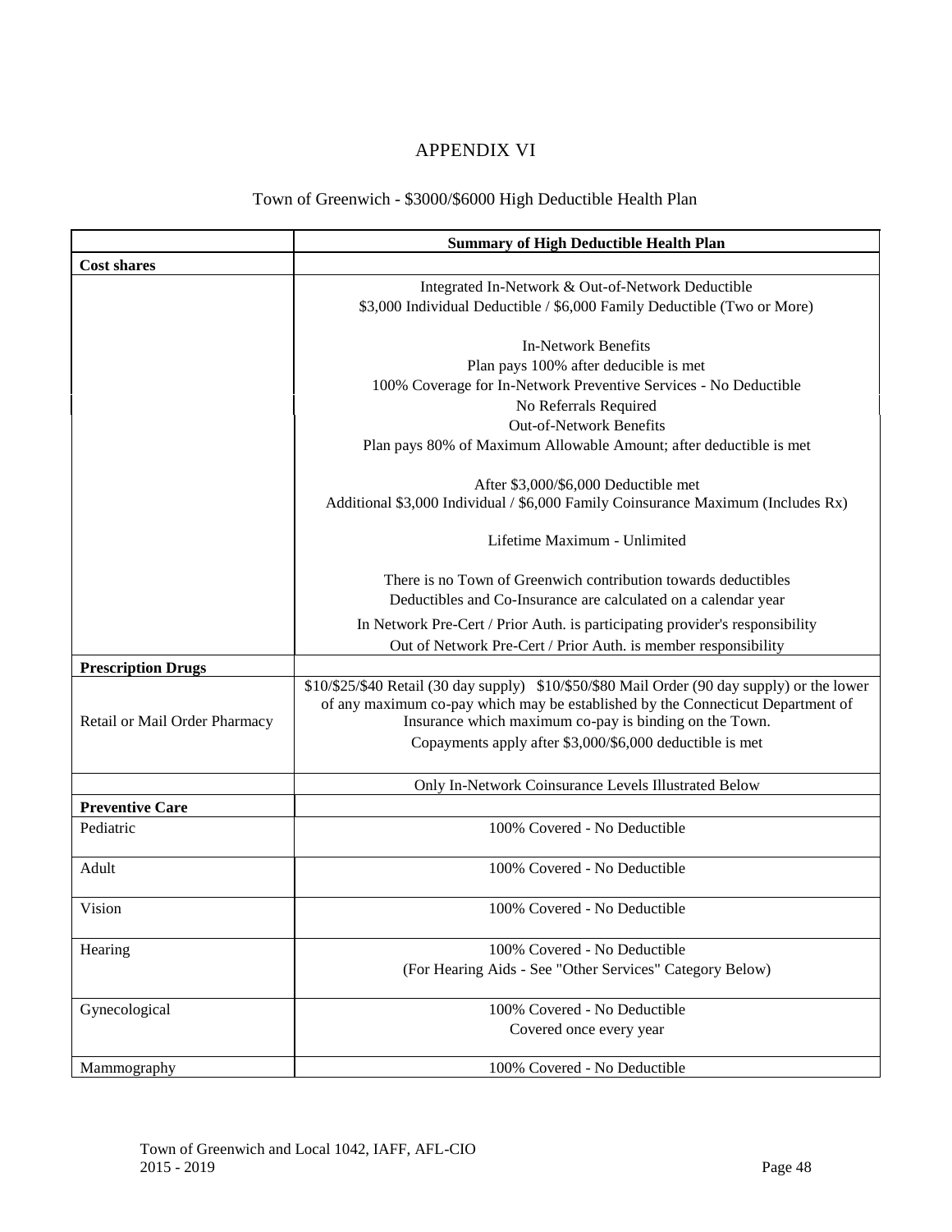# APPENDIX VI

## Town of Greenwich - $3000/$6000 High Deductible Health Plan

| | Summary of High Deductible Health Plan |
|---|---|
| **Cost shares** | |
| | Integrated In-Network & Out-of-Network Deductible<br>$3,000 Individual Deductible / $6,000 Family Deductible (Two or More)<br><br>In-Network Benefits<br>Plan pays 100% after deducible is met<br>100% Coverage for In-Network Preventive Services - No Deductible<br>No Referrals Required<br>Out-of-Network Benefits<br>Plan pays 80% of Maximum Allowable Amount; after deductible is met<br><br>After $3,000/$6,000 Deductible met<br>Additional $3,000 Individual / $6,000 Family Coinsurance Maximum (Includes Rx)<br><br>Lifetime Maximum - Unlimited<br><br>There is no Town of Greenwich contribution towards deductibles<br>Deductibles and Co-Insurance are calculated on a calendar year<br>In Network Pre-Cert / Prior Auth. is participating provider's responsibility<br>Out of Network Pre-Cert / Prior Auth. is member responsibility |
| **Prescription Drugs** | |
| Retail or Mail Order Pharmacy | $10/$25/$40 Retail (30 day supply) $10/$50/$80 Mail Order (90 day supply) or the lower of any maximum co-pay which may be established by the Connecticut Department of Insurance which maximum co-pay is binding on the Town.<br>Copayments apply after $3,000/$6,000 deductible is met |
| | Only In-Network Coinsurance Levels Illustrated Below |
| **Preventive Care** | |
| Pediatric | 100% Covered - No Deductible |
| Adult | 100% Covered - No Deductible |
| Vision | 100% Covered - No Deductible |
| Hearing | 100% Covered - No Deductible<br>(For Hearing Aids - See "Other Services" Category Below) |
| Gynecological | 100% Covered - No Deductible<br>Covered once every year |
| Mammography | 100% Covered - No Deductible |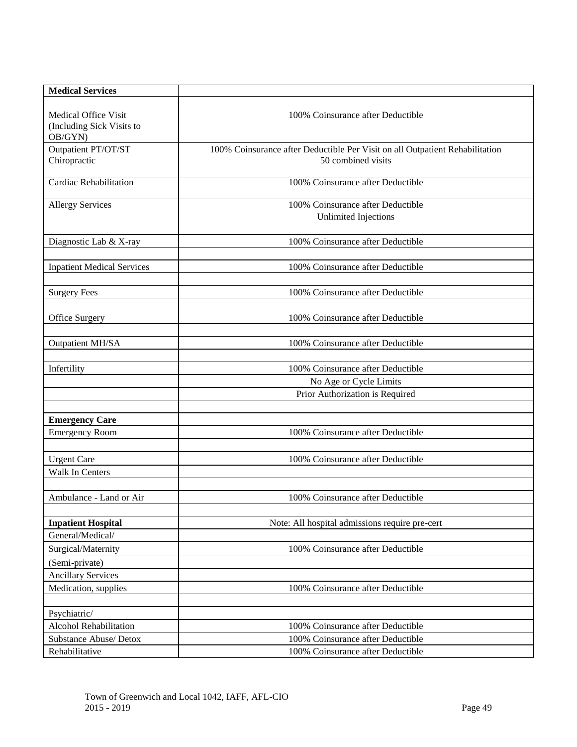| **Medical Services** | |
|---|---|
| Medical Office Visit (Including Sick Visits to OB/GYN) | 100% Coinsurance after Deductible |
| Outpatient PT/OT/ST Chiropractic | 100% Coinsurance after Deductible Per Visit on all Outpatient Rehabilitation 50 combined visits |
| Cardiac Rehabilitation | 100% Coinsurance after Deductible |
| Allergy Services | 100% Coinsurance after Deductible<br>Unlimited Injections |
| Diagnostic Lab & X-ray | 100% Coinsurance after Deductible |
| | |
| Inpatient Medical Services | 100% Coinsurance after Deductible |
| | |
| Surgery Fees | 100% Coinsurance after Deductible |
| | |
| Office Surgery | 100% Coinsurance after Deductible |
| | |
| Outpatient MH/SA | 100% Coinsurance after Deductible |
| | |
| Infertility | 100% Coinsurance after Deductible |
| | No Age or Cycle Limits |
| | Prior Authorization is Required |
| | |
| **Emergency Care** | |
| Emergency Room | 100% Coinsurance after Deductible |
| | |
| Urgent Care | 100% Coinsurance after Deductible |
| Walk In Centers | |
| | |
| Ambulance - Land or Air | 100% Coinsurance after Deductible |
| | |
| **Inpatient Hospital** | Note: All hospital admissions require pre-cert |
| General/Medical/ | |
| Surgical/Maternity | 100% Coinsurance after Deductible |
| (Semi-private) | |
| Ancillary Services | |
| Medication, supplies | 100% Coinsurance after Deductible |
| | |
| Psychiatric/ | |
| Alcohol Rehabilitation | 100% Coinsurance after Deductible |
| Substance Abuse/ Detox | 100% Coinsurance after Deductible |
| Rehabilitative | 100% Coinsurance after Deductible |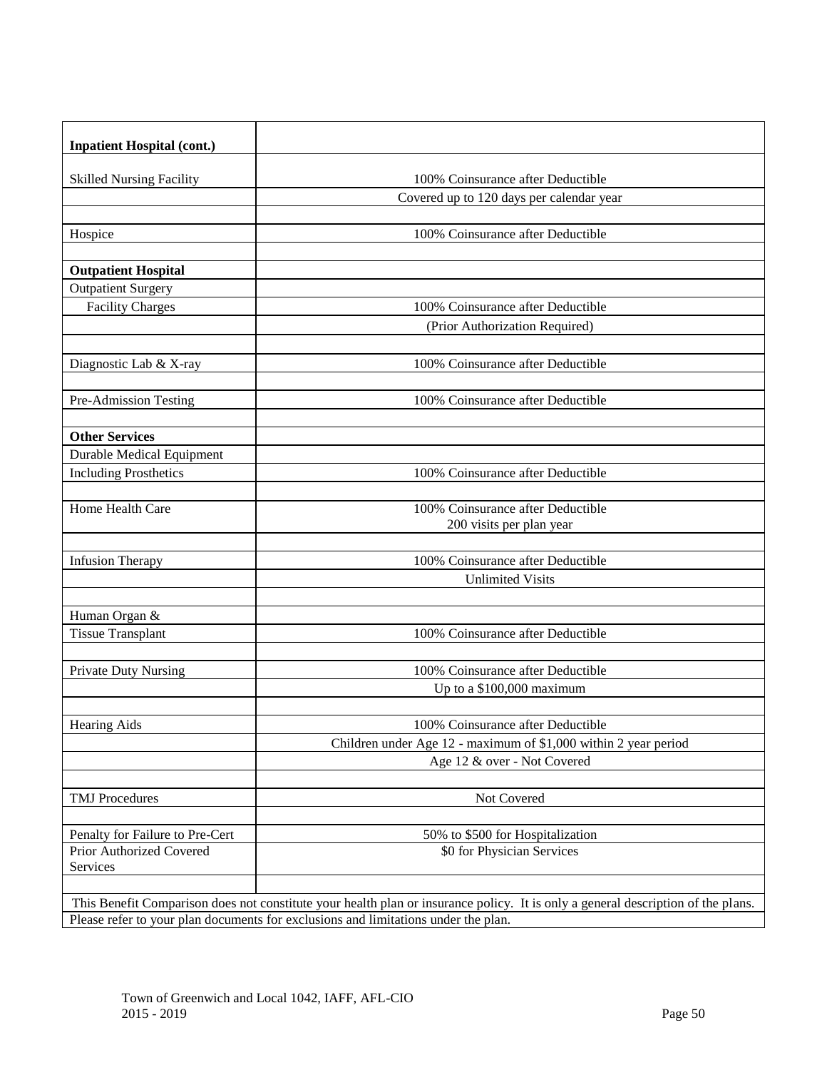| **Inpatient Hospital (cont.)** | |
|---|---|
| Skilled Nursing Facility | 100% Coinsurance after Deductible |
| | Covered up to 120 days per calendar year |
| | |
| Hospice | 100% Coinsurance after Deductible |
| | |
| **Outpatient Hospital** | |
| Outpatient Surgery | |
| Facility Charges | 100% Coinsurance after Deductible |
| | (Prior Authorization Required) |
| | |
| Diagnostic Lab & X-ray | 100% Coinsurance after Deductible |
| | |
| Pre-Admission Testing | 100% Coinsurance after Deductible |
| | |
| **Other Services** | |
| Durable Medical Equipment | |
| Including Prosthetics | 100% Coinsurance after Deductible |
| | |
| Home Health Care | 100% Coinsurance after Deductible<br>200 visits per plan year |
| | |
| Infusion Therapy | 100% Coinsurance after Deductible |
| | Unlimited Visits |
| | |
| Human Organ & | |
| Tissue Transplant | 100% Coinsurance after Deductible |
| | |
| Private Duty Nursing | 100% Coinsurance after Deductible |
| | Up to a $100,000 maximum |
| | |
| Hearing Aids | 100% Coinsurance after Deductible |
| | Children under Age 12 - maximum of $1,000 within 2 year period |
| | Age 12 & over - Not Covered |
| | |
| TMJ Procedures | Not Covered |
| | |
| Penalty for Failure to Pre-Cert | 50% to $500 for Hospitalization |
| Prior Authorized Covered Services | $0 for Physician Services |
| | |
| This Benefit Comparison does not constitute your health plan or insurance policy. It is only a general description of the plans. | |
| Please refer to your plan documents for exclusions and limitations under the plan. | |

Town of Greenwich and Local 1042, IAFF, AFL-CIO
2015 - 2019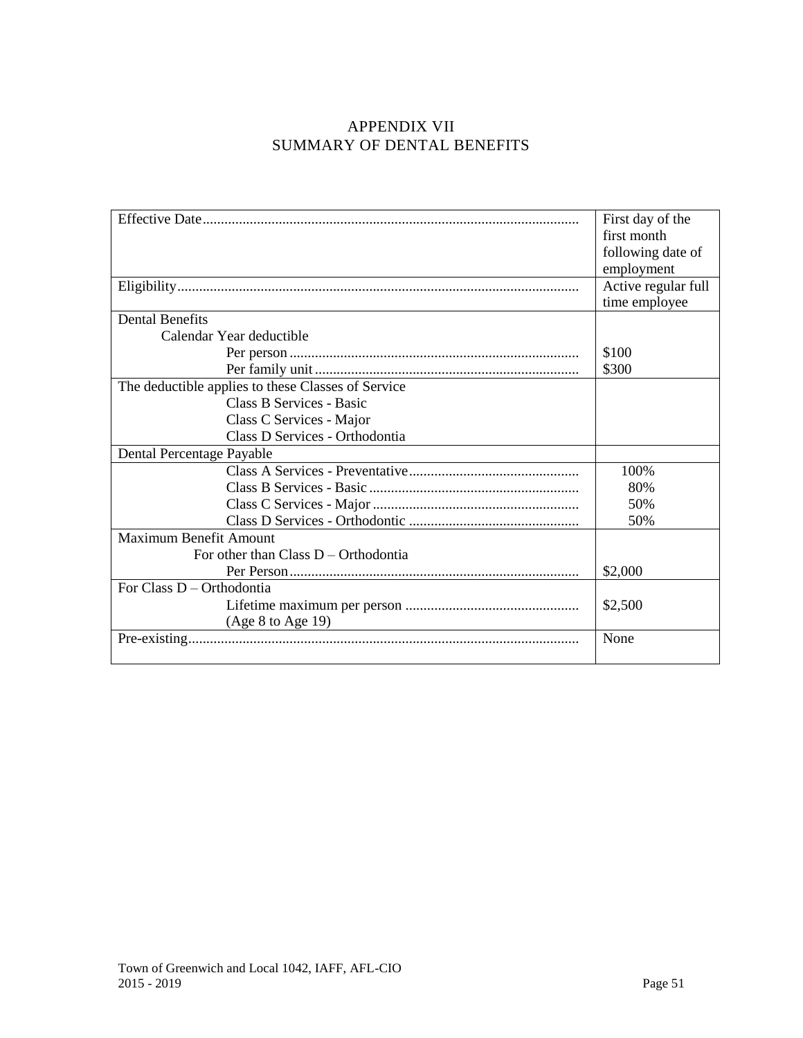# APPENDIX VII
## SUMMARY OF DENTAL BENEFITS

| | |
|---|---|
| Effective Date | First day of the first month following date of employment |
| Eligibility | Active regular full time employee |
| Dental Benefits<br>Calendar Year deductible<br>Per person<br>Per family unit | <br><br>\$100<br>\$300 |
| The deductible applies to these Classes of Service<br>Class B Services - Basic<br>Class C Services - Major<br>Class D Services - Orthodontia | |
| Dental Percentage Payable | |
| Class A Services - Preventative<br>Class B Services - Basic<br>Class C Services - Major<br>Class D Services - Orthodontic | 100%<br>80%<br>50%<br>50% |
| Maximum Benefit Amount<br>For other than Class D – Orthodontia<br>Per Person | <br><br>\$2,000 |
| For Class D – Orthodontia<br>Lifetime maximum per person<br>(Age 8 to Age 19) | <br>\$2,500 |
| Pre-existing | None |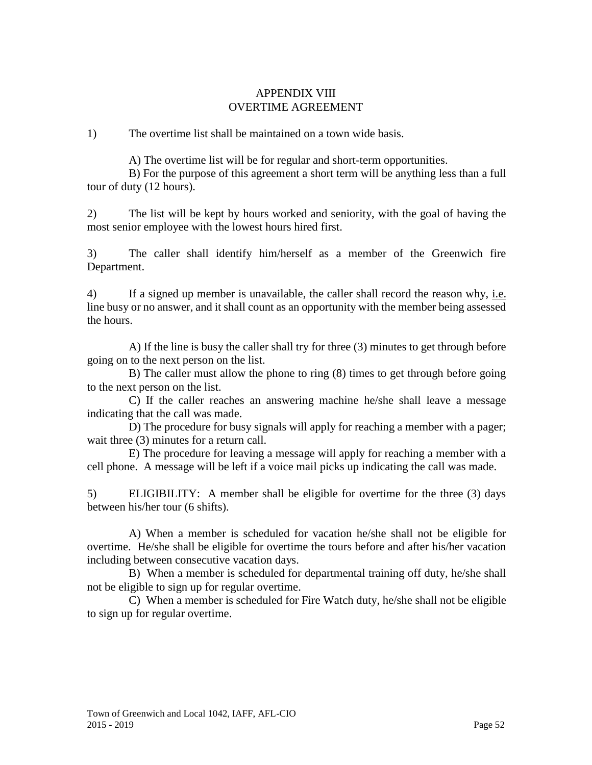# APPENDIX VIII
## OVERTIME AGREEMENT

1) The overtime list shall be maintained on a town wide basis.

A) The overtime list will be for regular and short-term opportunities.
B) For the purpose of this agreement a short term will be anything less than a full tour of duty (12 hours).

2) The list will be kept by hours worked and seniority, with the goal of having the most senior employee with the lowest hours hired first.

3) The caller shall identify him/herself as a member of the Greenwich fire Department.

4) If a signed up member is unavailable, the caller shall record the reason why, i.e. line busy or no answer, and it shall count as an opportunity with the member being assessed the hours.

A) If the line is busy the caller shall try for three (3) minutes to get through before going on to the next person on the list.
B) The caller must allow the phone to ring (8) times to get through before going to the next person on the list.
C) If the caller reaches an answering machine he/she shall leave a message indicating that the call was made.
D) The procedure for busy signals will apply for reaching a member with a pager; wait three (3) minutes for a return call.
E) The procedure for leaving a message will apply for reaching a member with a cell phone. A message will be left if a voice mail picks up indicating the call was made.

5) ELIGIBILITY: A member shall be eligible for overtime for the three (3) days between his/her tour (6 shifts).

A) When a member is scheduled for vacation he/she shall not be eligible for overtime. He/she shall be eligible for overtime the tours before and after his/her vacation including between consecutive vacation days.
B) When a member is scheduled for departmental training off duty, he/she shall not be eligible to sign up for regular overtime.
C) When a member is scheduled for Fire Watch duty, he/she shall not be eligible to sign up for regular overtime.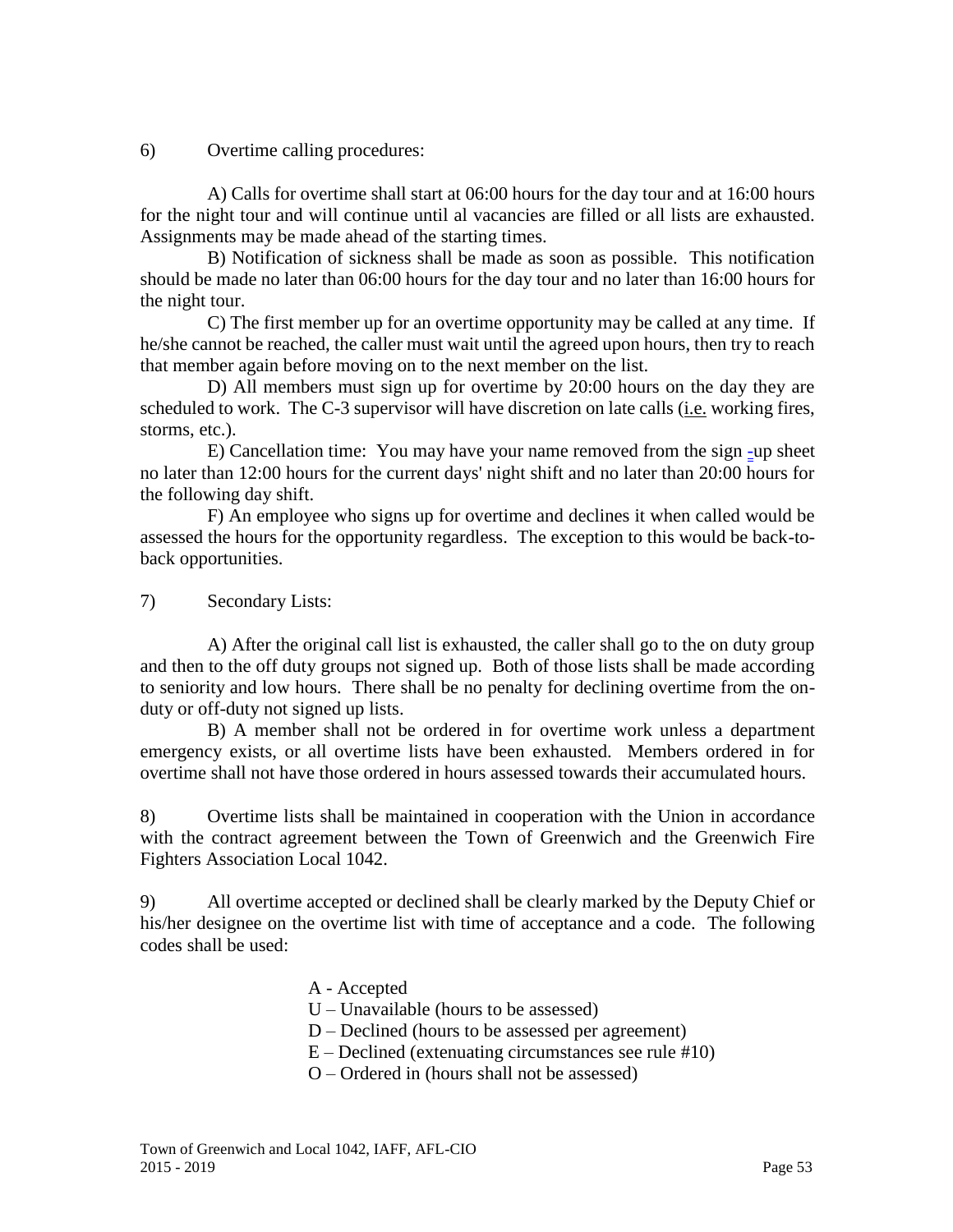6) Overtime calling procedures:

A) Calls for overtime shall start at 06:00 hours for the day tour and at 16:00 hours for the night tour and will continue until al vacancies are filled or all lists are exhausted. Assignments may be made ahead of the starting times.

B) Notification of sickness shall be made as soon as possible. This notification should be made no later than 06:00 hours for the day tour and no later than 16:00 hours for the night tour.

C) The first member up for an overtime opportunity may be called at any time. If he/she cannot be reached, the caller must wait until the agreed upon hours, then try to reach that member again before moving on to the next member on the list.

D) All members must sign up for overtime by 20:00 hours on the day they are scheduled to work. The C-3 supervisor will have discretion on late calls (i.e. working fires, storms, etc.).

E) Cancellation time: You may have your name removed from the sign -up sheet no later than 12:00 hours for the current days' night shift and no later than 20:00 hours for the following day shift.

F) An employee who signs up for overtime and declines it when called would be assessed the hours for the opportunity regardless. The exception to this would be back-to-back opportunities.

7) Secondary Lists:

A) After the original call list is exhausted, the caller shall go to the on duty group and then to the off duty groups not signed up. Both of those lists shall be made according to seniority and low hours. There shall be no penalty for declining overtime from the on-duty or off-duty not signed up lists.

B) A member shall not be ordered in for overtime work unless a department emergency exists, or all overtime lists have been exhausted. Members ordered in for overtime shall not have those ordered in hours assessed towards their accumulated hours.

8) Overtime lists shall be maintained in cooperation with the Union in accordance with the contract agreement between the Town of Greenwich and the Greenwich Fire Fighters Association Local 1042.

9) All overtime accepted or declined shall be clearly marked by the Deputy Chief or his/her designee on the overtime list with time of acceptance and a code. The following codes shall be used:

A - Accepted
U – Unavailable (hours to be assessed)
D – Declined (hours to be assessed per agreement)
E – Declined (extenuating circumstances see rule #10)
O – Ordered in (hours shall not be assessed)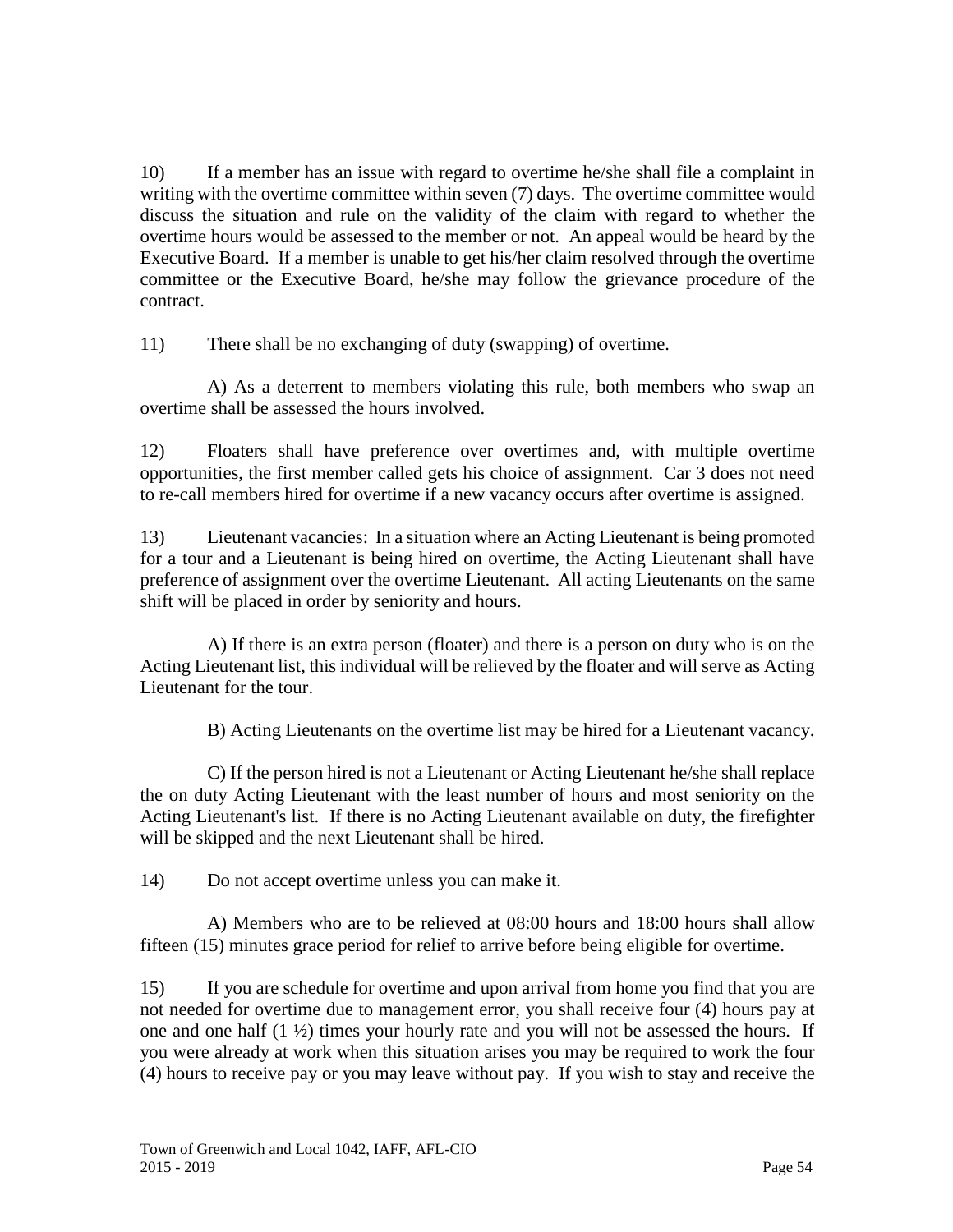10) If a member has an issue with regard to overtime he/she shall file a complaint in writing with the overtime committee within seven (7) days. The overtime committee would discuss the situation and rule on the validity of the claim with regard to whether the overtime hours would be assessed to the member or not. An appeal would be heard by the Executive Board. If a member is unable to get his/her claim resolved through the overtime committee or the Executive Board, he/she may follow the grievance procedure of the contract.

11) There shall be no exchanging of duty (swapping) of overtime.

A) As a deterrent to members violating this rule, both members who swap an overtime shall be assessed the hours involved.

12) Floaters shall have preference over overtimes and, with multiple overtime opportunities, the first member called gets his choice of assignment. Car 3 does not need to re-call members hired for overtime if a new vacancy occurs after overtime is assigned.

13) Lieutenant vacancies: In a situation where an Acting Lieutenant is being promoted for a tour and a Lieutenant is being hired on overtime, the Acting Lieutenant shall have preference of assignment over the overtime Lieutenant. All acting Lieutenants on the same shift will be placed in order by seniority and hours.

A) If there is an extra person (floater) and there is a person on duty who is on the Acting Lieutenant list, this individual will be relieved by the floater and will serve as Acting Lieutenant for the tour.

B) Acting Lieutenants on the overtime list may be hired for a Lieutenant vacancy.

C) If the person hired is not a Lieutenant or Acting Lieutenant he/she shall replace the on duty Acting Lieutenant with the least number of hours and most seniority on the Acting Lieutenant's list. If there is no Acting Lieutenant available on duty, the firefighter will be skipped and the next Lieutenant shall be hired.

14) Do not accept overtime unless you can make it.

A) Members who are to be relieved at 08:00 hours and 18:00 hours shall allow fifteen (15) minutes grace period for relief to arrive before being eligible for overtime.

15) If you are schedule for overtime and upon arrival from home you find that you are not needed for overtime due to management error, you shall receive four (4) hours pay at one and one half (1 ½) times your hourly rate and you will not be assessed the hours. If you were already at work when this situation arises you may be required to work the four (4) hours to receive pay or you may leave without pay. If you wish to stay and receive the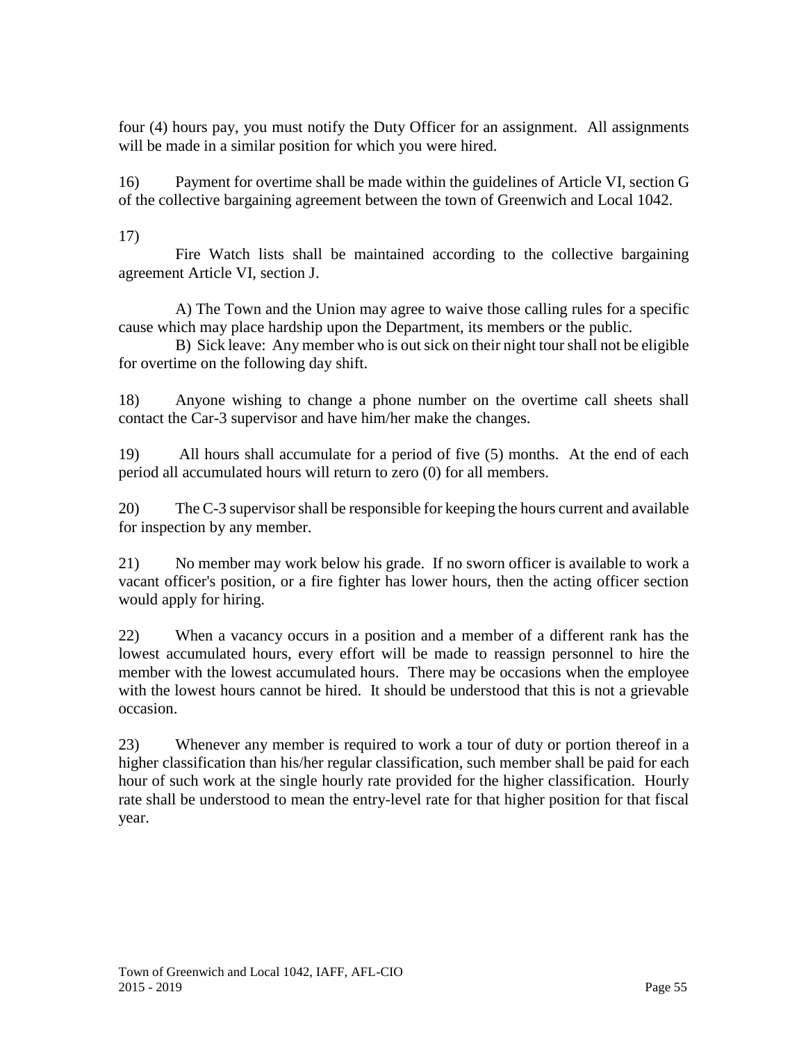four (4) hours pay, you must notify the Duty Officer for an assignment. All assignments will be made in a similar position for which you were hired.

16) Payment for overtime shall be made within the guidelines of Article VI, section G of the collective bargaining agreement between the town of Greenwich and Local 1042.

17)

Fire Watch lists shall be maintained according to the collective bargaining agreement Article VI, section J.

A) The Town and the Union may agree to waive those calling rules for a specific cause which may place hardship upon the Department, its members or the public.

B) Sick leave: Any member who is out sick on their night tour shall not be eligible for overtime on the following day shift.

18) Anyone wishing to change a phone number on the overtime call sheets shall contact the Car-3 supervisor and have him/her make the changes.

19) All hours shall accumulate for a period of five (5) months. At the end of each period all accumulated hours will return to zero (0) for all members.

20) The C-3 supervisor shall be responsible for keeping the hours current and available for inspection by any member.

21) No member may work below his grade. If no sworn officer is available to work a vacant officer's position, or a fire fighter has lower hours, then the acting officer section would apply for hiring.

22) When a vacancy occurs in a position and a member of a different rank has the lowest accumulated hours, every effort will be made to reassign personnel to hire the member with the lowest accumulated hours. There may be occasions when the employee with the lowest hours cannot be hired. It should be understood that this is not a grievable occasion.

23) Whenever any member is required to work a tour of duty or portion thereof in a higher classification than his/her regular classification, such member shall be paid for each hour of such work at the single hourly rate provided for the higher classification. Hourly rate shall be understood to mean the entry-level rate for that higher position for that fiscal year.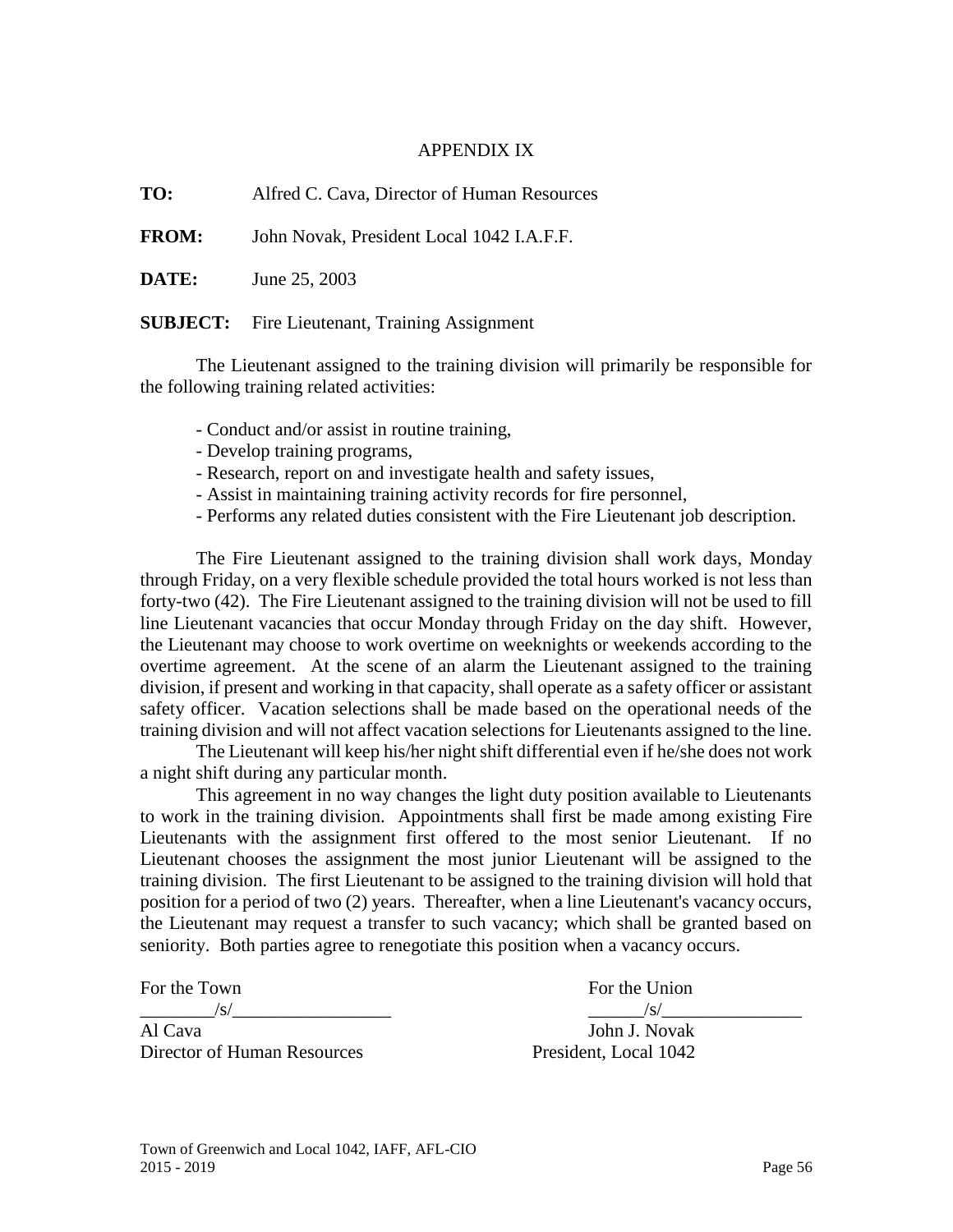# APPENDIX IX

**TO:** Alfred C. Cava, Director of Human Resources

**FROM:** John Novak, President Local 1042 I.A.F.F.

**DATE:** June 25, 2003

**SUBJECT:** Fire Lieutenant, Training Assignment

The Lieutenant assigned to the training division will primarily be responsible for the following training related activities:

- Conduct and/or assist in routine training,
- Develop training programs,
- Research, report on and investigate health and safety issues,
- Assist in maintaining training activity records for fire personnel,
- Performs any related duties consistent with the Fire Lieutenant job description.

The Fire Lieutenant assigned to the training division shall work days, Monday through Friday, on a very flexible schedule provided the total hours worked is not less than forty-two (42). The Fire Lieutenant assigned to the training division will not be used to fill line Lieutenant vacancies that occur Monday through Friday on the day shift. However, the Lieutenant may choose to work overtime on weeknights or weekends according to the overtime agreement. At the scene of an alarm the Lieutenant assigned to the training division, if present and working in that capacity, shall operate as a safety officer or assistant safety officer. Vacation selections shall be made based on the operational needs of the training division and will not affect vacation selections for Lieutenants assigned to the line.

The Lieutenant will keep his/her night shift differential even if he/she does not work a night shift during any particular month.

This agreement in no way changes the light duty position available to Lieutenants to work in the training division. Appointments shall first be made among existing Fire Lieutenants with the assignment first offered to the most senior Lieutenant. If no Lieutenant chooses the assignment the most junior Lieutenant will be assigned to the training division. The first Lieutenant to be assigned to the training division will hold that position for a period of two (2) years. Thereafter, when a line Lieutenant's vacancy occurs, the Lieutenant may request a transfer to such vacancy; which shall be granted based on seniority. Both parties agree to renegotiate this position when a vacancy occurs.

| For the Town | For the Union |
|---|---|
| ________/s/_________________ | ______/s/_______________ |
| Al Cava | John J. Novak |
| Director of Human Resources | President, Local 1042 |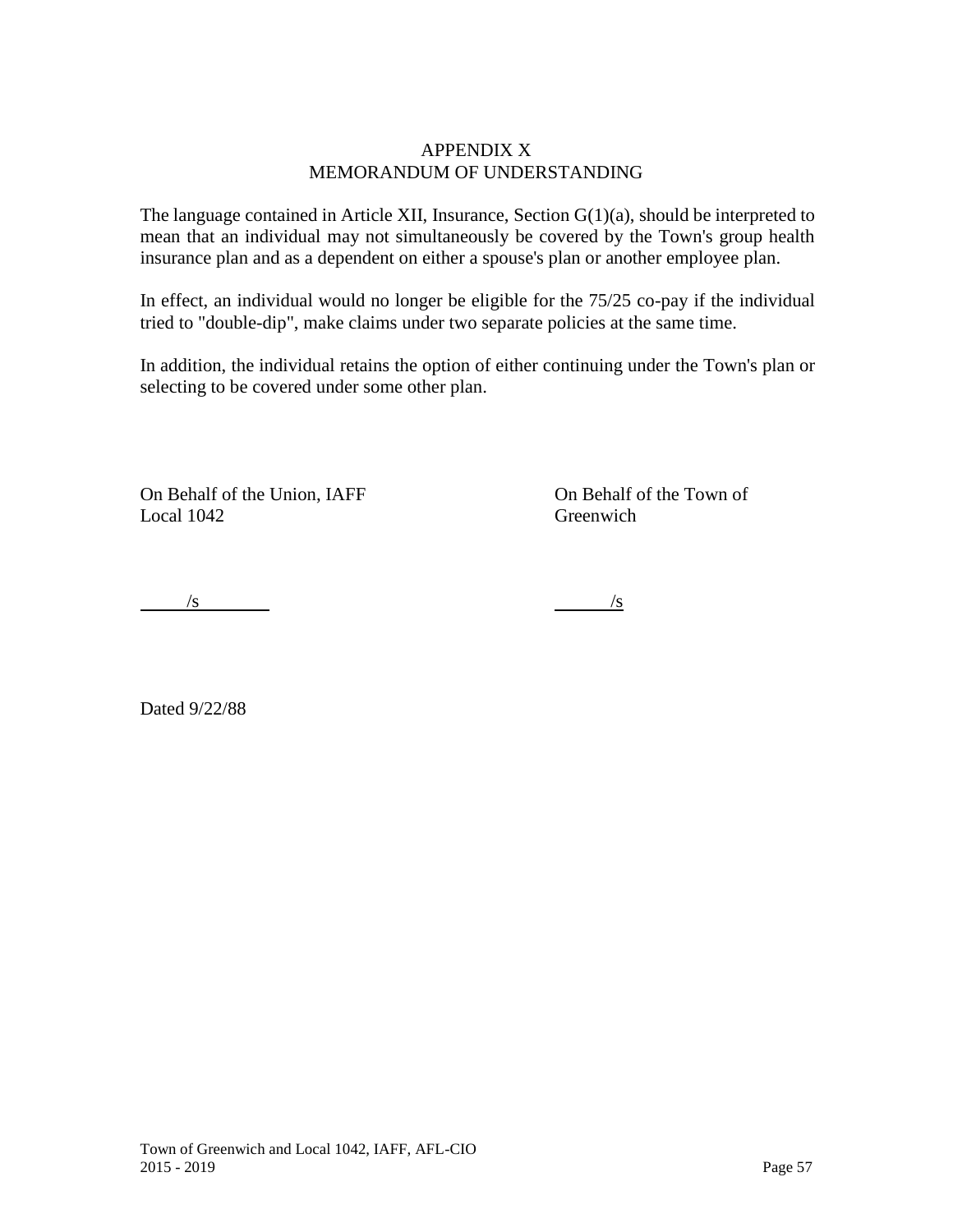# APPENDIX X
## MEMORANDUM OF UNDERSTANDING

The language contained in Article XII, Insurance, Section G(1)(a), should be interpreted to mean that an individual may not simultaneously be covered by the Town's group health insurance plan and as a dependent on either a spouse's plan or another employee plan.

In effect, an individual would no longer be eligible for the 75/25 co-pay if the individual tried to "double-dip", make claims under two separate policies at the same time.

In addition, the individual retains the option of either continuing under the Town's plan or selecting to be covered under some other plan.

| | |
|---|---|
| On Behalf of the Union, IAFF Local 1042 | On Behalf of the Town of Greenwich |
| /s | /s |

Dated 9/22/88